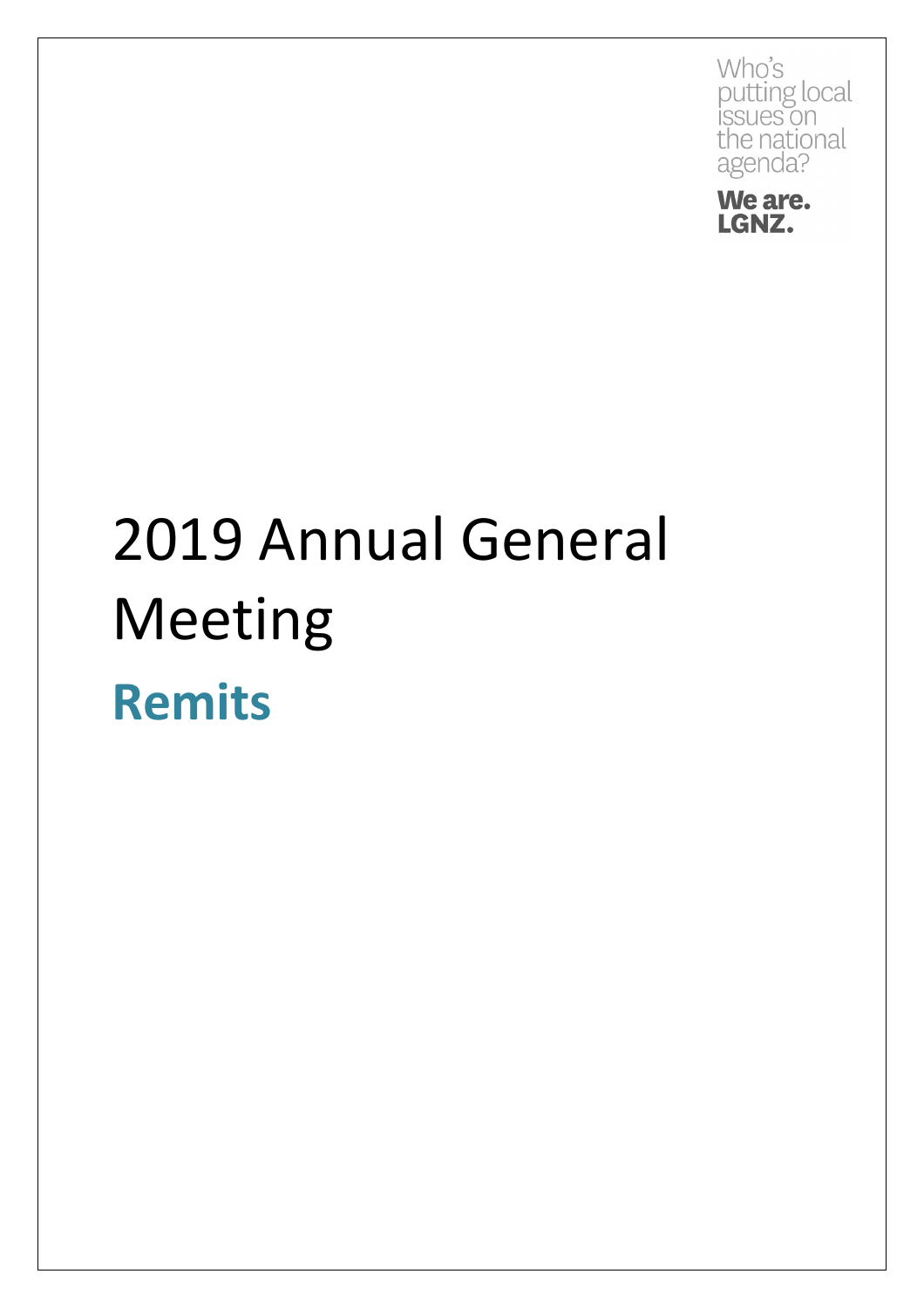Who's putting local issues on the national agenda?

**We are. LGNZ.**

# 2019 Annual General Meeting

## Remits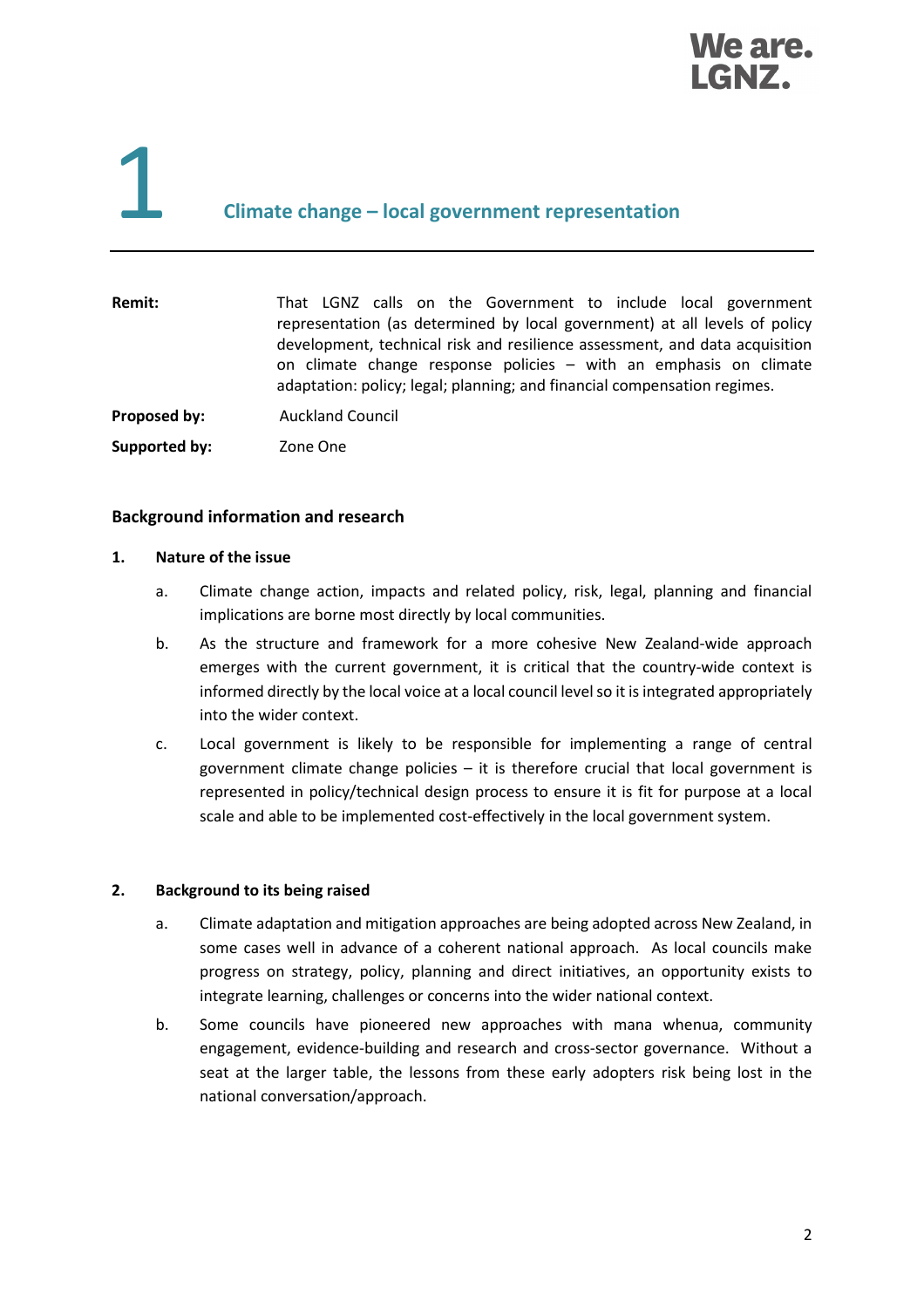# 1 Climate change – local government representation

| | |
|---|---|
| **Remit:** | That LGNZ calls on the Government to include local government representation (as determined by local government) at all levels of policy development, technical risk and resilience assessment, and data acquisition on climate change response policies – with an emphasis on climate adaptation: policy; legal; planning; and financial compensation regimes. |
| **Proposed by:** | Auckland Council |
| **Supported by:** | Zone One |

## Background information and research

### 1. Nature of the issue

a. Climate change action, impacts and related policy, risk, legal, planning and financial implications are borne most directly by local communities.

b. As the structure and framework for a more cohesive New Zealand-wide approach emerges with the current government, it is critical that the country-wide context is informed directly by the local voice at a local council level so it is integrated appropriately into the wider context.

c. Local government is likely to be responsible for implementing a range of central government climate change policies – it is therefore crucial that local government is represented in policy/technical design process to ensure it is fit for purpose at a local scale and able to be implemented cost-effectively in the local government system.

### 2. Background to its being raised

a. Climate adaptation and mitigation approaches are being adopted across New Zealand, in some cases well in advance of a coherent national approach. As local councils make progress on strategy, policy, planning and direct initiatives, an opportunity exists to integrate learning, challenges or concerns into the wider national context.

b. Some councils have pioneered new approaches with mana whenua, community engagement, evidence-building and research and cross-sector governance. Without a seat at the larger table, the lessons from these early adopters risk being lost in the national conversation/approach.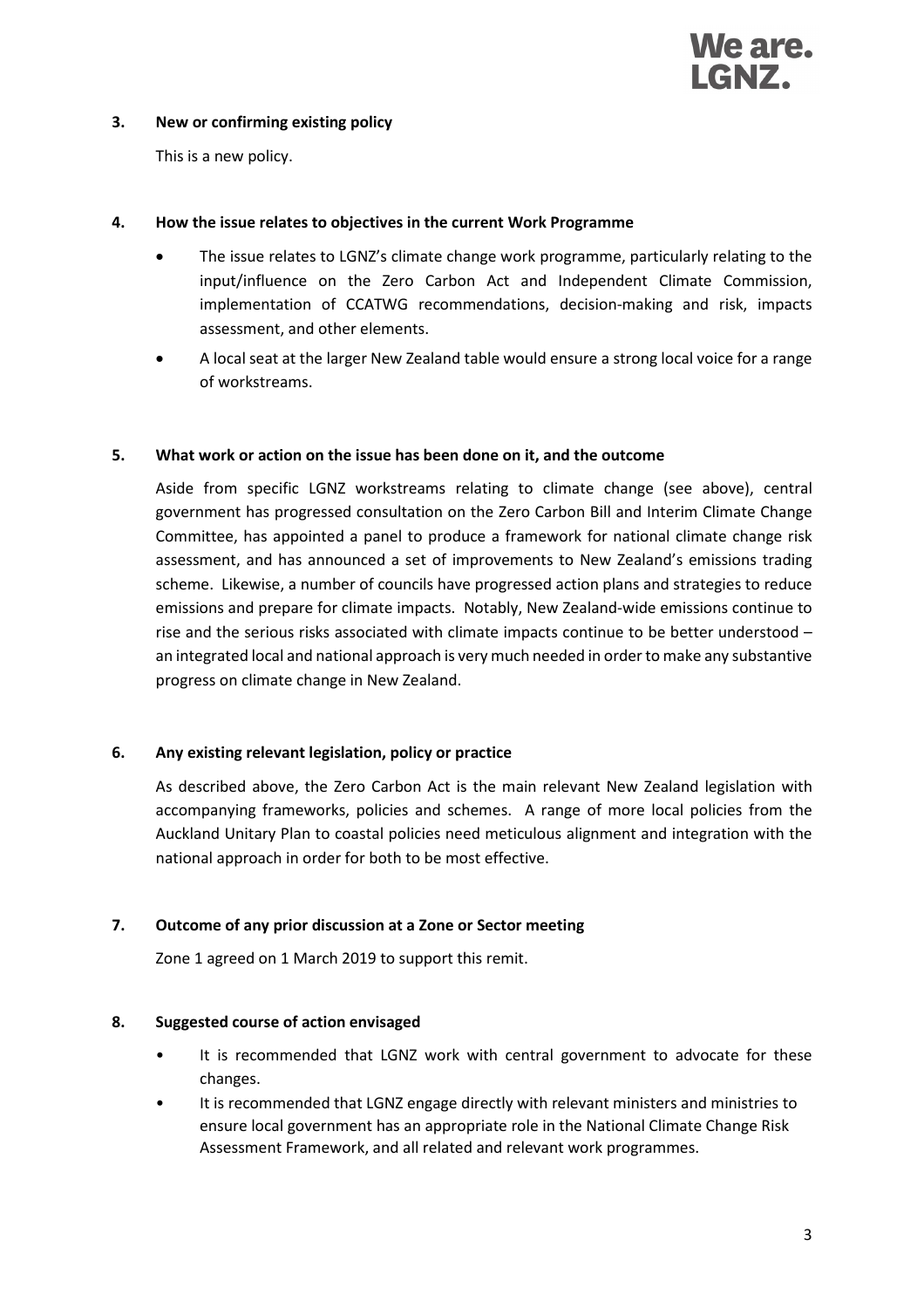### 3. New or confirming existing policy

This is a new policy.

### 4. How the issue relates to objectives in the current Work Programme

- The issue relates to LGNZ's climate change work programme, particularly relating to the input/influence on the Zero Carbon Act and Independent Climate Commission, implementation of CCATWG recommendations, decision-making and risk, impacts assessment, and other elements.
- A local seat at the larger New Zealand table would ensure a strong local voice for a range of workstreams.

### 5. What work or action on the issue has been done on it, and the outcome

Aside from specific LGNZ workstreams relating to climate change (see above), central government has progressed consultation on the Zero Carbon Bill and Interim Climate Change Committee, has appointed a panel to produce a framework for national climate change risk assessment, and has announced a set of improvements to New Zealand's emissions trading scheme. Likewise, a number of councils have progressed action plans and strategies to reduce emissions and prepare for climate impacts. Notably, New Zealand-wide emissions continue to rise and the serious risks associated with climate impacts continue to be better understood – an integrated local and national approach is very much needed in order to make any substantive progress on climate change in New Zealand.

### 6. Any existing relevant legislation, policy or practice

As described above, the Zero Carbon Act is the main relevant New Zealand legislation with accompanying frameworks, policies and schemes. A range of more local policies from the Auckland Unitary Plan to coastal policies need meticulous alignment and integration with the national approach in order for both to be most effective.

### 7. Outcome of any prior discussion at a Zone or Sector meeting

Zone 1 agreed on 1 March 2019 to support this remit.

### 8. Suggested course of action envisaged

- It is recommended that LGNZ work with central government to advocate for these changes.
- It is recommended that LGNZ engage directly with relevant ministers and ministries to ensure local government has an appropriate role in the National Climate Change Risk Assessment Framework, and all related and relevant work programmes.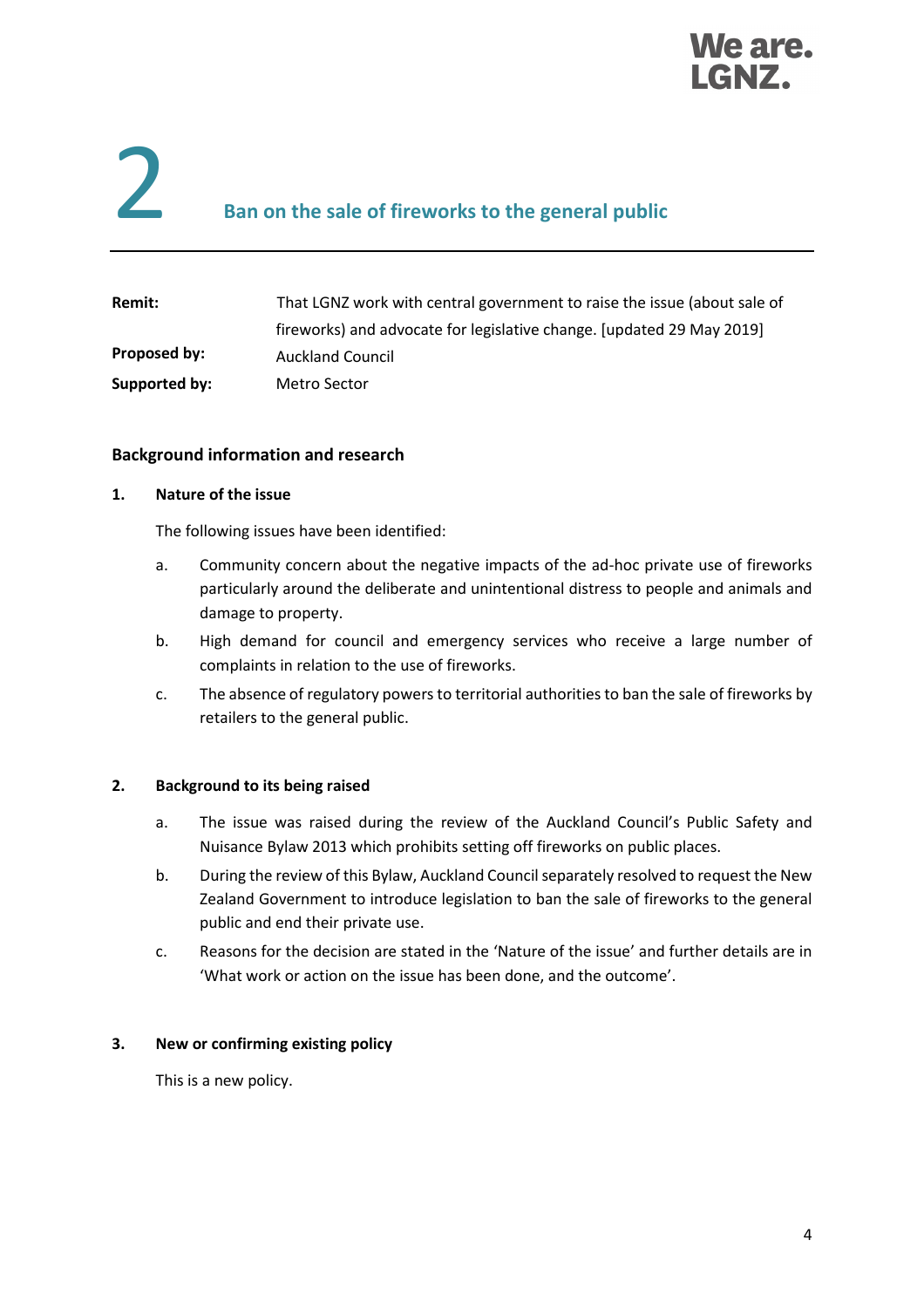# 2 Ban on the sale of fireworks to the general public

| | |
|---|---|
| **Remit:** | That LGNZ work with central government to raise the issue (about sale of fireworks) and advocate for legislative change. [updated 29 May 2019] |
| **Proposed by:** | Auckland Council |
| **Supported by:** | Metro Sector |

## Background information and research

### 1. Nature of the issue

The following issues have been identified:

a. Community concern about the negative impacts of the ad-hoc private use of fireworks particularly around the deliberate and unintentional distress to people and animals and damage to property.

b. High demand for council and emergency services who receive a large number of complaints in relation to the use of fireworks.

c. The absence of regulatory powers to territorial authorities to ban the sale of fireworks by retailers to the general public.

### 2. Background to its being raised

a. The issue was raised during the review of the Auckland Council's Public Safety and Nuisance Bylaw 2013 which prohibits setting off fireworks on public places.

b. During the review of this Bylaw, Auckland Council separately resolved to request the New Zealand Government to introduce legislation to ban the sale of fireworks to the general public and end their private use.

c. Reasons for the decision are stated in the 'Nature of the issue' and further details are in 'What work or action on the issue has been done, and the outcome'.

### 3. New or confirming existing policy

This is a new policy.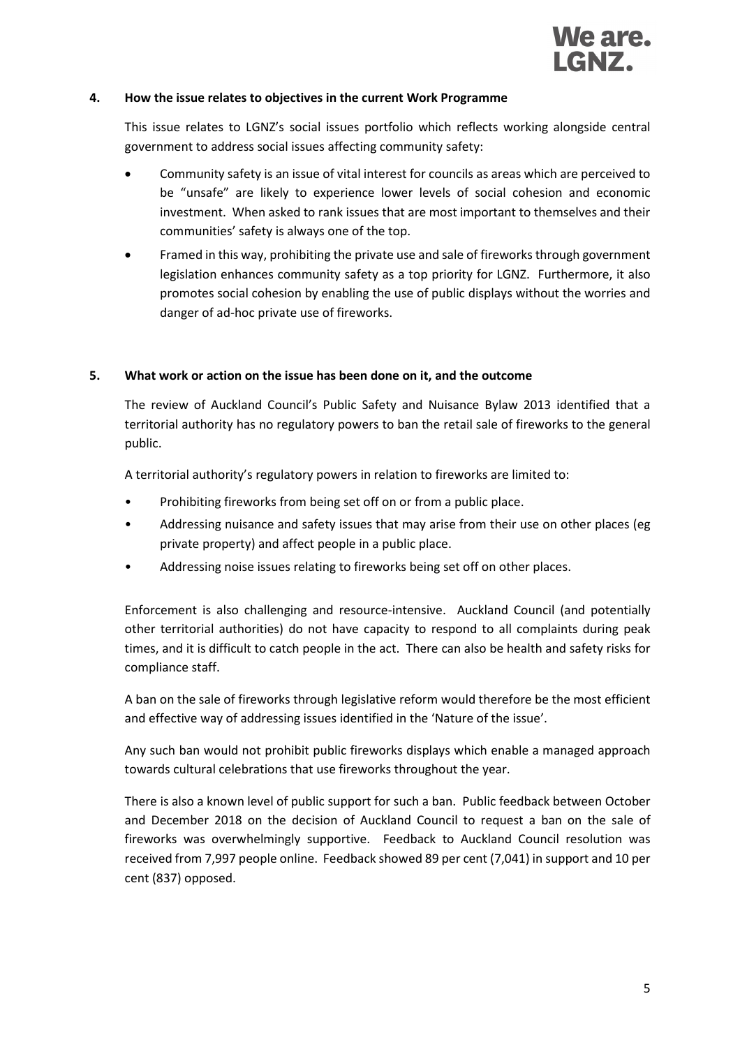**4. How the issue relates to objectives in the current Work Programme**

This issue relates to LGNZ's social issues portfolio which reflects working alongside central government to address social issues affecting community safety:

- Community safety is an issue of vital interest for councils as areas which are perceived to be "unsafe" are likely to experience lower levels of social cohesion and economic investment. When asked to rank issues that are most important to themselves and their communities' safety is always one of the top.
- Framed in this way, prohibiting the private use and sale of fireworks through government legislation enhances community safety as a top priority for LGNZ. Furthermore, it also promotes social cohesion by enabling the use of public displays without the worries and danger of ad-hoc private use of fireworks.

**5. What work or action on the issue has been done on it, and the outcome**

The review of Auckland Council's Public Safety and Nuisance Bylaw 2013 identified that a territorial authority has no regulatory powers to ban the retail sale of fireworks to the general public.

A territorial authority's regulatory powers in relation to fireworks are limited to:

- Prohibiting fireworks from being set off on or from a public place.
- Addressing nuisance and safety issues that may arise from their use on other places (eg private property) and affect people in a public place.
- Addressing noise issues relating to fireworks being set off on other places.

Enforcement is also challenging and resource-intensive. Auckland Council (and potentially other territorial authorities) do not have capacity to respond to all complaints during peak times, and it is difficult to catch people in the act. There can also be health and safety risks for compliance staff.

A ban on the sale of fireworks through legislative reform would therefore be the most efficient and effective way of addressing issues identified in the 'Nature of the issue'.

Any such ban would not prohibit public fireworks displays which enable a managed approach towards cultural celebrations that use fireworks throughout the year.

There is also a known level of public support for such a ban. Public feedback between October and December 2018 on the decision of Auckland Council to request a ban on the sale of fireworks was overwhelmingly supportive. Feedback to Auckland Council resolution was received from 7,997 people online. Feedback showed 89 per cent (7,041) in support and 10 per cent (837) opposed.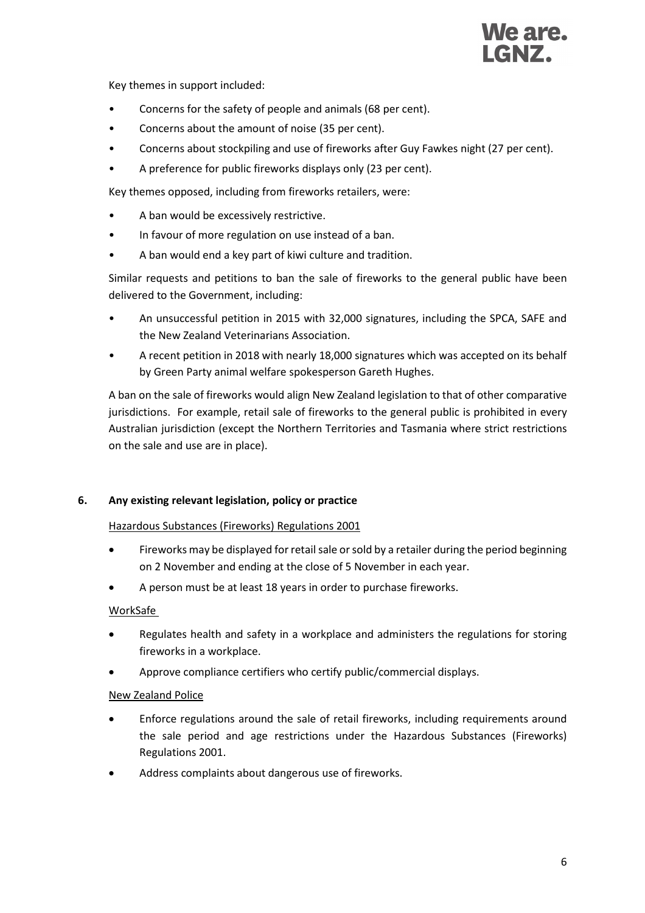Key themes in support included:

- Concerns for the safety of people and animals (68 per cent).
- Concerns about the amount of noise (35 per cent).
- Concerns about stockpiling and use of fireworks after Guy Fawkes night (27 per cent).
- A preference for public fireworks displays only (23 per cent).

Key themes opposed, including from fireworks retailers, were:

- A ban would be excessively restrictive.
- In favour of more regulation on use instead of a ban.
- A ban would end a key part of kiwi culture and tradition.

Similar requests and petitions to ban the sale of fireworks to the general public have been delivered to the Government, including:

- An unsuccessful petition in 2015 with 32,000 signatures, including the SPCA, SAFE and the New Zealand Veterinarians Association.
- A recent petition in 2018 with nearly 18,000 signatures which was accepted on its behalf by Green Party animal welfare spokesperson Gareth Hughes.

A ban on the sale of fireworks would align New Zealand legislation to that of other comparative jurisdictions. For example, retail sale of fireworks to the general public is prohibited in every Australian jurisdiction (except the Northern Territories and Tasmania where strict restrictions on the sale and use are in place).

## 6. Any existing relevant legislation, policy or practice

Hazardous Substances (Fireworks) Regulations 2001

- Fireworks may be displayed for retail sale or sold by a retailer during the period beginning on 2 November and ending at the close of 5 November in each year.
- A person must be at least 18 years in order to purchase fireworks.

WorkSafe

- Regulates health and safety in a workplace and administers the regulations for storing fireworks in a workplace.
- Approve compliance certifiers who certify public/commercial displays.

New Zealand Police

- Enforce regulations around the sale of retail fireworks, including requirements around the sale period and age restrictions under the Hazardous Substances (Fireworks) Regulations 2001.
- Address complaints about dangerous use of fireworks.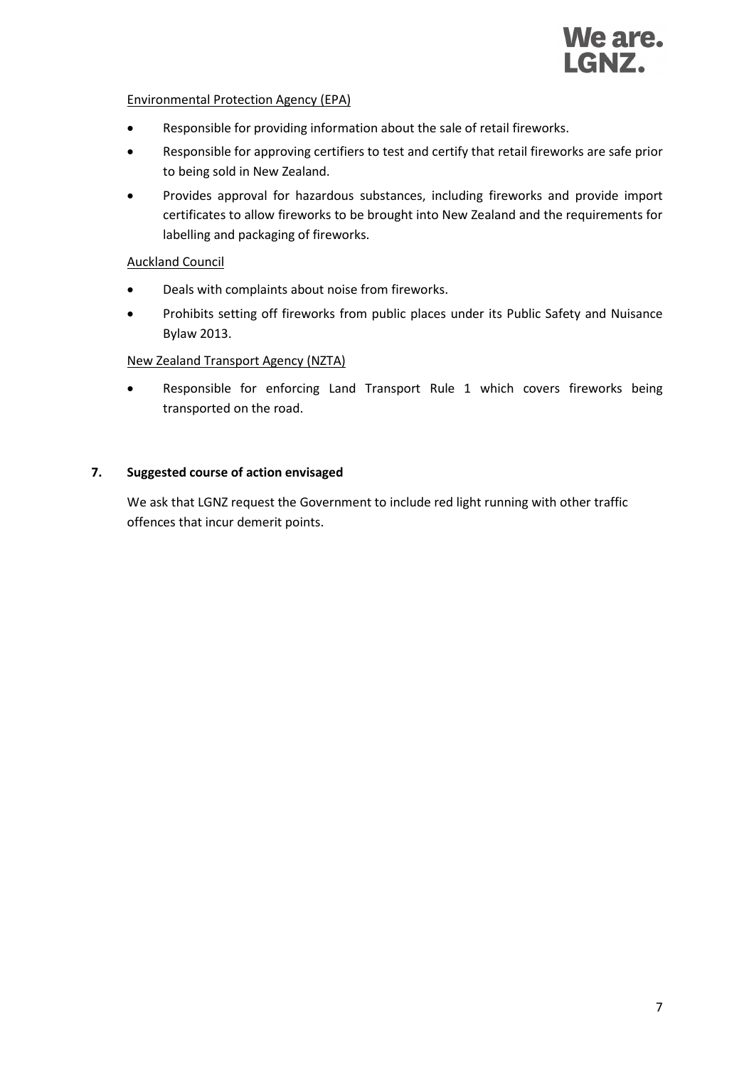Environmental Protection Agency (EPA)

- Responsible for providing information about the sale of retail fireworks.
- Responsible for approving certifiers to test and certify that retail fireworks are safe prior to being sold in New Zealand.
- Provides approval for hazardous substances, including fireworks and provide import certificates to allow fireworks to be brought into New Zealand and the requirements for labelling and packaging of fireworks.

Auckland Council

- Deals with complaints about noise from fireworks.
- Prohibits setting off fireworks from public places under its Public Safety and Nuisance Bylaw 2013.

New Zealand Transport Agency (NZTA)

- Responsible for enforcing Land Transport Rule 1 which covers fireworks being transported on the road.

## 7. Suggested course of action envisaged

We ask that LGNZ request the Government to include red light running with other traffic offences that incur demerit points.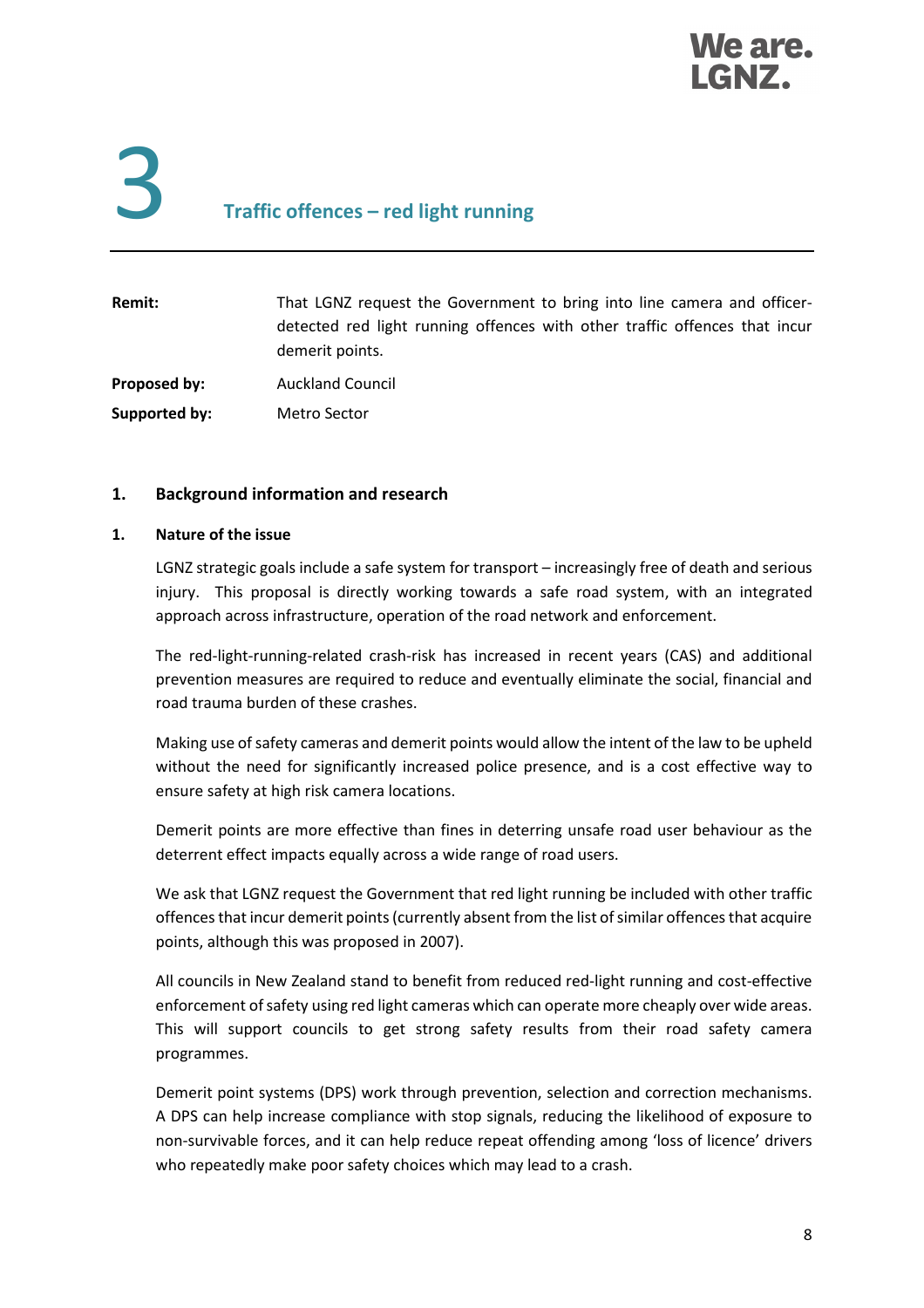# 3 Traffic offences – red light running

| | |
|---|---|
| **Remit:** | That LGNZ request the Government to bring into line camera and officer-detected red light running offences with other traffic offences that incur demerit points. |
| **Proposed by:** | Auckland Council |
| **Supported by:** | Metro Sector |

## 1. Background information and research

### 1. Nature of the issue

LGNZ strategic goals include a safe system for transport – increasingly free of death and serious injury. This proposal is directly working towards a safe road system, with an integrated approach across infrastructure, operation of the road network and enforcement.

The red-light-running-related crash-risk has increased in recent years (CAS) and additional prevention measures are required to reduce and eventually eliminate the social, financial and road trauma burden of these crashes.

Making use of safety cameras and demerit points would allow the intent of the law to be upheld without the need for significantly increased police presence, and is a cost effective way to ensure safety at high risk camera locations.

Demerit points are more effective than fines in deterring unsafe road user behaviour as the deterrent effect impacts equally across a wide range of road users.

We ask that LGNZ request the Government that red light running be included with other traffic offences that incur demerit points (currently absent from the list of similar offences that acquire points, although this was proposed in 2007).

All councils in New Zealand stand to benefit from reduced red-light running and cost-effective enforcement of safety using red light cameras which can operate more cheaply over wide areas. This will support councils to get strong safety results from their road safety camera programmes.

Demerit point systems (DPS) work through prevention, selection and correction mechanisms. A DPS can help increase compliance with stop signals, reducing the likelihood of exposure to non-survivable forces, and it can help reduce repeat offending among 'loss of licence' drivers who repeatedly make poor safety choices which may lead to a crash.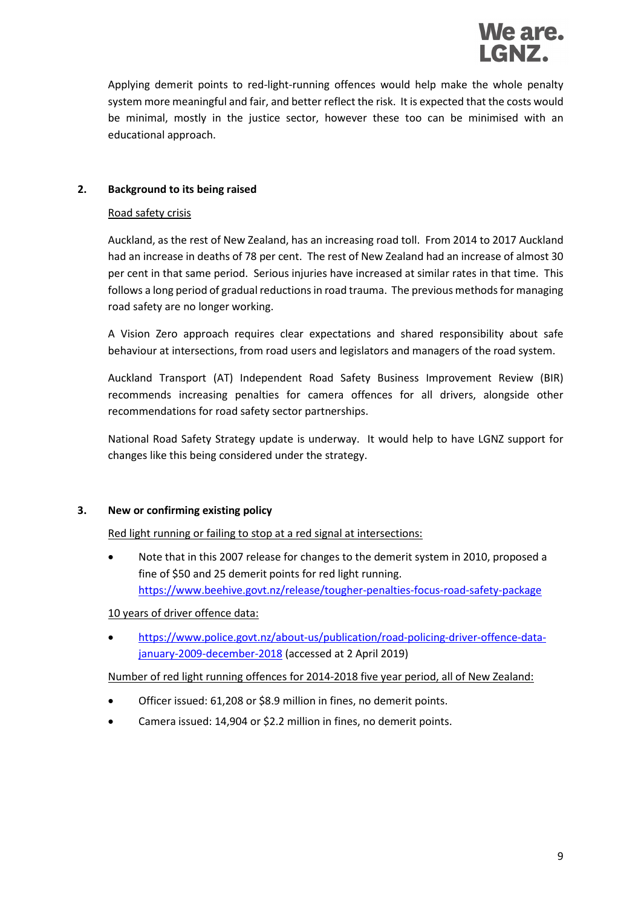Applying demerit points to red-light-running offences would help make the whole penalty system more meaningful and fair, and better reflect the risk. It is expected that the costs would be minimal, mostly in the justice sector, however these too can be minimised with an educational approach.

## 2. Background to its being raised

Road safety crisis

Auckland, as the rest of New Zealand, has an increasing road toll. From 2014 to 2017 Auckland had an increase in deaths of 78 per cent. The rest of New Zealand had an increase of almost 30 per cent in that same period. Serious injuries have increased at similar rates in that time. This follows a long period of gradual reductions in road trauma. The previous methods for managing road safety are no longer working.

A Vision Zero approach requires clear expectations and shared responsibility about safe behaviour at intersections, from road users and legislators and managers of the road system.

Auckland Transport (AT) Independent Road Safety Business Improvement Review (BIR) recommends increasing penalties for camera offences for all drivers, alongside other recommendations for road safety sector partnerships.

National Road Safety Strategy update is underway. It would help to have LGNZ support for changes like this being considered under the strategy.

## 3. New or confirming existing policy

Red light running or failing to stop at a red signal at intersections:

- Note that in this 2007 release for changes to the demerit system in 2010, proposed a fine of $50 and 25 demerit points for red light running. https://www.beehive.govt.nz/release/tougher-penalties-focus-road-safety-package

10 years of driver offence data:

- https://www.police.govt.nz/about-us/publication/road-policing-driver-offence-data-january-2009-december-2018 (accessed at 2 April 2019)

Number of red light running offences for 2014-2018 five year period, all of New Zealand:

- Officer issued: 61,208 or $8.9 million in fines, no demerit points.
- Camera issued: 14,904 or $2.2 million in fines, no demerit points.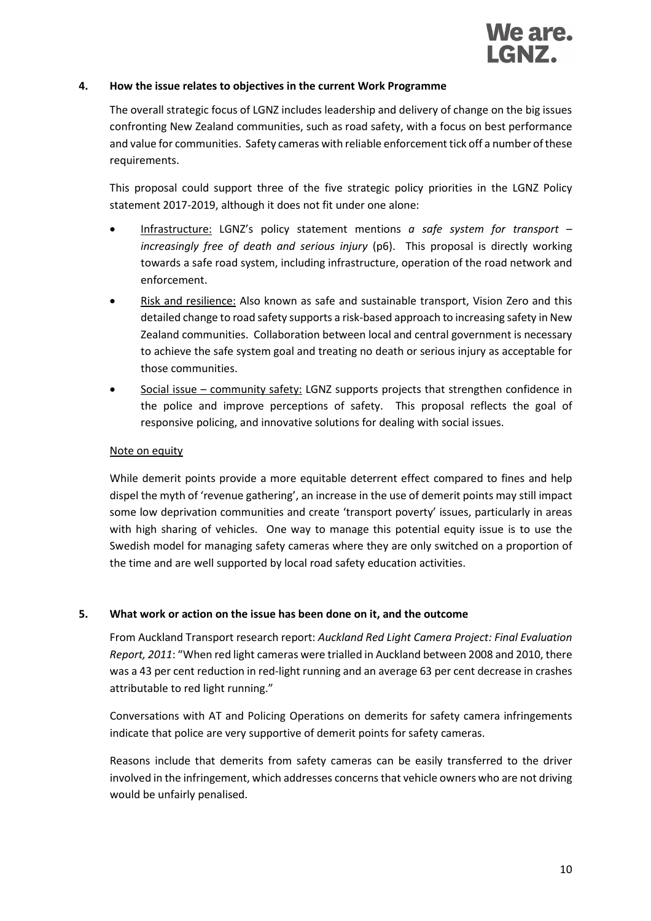### 4. How the issue relates to objectives in the current Work Programme

The overall strategic focus of LGNZ includes leadership and delivery of change on the big issues confronting New Zealand communities, such as road safety, with a focus on best performance and value for communities. Safety cameras with reliable enforcement tick off a number of these requirements.

This proposal could support three of the five strategic policy priorities in the LGNZ Policy statement 2017-2019, although it does not fit under one alone:

- Infrastructure: LGNZ's policy statement mentions *a safe system for transport – increasingly free of death and serious injury* (p6). This proposal is directly working towards a safe road system, including infrastructure, operation of the road network and enforcement.
- Risk and resilience: Also known as safe and sustainable transport, Vision Zero and this detailed change to road safety supports a risk-based approach to increasing safety in New Zealand communities. Collaboration between local and central government is necessary to achieve the safe system goal and treating no death or serious injury as acceptable for those communities.
- Social issue – community safety: LGNZ supports projects that strengthen confidence in the police and improve perceptions of safety. This proposal reflects the goal of responsive policing, and innovative solutions for dealing with social issues.

Note on equity

While demerit points provide a more equitable deterrent effect compared to fines and help dispel the myth of 'revenue gathering', an increase in the use of demerit points may still impact some low deprivation communities and create 'transport poverty' issues, particularly in areas with high sharing of vehicles. One way to manage this potential equity issue is to use the Swedish model for managing safety cameras where they are only switched on a proportion of the time and are well supported by local road safety education activities.

### 5. What work or action on the issue has been done on it, and the outcome

From Auckland Transport research report: *Auckland Red Light Camera Project: Final Evaluation Report, 2011*: "When red light cameras were trialled in Auckland between 2008 and 2010, there was a 43 per cent reduction in red-light running and an average 63 per cent decrease in crashes attributable to red light running."

Conversations with AT and Policing Operations on demerits for safety camera infringements indicate that police are very supportive of demerit points for safety cameras.

Reasons include that demerits from safety cameras can be easily transferred to the driver involved in the infringement, which addresses concerns that vehicle owners who are not driving would be unfairly penalised.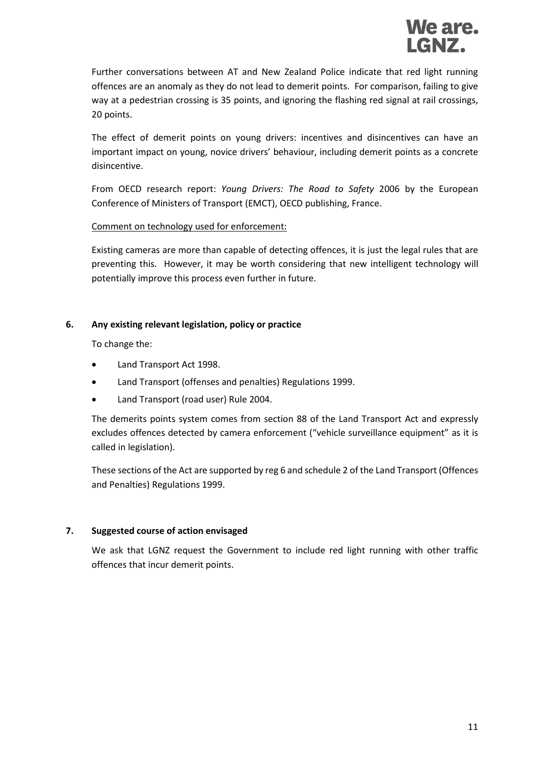Further conversations between AT and New Zealand Police indicate that red light running offences are an anomaly as they do not lead to demerit points. For comparison, failing to give way at a pedestrian crossing is 35 points, and ignoring the flashing red signal at rail crossings, 20 points.

The effect of demerit points on young drivers: incentives and disincentives can have an important impact on young, novice drivers' behaviour, including demerit points as a concrete disincentive.

From OECD research report: *Young Drivers: The Road to Safety* 2006 by the European Conference of Ministers of Transport (EMCT), OECD publishing, France.

<u>Comment on technology used for enforcement:</u>

Existing cameras are more than capable of detecting offences, it is just the legal rules that are preventing this. However, it may be worth considering that new intelligent technology will potentially improve this process even further in future.

## 6. Any existing relevant legislation, policy or practice

To change the:

- Land Transport Act 1998.
- Land Transport (offenses and penalties) Regulations 1999.
- Land Transport (road user) Rule 2004.

The demerits points system comes from section 88 of the Land Transport Act and expressly excludes offences detected by camera enforcement ("vehicle surveillance equipment" as it is called in legislation).

These sections of the Act are supported by reg 6 and schedule 2 of the Land Transport (Offences and Penalties) Regulations 1999.

## 7. Suggested course of action envisaged

We ask that LGNZ request the Government to include red light running with other traffic offences that incur demerit points.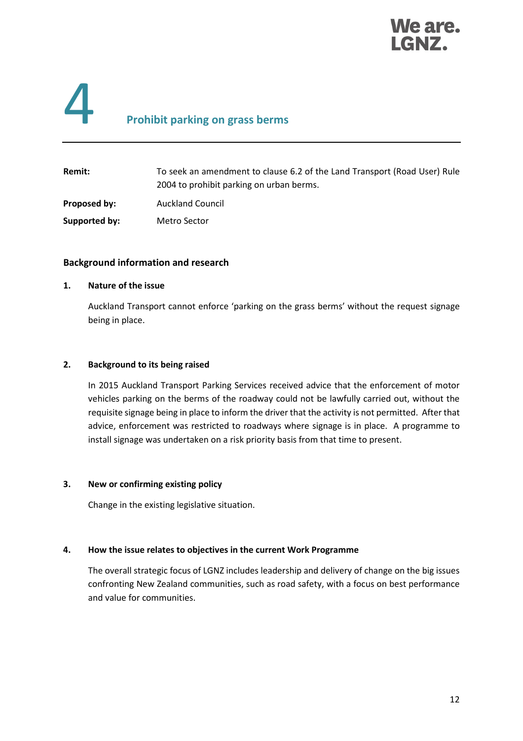# 4 Prohibit parking on grass berms

| | |
|---|---|
| **Remit:** | To seek an amendment to clause 6.2 of the Land Transport (Road User) Rule 2004 to prohibit parking on urban berms. |
| **Proposed by:** | Auckland Council |
| **Supported by:** | Metro Sector |

## Background information and research

### 1. Nature of the issue

Auckland Transport cannot enforce 'parking on the grass berms' without the request signage being in place.

### 2. Background to its being raised

In 2015 Auckland Transport Parking Services received advice that the enforcement of motor vehicles parking on the berms of the roadway could not be lawfully carried out, without the requisite signage being in place to inform the driver that the activity is not permitted. After that advice, enforcement was restricted to roadways where signage is in place. A programme to install signage was undertaken on a risk priority basis from that time to present.

### 3. New or confirming existing policy

Change in the existing legislative situation.

### 4. How the issue relates to objectives in the current Work Programme

The overall strategic focus of LGNZ includes leadership and delivery of change on the big issues confronting New Zealand communities, such as road safety, with a focus on best performance and value for communities.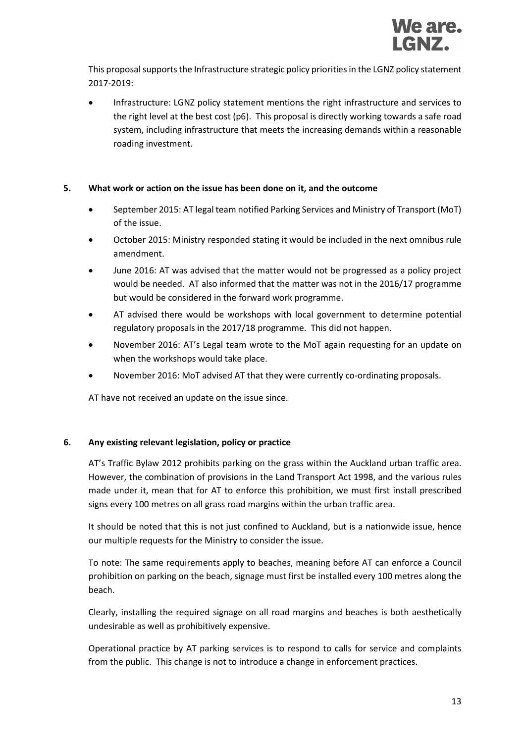This proposal supports the Infrastructure strategic policy priorities in the LGNZ policy statement 2017-2019:

- Infrastructure: LGNZ policy statement mentions the right infrastructure and services to the right level at the best cost (p6). This proposal is directly working towards a safe road system, including infrastructure that meets the increasing demands within a reasonable roading investment.

## 5. What work or action on the issue has been done on it, and the outcome

- September 2015: AT legal team notified Parking Services and Ministry of Transport (MoT) of the issue.
- October 2015: Ministry responded stating it would be included in the next omnibus rule amendment.
- June 2016: AT was advised that the matter would not be progressed as a policy project would be needed. AT also informed that the matter was not in the 2016/17 programme but would be considered in the forward work programme.
- AT advised there would be workshops with local government to determine potential regulatory proposals in the 2017/18 programme. This did not happen.
- November 2016: AT's Legal team wrote to the MoT again requesting for an update on when the workshops would take place.
- November 2016: MoT advised AT that they were currently co-ordinating proposals.

AT have not received an update on the issue since.

## 6. Any existing relevant legislation, policy or practice

AT's Traffic Bylaw 2012 prohibits parking on the grass within the Auckland urban traffic area. However, the combination of provisions in the Land Transport Act 1998, and the various rules made under it, mean that for AT to enforce this prohibition, we must first install prescribed signs every 100 metres on all grass road margins within the urban traffic area.

It should be noted that this is not just confined to Auckland, but is a nationwide issue, hence our multiple requests for the Ministry to consider the issue.

To note: The same requirements apply to beaches, meaning before AT can enforce a Council prohibition on parking on the beach, signage must first be installed every 100 metres along the beach.

Clearly, installing the required signage on all road margins and beaches is both aesthetically undesirable as well as prohibitively expensive.

Operational practice by AT parking services is to respond to calls for service and complaints from the public. This change is not to introduce a change in enforcement practices.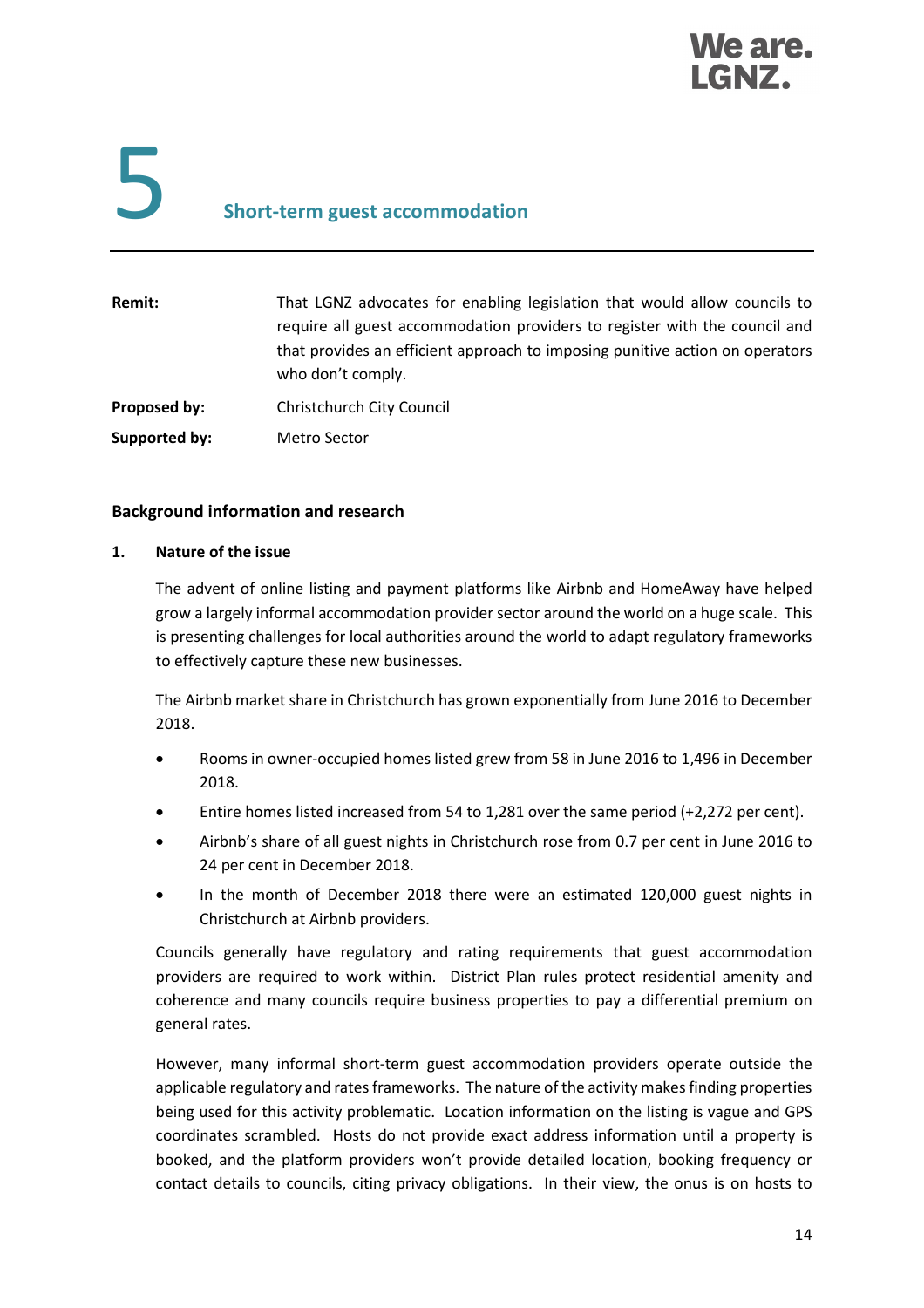# 5 Short-term guest accommodation

| | |
|---|---|
| **Remit:** | That LGNZ advocates for enabling legislation that would allow councils to require all guest accommodation providers to register with the council and that provides an efficient approach to imposing punitive action on operators who don't comply. |
| **Proposed by:** | Christchurch City Council |
| **Supported by:** | Metro Sector |

## Background information and research

### 1. Nature of the issue

The advent of online listing and payment platforms like Airbnb and HomeAway have helped grow a largely informal accommodation provider sector around the world on a huge scale. This is presenting challenges for local authorities around the world to adapt regulatory frameworks to effectively capture these new businesses.

The Airbnb market share in Christchurch has grown exponentially from June 2016 to December 2018.

- Rooms in owner-occupied homes listed grew from 58 in June 2016 to 1,496 in December 2018.
- Entire homes listed increased from 54 to 1,281 over the same period (+2,272 per cent).
- Airbnb's share of all guest nights in Christchurch rose from 0.7 per cent in June 2016 to 24 per cent in December 2018.
- In the month of December 2018 there were an estimated 120,000 guest nights in Christchurch at Airbnb providers.

Councils generally have regulatory and rating requirements that guest accommodation providers are required to work within. District Plan rules protect residential amenity and coherence and many councils require business properties to pay a differential premium on general rates.

However, many informal short-term guest accommodation providers operate outside the applicable regulatory and rates frameworks. The nature of the activity makes finding properties being used for this activity problematic. Location information on the listing is vague and GPS coordinates scrambled. Hosts do not provide exact address information until a property is booked, and the platform providers won't provide detailed location, booking frequency or contact details to councils, citing privacy obligations. In their view, the onus is on hosts to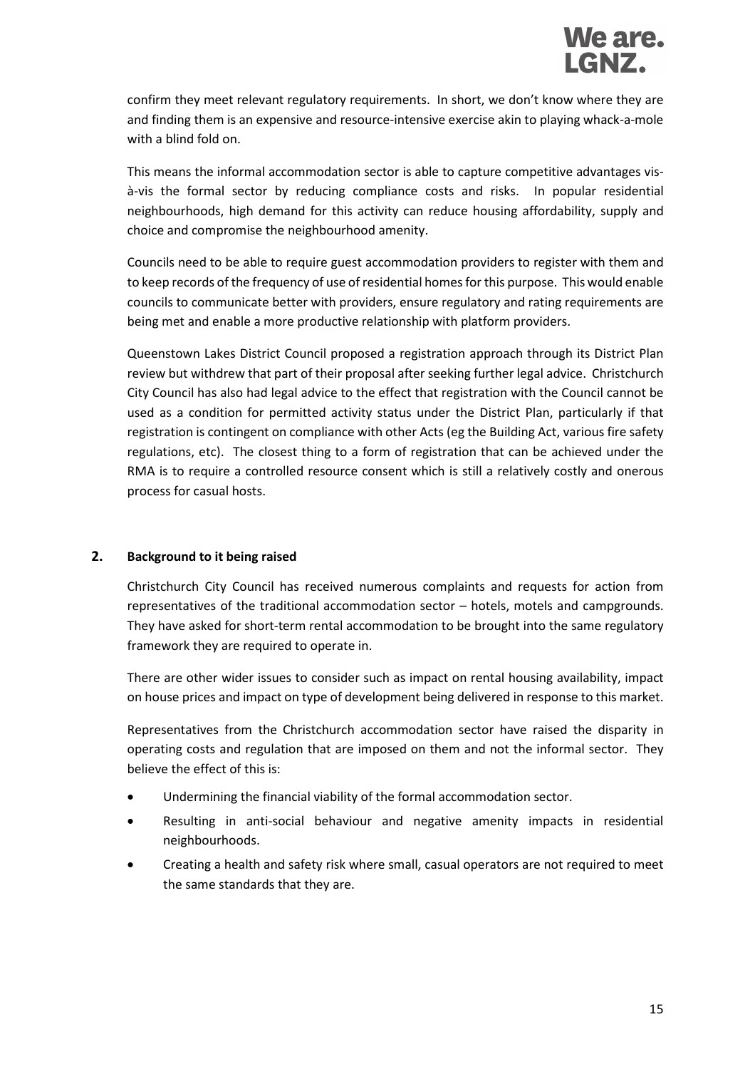confirm they meet relevant regulatory requirements. In short, we don't know where they are and finding them is an expensive and resource-intensive exercise akin to playing whack-a-mole with a blind fold on.

This means the informal accommodation sector is able to capture competitive advantages vis-à-vis the formal sector by reducing compliance costs and risks. In popular residential neighbourhoods, high demand for this activity can reduce housing affordability, supply and choice and compromise the neighbourhood amenity.

Councils need to be able to require guest accommodation providers to register with them and to keep records of the frequency of use of residential homes for this purpose. This would enable councils to communicate better with providers, ensure regulatory and rating requirements are being met and enable a more productive relationship with platform providers.

Queenstown Lakes District Council proposed a registration approach through its District Plan review but withdrew that part of their proposal after seeking further legal advice. Christchurch City Council has also had legal advice to the effect that registration with the Council cannot be used as a condition for permitted activity status under the District Plan, particularly if that registration is contingent on compliance with other Acts (eg the Building Act, various fire safety regulations, etc). The closest thing to a form of registration that can be achieved under the RMA is to require a controlled resource consent which is still a relatively costly and onerous process for casual hosts.

## 2. Background to it being raised

Christchurch City Council has received numerous complaints and requests for action from representatives of the traditional accommodation sector – hotels, motels and campgrounds. They have asked for short-term rental accommodation to be brought into the same regulatory framework they are required to operate in.

There are other wider issues to consider such as impact on rental housing availability, impact on house prices and impact on type of development being delivered in response to this market.

Representatives from the Christchurch accommodation sector have raised the disparity in operating costs and regulation that are imposed on them and not the informal sector. They believe the effect of this is:

- Undermining the financial viability of the formal accommodation sector.
- Resulting in anti-social behaviour and negative amenity impacts in residential neighbourhoods.
- Creating a health and safety risk where small, casual operators are not required to meet the same standards that they are.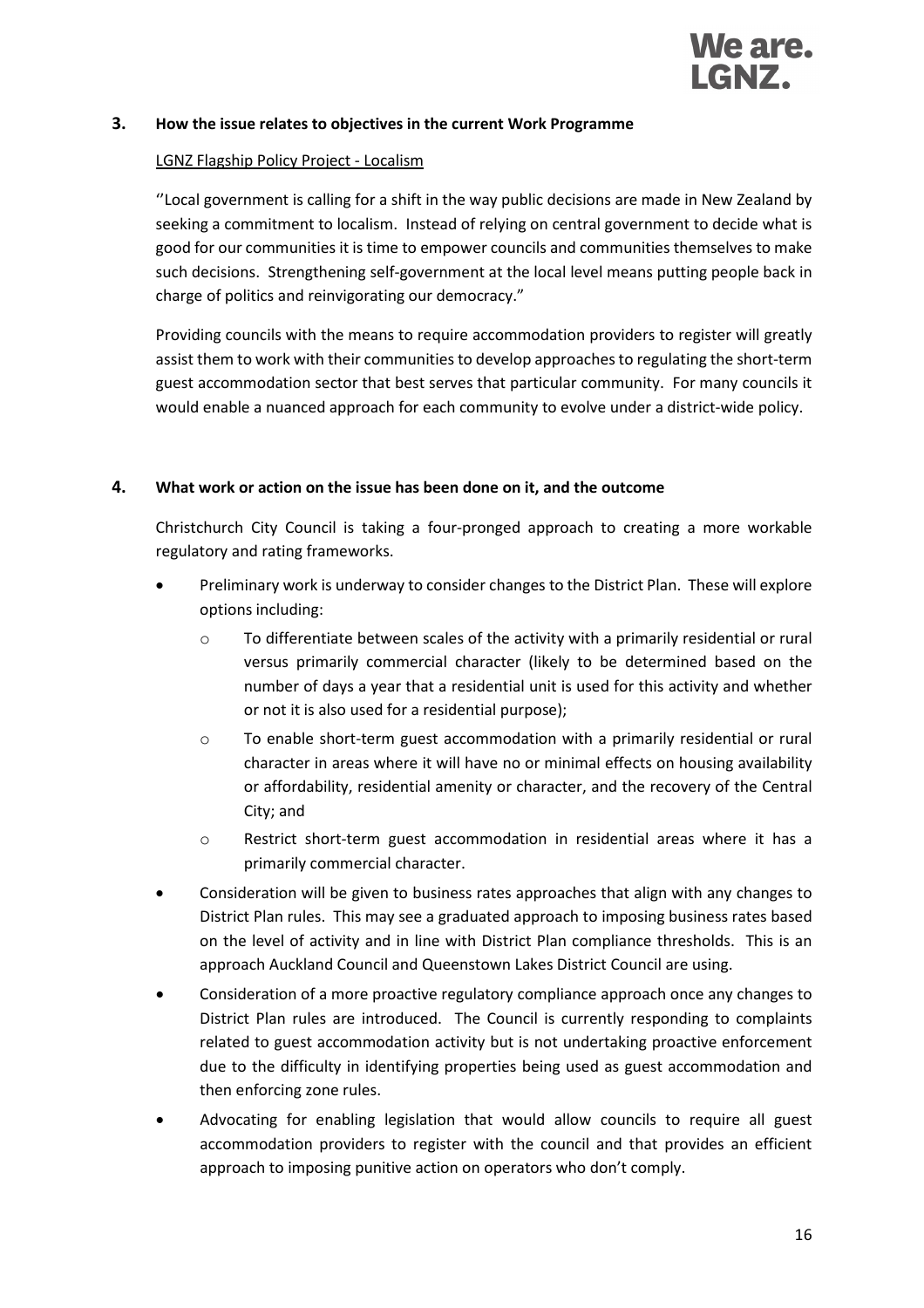## 3. How the issue relates to objectives in the current Work Programme

LGNZ Flagship Policy Project - Localism

''Local government is calling for a shift in the way public decisions are made in New Zealand by seeking a commitment to localism. Instead of relying on central government to decide what is good for our communities it is time to empower councils and communities themselves to make such decisions. Strengthening self-government at the local level means putting people back in charge of politics and reinvigorating our democracy."

Providing councils with the means to require accommodation providers to register will greatly assist them to work with their communities to develop approaches to regulating the short-term guest accommodation sector that best serves that particular community. For many councils it would enable a nuanced approach for each community to evolve under a district-wide policy.

## 4. What work or action on the issue has been done on it, and the outcome

Christchurch City Council is taking a four-pronged approach to creating a more workable regulatory and rating frameworks.

- Preliminary work is underway to consider changes to the District Plan. These will explore options including:
  - To differentiate between scales of the activity with a primarily residential or rural versus primarily commercial character (likely to be determined based on the number of days a year that a residential unit is used for this activity and whether or not it is also used for a residential purpose);
  - To enable short-term guest accommodation with a primarily residential or rural character in areas where it will have no or minimal effects on housing availability or affordability, residential amenity or character, and the recovery of the Central City; and
  - Restrict short-term guest accommodation in residential areas where it has a primarily commercial character.
- Consideration will be given to business rates approaches that align with any changes to District Plan rules. This may see a graduated approach to imposing business rates based on the level of activity and in line with District Plan compliance thresholds. This is an approach Auckland Council and Queenstown Lakes District Council are using.
- Consideration of a more proactive regulatory compliance approach once any changes to District Plan rules are introduced. The Council is currently responding to complaints related to guest accommodation activity but is not undertaking proactive enforcement due to the difficulty in identifying properties being used as guest accommodation and then enforcing zone rules.
- Advocating for enabling legislation that would allow councils to require all guest accommodation providers to register with the council and that provides an efficient approach to imposing punitive action on operators who don't comply.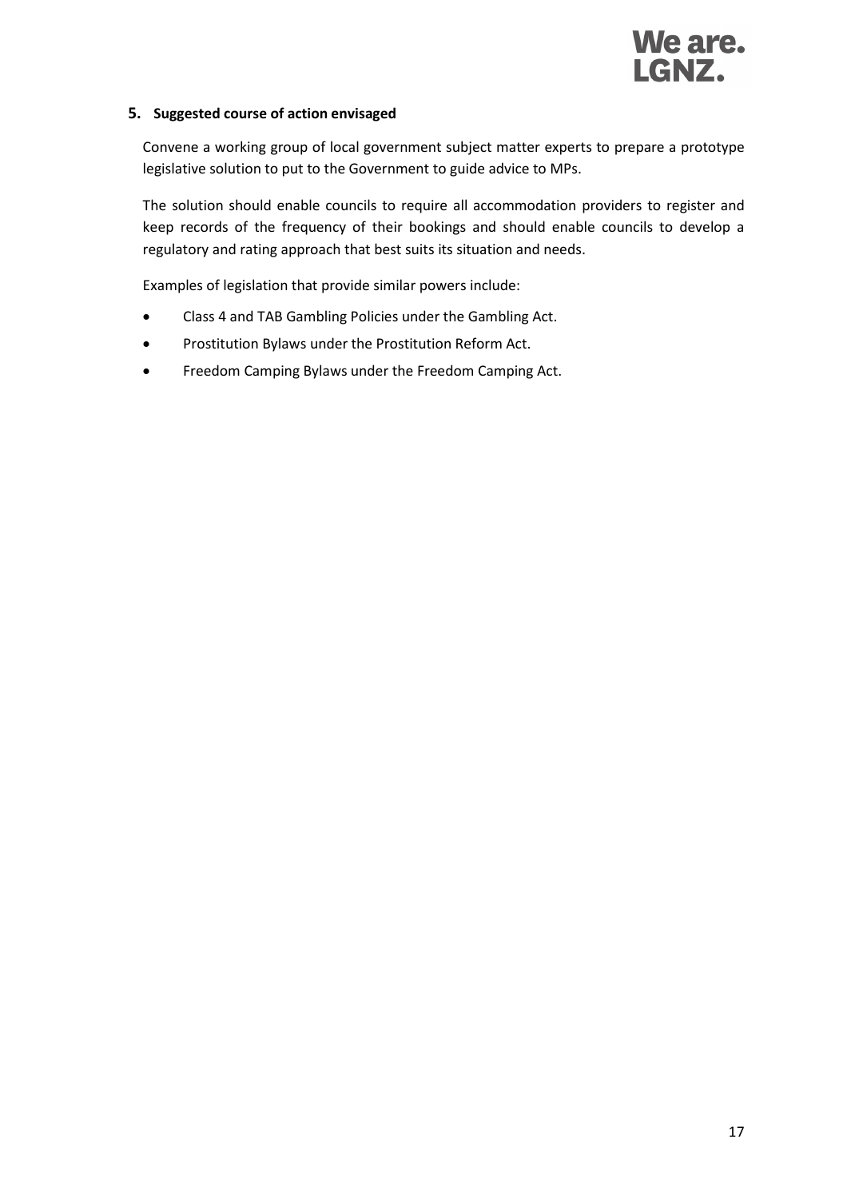## 5. Suggested course of action envisaged

Convene a working group of local government subject matter experts to prepare a prototype legislative solution to put to the Government to guide advice to MPs.

The solution should enable councils to require all accommodation providers to register and keep records of the frequency of their bookings and should enable councils to develop a regulatory and rating approach that best suits its situation and needs.

Examples of legislation that provide similar powers include:

- Class 4 and TAB Gambling Policies under the Gambling Act.
- Prostitution Bylaws under the Prostitution Reform Act.
- Freedom Camping Bylaws under the Freedom Camping Act.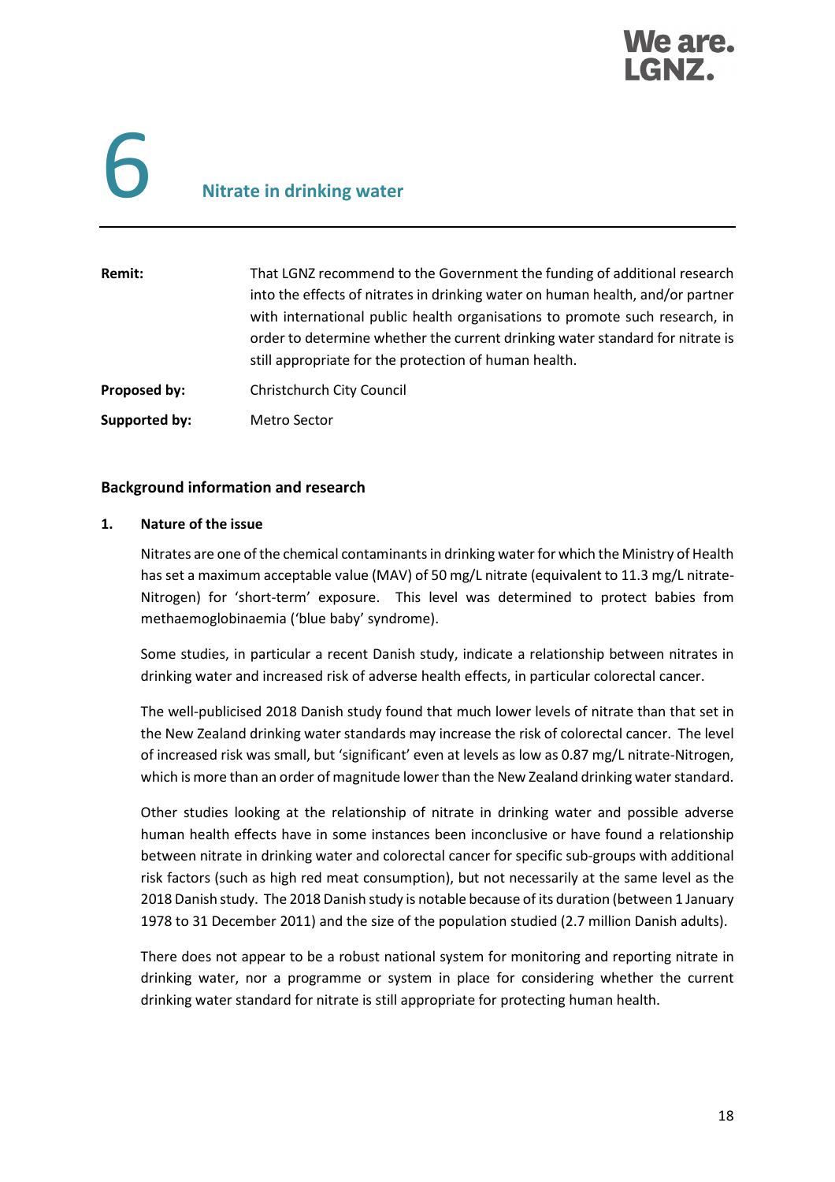# 6 Nitrate in drinking water

| | |
|---|---|
| **Remit:** | That LGNZ recommend to the Government the funding of additional research into the effects of nitrates in drinking water on human health, and/or partner with international public health organisations to promote such research, in order to determine whether the current drinking water standard for nitrate is still appropriate for the protection of human health. |
| **Proposed by:** | Christchurch City Council |
| **Supported by:** | Metro Sector |

## Background information and research

### 1. Nature of the issue

Nitrates are one of the chemical contaminants in drinking water for which the Ministry of Health has set a maximum acceptable value (MAV) of 50 mg/L nitrate (equivalent to 11.3 mg/L nitrate-Nitrogen) for 'short-term' exposure. This level was determined to protect babies from methaemoglobinaemia ('blue baby' syndrome).

Some studies, in particular a recent Danish study, indicate a relationship between nitrates in drinking water and increased risk of adverse health effects, in particular colorectal cancer.

The well-publicised 2018 Danish study found that much lower levels of nitrate than that set in the New Zealand drinking water standards may increase the risk of colorectal cancer. The level of increased risk was small, but 'significant' even at levels as low as 0.87 mg/L nitrate-Nitrogen, which is more than an order of magnitude lower than the New Zealand drinking water standard.

Other studies looking at the relationship of nitrate in drinking water and possible adverse human health effects have in some instances been inconclusive or have found a relationship between nitrate in drinking water and colorectal cancer for specific sub-groups with additional risk factors (such as high red meat consumption), but not necessarily at the same level as the 2018 Danish study. The 2018 Danish study is notable because of its duration (between 1 January 1978 to 31 December 2011) and the size of the population studied (2.7 million Danish adults).

There does not appear to be a robust national system for monitoring and reporting nitrate in drinking water, nor a programme or system in place for considering whether the current drinking water standard for nitrate is still appropriate for protecting human health.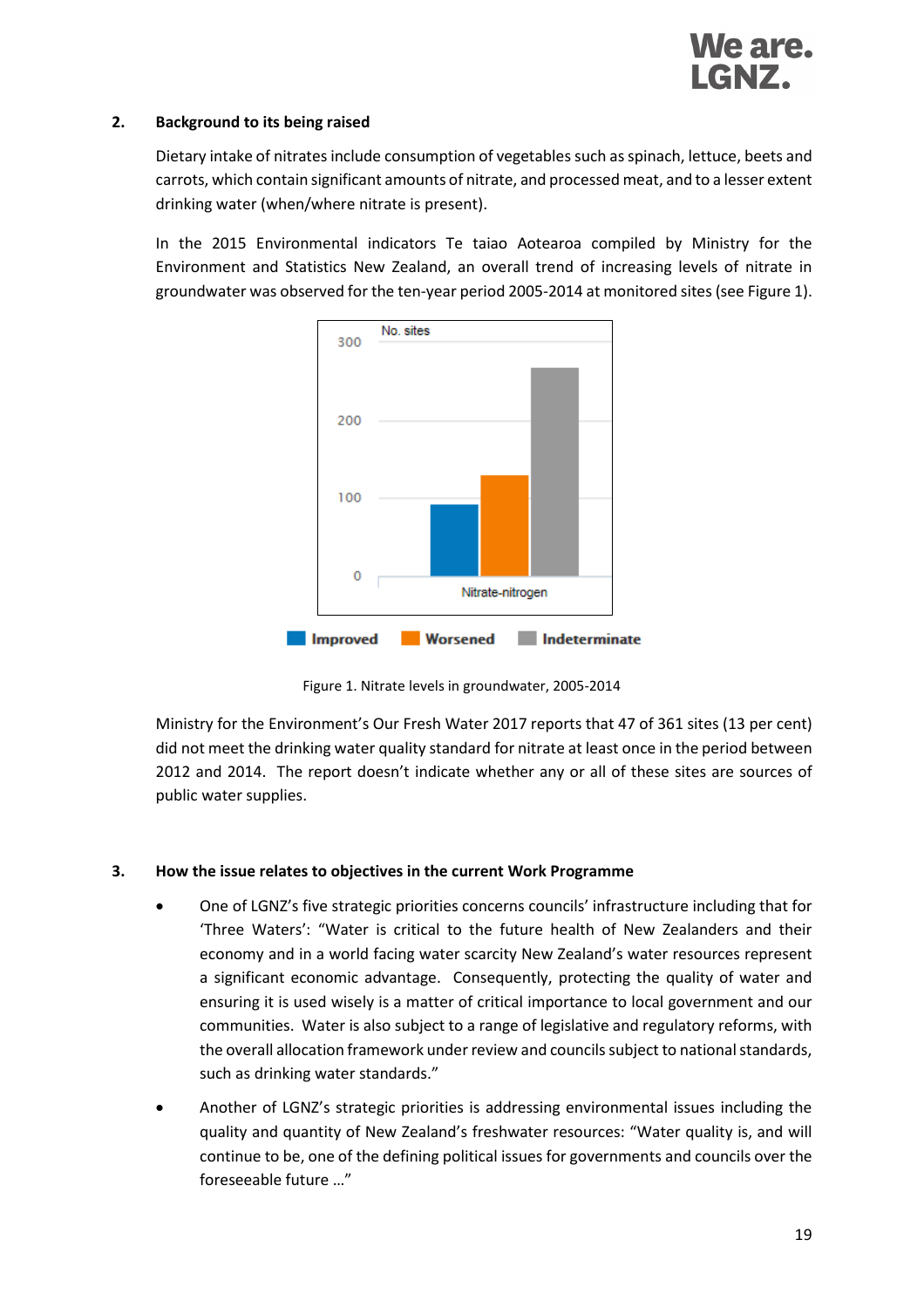## 2. Background to its being raised

Dietary intake of nitrates include consumption of vegetables such as spinach, lettuce, beets and carrots, which contain significant amounts of nitrate, and processed meat, and to a lesser extent drinking water (when/where nitrate is present).

In the 2015 Environmental indicators Te taiao Aotearoa compiled by Ministry for the Environment and Statistics New Zealand, an overall trend of increasing levels of nitrate in groundwater was observed for the ten-year period 2005-2014 at monitored sites (see Figure 1).

Figure 1. Nitrate levels in groundwater, 2005-2014

Ministry for the Environment's Our Fresh Water 2017 reports that 47 of 361 sites (13 per cent) did not meet the drinking water quality standard for nitrate at least once in the period between 2012 and 2014. The report doesn't indicate whether any or all of these sites are sources of public water supplies.

## 3. How the issue relates to objectives in the current Work Programme

- One of LGNZ's five strategic priorities concerns councils' infrastructure including that for 'Three Waters': "Water is critical to the future health of New Zealanders and their economy and in a world facing water scarcity New Zealand's water resources represent a significant economic advantage. Consequently, protecting the quality of water and ensuring it is used wisely is a matter of critical importance to local government and our communities. Water is also subject to a range of legislative and regulatory reforms, with the overall allocation framework under review and councils subject to national standards, such as drinking water standards."
- Another of LGNZ's strategic priorities is addressing environmental issues including the quality and quantity of New Zealand's freshwater resources: "Water quality is, and will continue to be, one of the defining political issues for governments and councils over the foreseeable future …"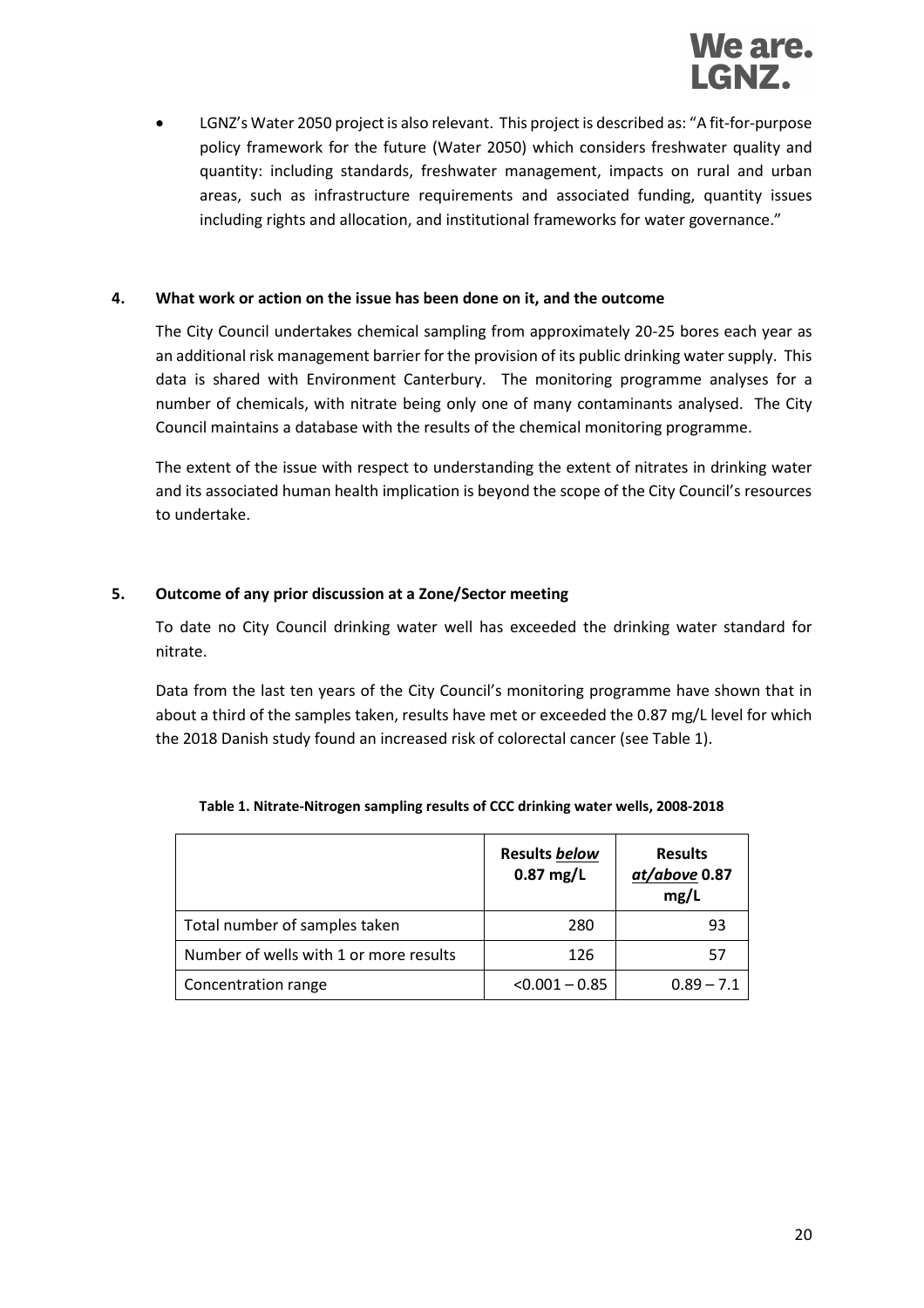- LGNZ's Water 2050 project is also relevant. This project is described as: "A fit-for-purpose policy framework for the future (Water 2050) which considers freshwater quality and quantity: including standards, freshwater management, impacts on rural and urban areas, such as infrastructure requirements and associated funding, quantity issues including rights and allocation, and institutional frameworks for water governance."

## 4. What work or action on the issue has been done on it, and the outcome

The City Council undertakes chemical sampling from approximately 20-25 bores each year as an additional risk management barrier for the provision of its public drinking water supply. This data is shared with Environment Canterbury. The monitoring programme analyses for a number of chemicals, with nitrate being only one of many contaminants analysed. The City Council maintains a database with the results of the chemical monitoring programme.

The extent of the issue with respect to understanding the extent of nitrates in drinking water and its associated human health implication is beyond the scope of the City Council's resources to undertake.

## 5. Outcome of any prior discussion at a Zone/Sector meeting

To date no City Council drinking water well has exceeded the drinking water standard for nitrate.

Data from the last ten years of the City Council's monitoring programme have shown that in about a third of the samples taken, results have met or exceeded the 0.87 mg/L level for which the 2018 Danish study found an increased risk of colorectal cancer (see Table 1).

**Table 1. Nitrate-Nitrogen sampling results of CCC drinking water wells, 2008-2018**

| | **Results *below* 0.87 mg/L** | **Results *at/above* 0.87 mg/L** |
|---|---|---|
| Total number of samples taken | 280 | 93 |
| Number of wells with 1 or more results | 126 | 57 |
| Concentration range | <0.001 – 0.85 | 0.89 – 7.1 |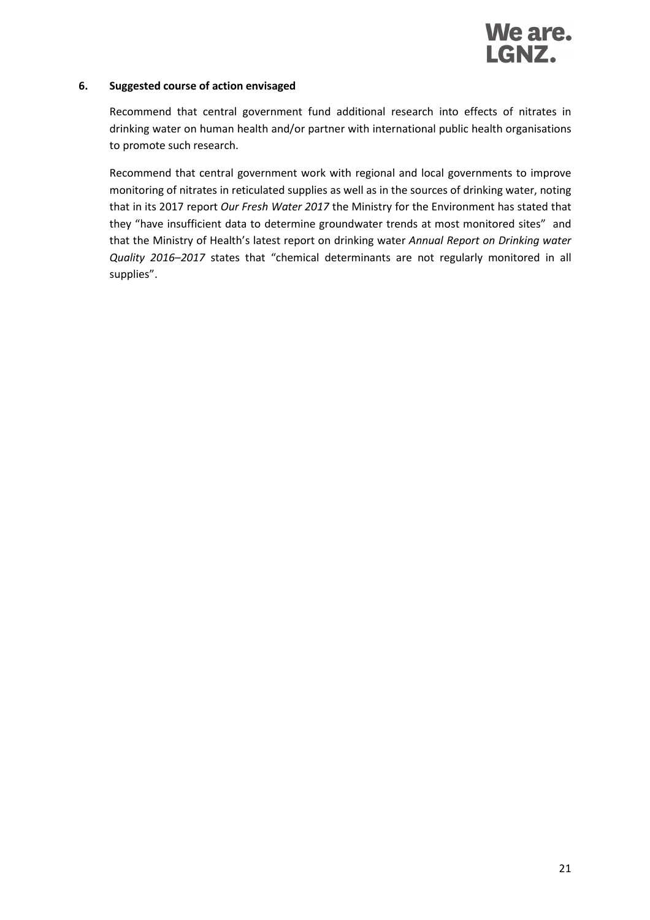## 6. Suggested course of action envisaged

Recommend that central government fund additional research into effects of nitrates in drinking water on human health and/or partner with international public health organisations to promote such research.

Recommend that central government work with regional and local governments to improve monitoring of nitrates in reticulated supplies as well as in the sources of drinking water, noting that in its 2017 report *Our Fresh Water 2017* the Ministry for the Environment has stated that they "have insufficient data to determine groundwater trends at most monitored sites" and that the Ministry of Health's latest report on drinking water *Annual Report on Drinking water Quality 2016–2017* states that "chemical determinants are not regularly monitored in all supplies".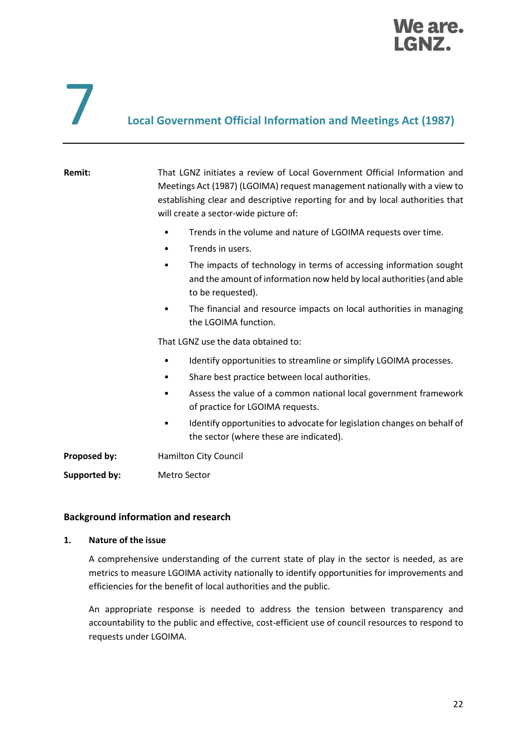# 7 Local Government Official Information and Meetings Act (1987)

**Remit:** That LGNZ initiates a review of Local Government Official Information and Meetings Act (1987) (LGOIMA) request management nationally with a view to establishing clear and descriptive reporting for and by local authorities that will create a sector-wide picture of:

- Trends in the volume and nature of LGOIMA requests over time.
- Trends in users.
- The impacts of technology in terms of accessing information sought and the amount of information now held by local authorities (and able to be requested).
- The financial and resource impacts on local authorities in managing the LGOIMA function.

That LGNZ use the data obtained to:

- Identify opportunities to streamline or simplify LGOIMA processes.
- Share best practice between local authorities.
- Assess the value of a common national local government framework of practice for LGOIMA requests.
- Identify opportunities to advocate for legislation changes on behalf of the sector (where these are indicated).

**Proposed by:** Hamilton City Council

**Supported by:** Metro Sector

## Background information and research

### 1. Nature of the issue

A comprehensive understanding of the current state of play in the sector is needed, as are metrics to measure LGOIMA activity nationally to identify opportunities for improvements and efficiencies for the benefit of local authorities and the public.

An appropriate response is needed to address the tension between transparency and accountability to the public and effective, cost-efficient use of council resources to respond to requests under LGOIMA.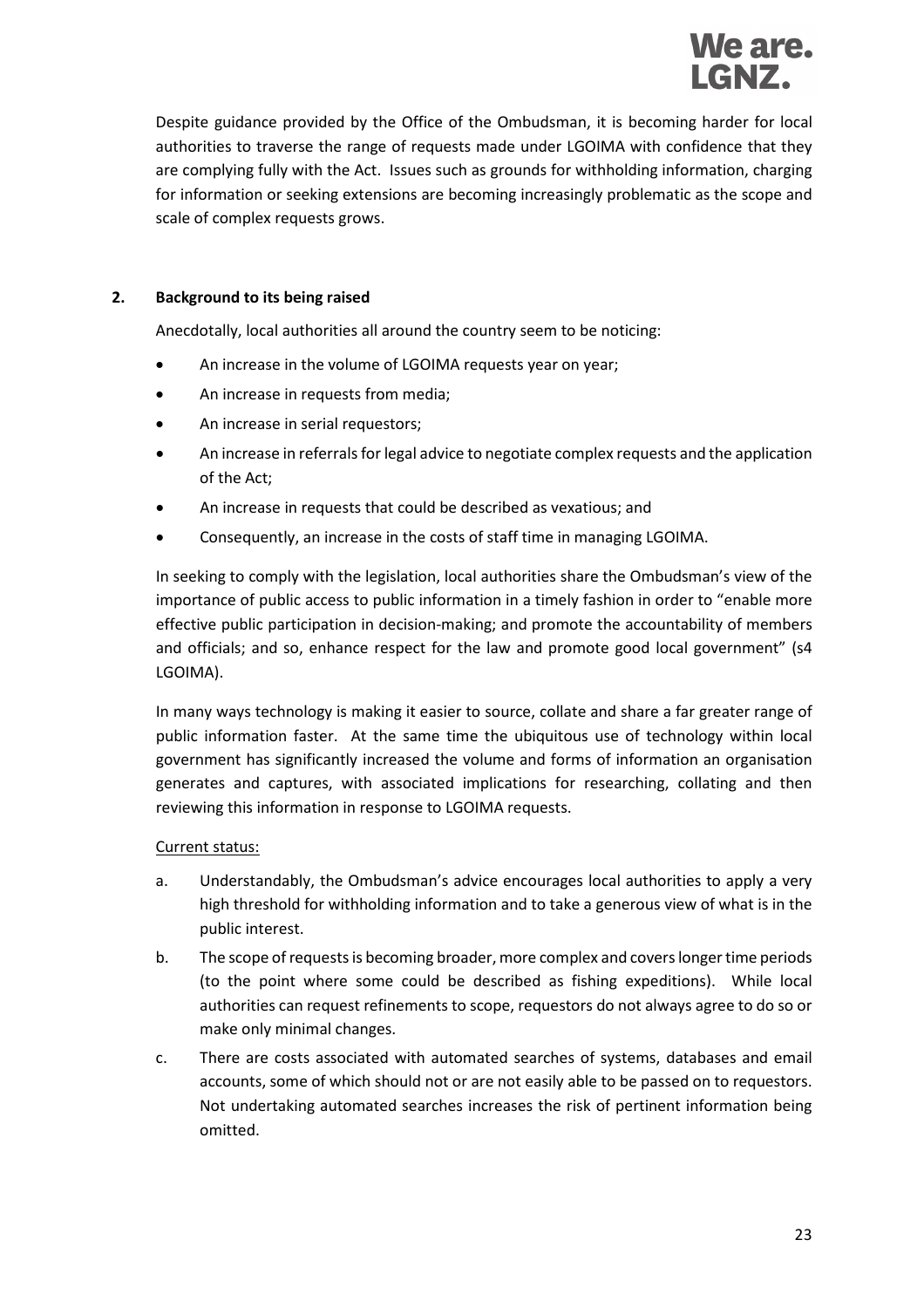Despite guidance provided by the Office of the Ombudsman, it is becoming harder for local authorities to traverse the range of requests made under LGOIMA with confidence that they are complying fully with the Act. Issues such as grounds for withholding information, charging for information or seeking extensions are becoming increasingly problematic as the scope and scale of complex requests grows.

## 2. Background to its being raised

Anecdotally, local authorities all around the country seem to be noticing:

- An increase in the volume of LGOIMA requests year on year;
- An increase in requests from media;
- An increase in serial requestors;
- An increase in referrals for legal advice to negotiate complex requests and the application of the Act;
- An increase in requests that could be described as vexatious; and
- Consequently, an increase in the costs of staff time in managing LGOIMA.

In seeking to comply with the legislation, local authorities share the Ombudsman's view of the importance of public access to public information in a timely fashion in order to "enable more effective public participation in decision-making; and promote the accountability of members and officials; and so, enhance respect for the law and promote good local government" (s4 LGOIMA).

In many ways technology is making it easier to source, collate and share a far greater range of public information faster. At the same time the ubiquitous use of technology within local government has significantly increased the volume and forms of information an organisation generates and captures, with associated implications for researching, collating and then reviewing this information in response to LGOIMA requests.

Current status:

a. Understandably, the Ombudsman's advice encourages local authorities to apply a very high threshold for withholding information and to take a generous view of what is in the public interest.

b. The scope of requests is becoming broader, more complex and covers longer time periods (to the point where some could be described as fishing expeditions). While local authorities can request refinements to scope, requestors do not always agree to do so or make only minimal changes.

c. There are costs associated with automated searches of systems, databases and email accounts, some of which should not or are not easily able to be passed on to requestors. Not undertaking automated searches increases the risk of pertinent information being omitted.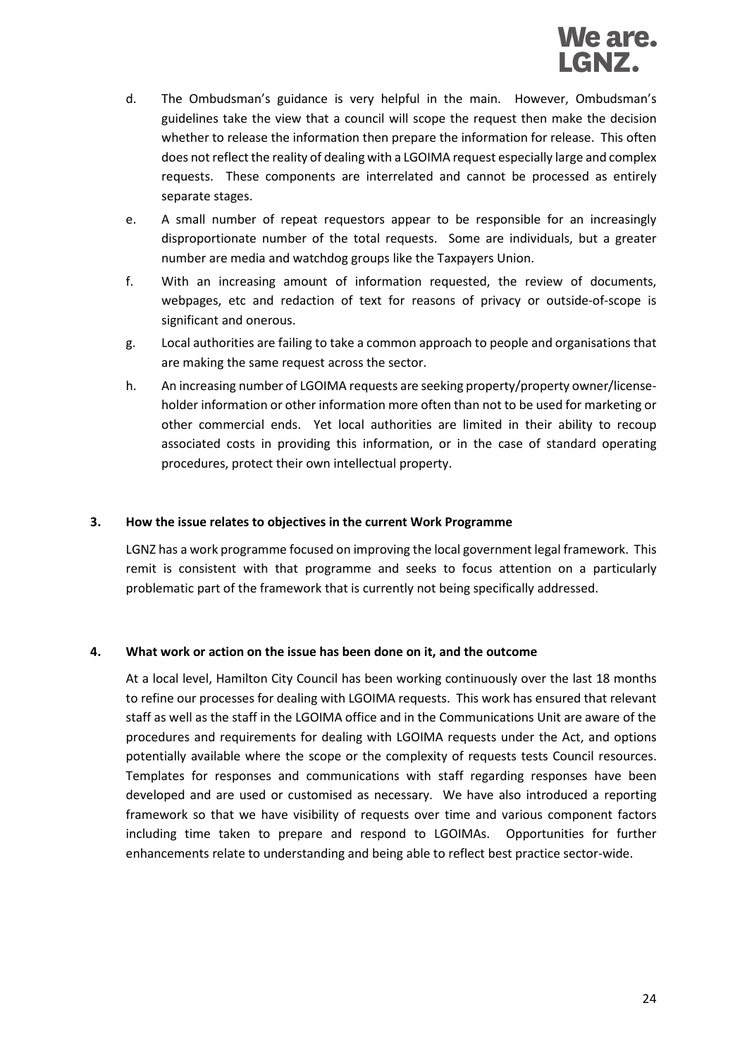d. The Ombudsman's guidance is very helpful in the main. However, Ombudsman's guidelines take the view that a council will scope the request then make the decision whether to release the information then prepare the information for release. This often does not reflect the reality of dealing with a LGOIMA request especially large and complex requests. These components are interrelated and cannot be processed as entirely separate stages.

e. A small number of repeat requestors appear to be responsible for an increasingly disproportionate number of the total requests. Some are individuals, but a greater number are media and watchdog groups like the Taxpayers Union.

f. With an increasing amount of information requested, the review of documents, webpages, etc and redaction of text for reasons of privacy or outside-of-scope is significant and onerous.

g. Local authorities are failing to take a common approach to people and organisations that are making the same request across the sector.

h. An increasing number of LGOIMA requests are seeking property/property owner/license-holder information or other information more often than not to be used for marketing or other commercial ends. Yet local authorities are limited in their ability to recoup associated costs in providing this information, or in the case of standard operating procedures, protect their own intellectual property.

**3. How the issue relates to objectives in the current Work Programme**

LGNZ has a work programme focused on improving the local government legal framework. This remit is consistent with that programme and seeks to focus attention on a particularly problematic part of the framework that is currently not being specifically addressed.

**4. What work or action on the issue has been done on it, and the outcome**

At a local level, Hamilton City Council has been working continuously over the last 18 months to refine our processes for dealing with LGOIMA requests. This work has ensured that relevant staff as well as the staff in the LGOIMA office and in the Communications Unit are aware of the procedures and requirements for dealing with LGOIMA requests under the Act, and options potentially available where the scope or the complexity of requests tests Council resources. Templates for responses and communications with staff regarding responses have been developed and are used or customised as necessary. We have also introduced a reporting framework so that we have visibility of requests over time and various component factors including time taken to prepare and respond to LGOIMAs. Opportunities for further enhancements relate to understanding and being able to reflect best practice sector-wide.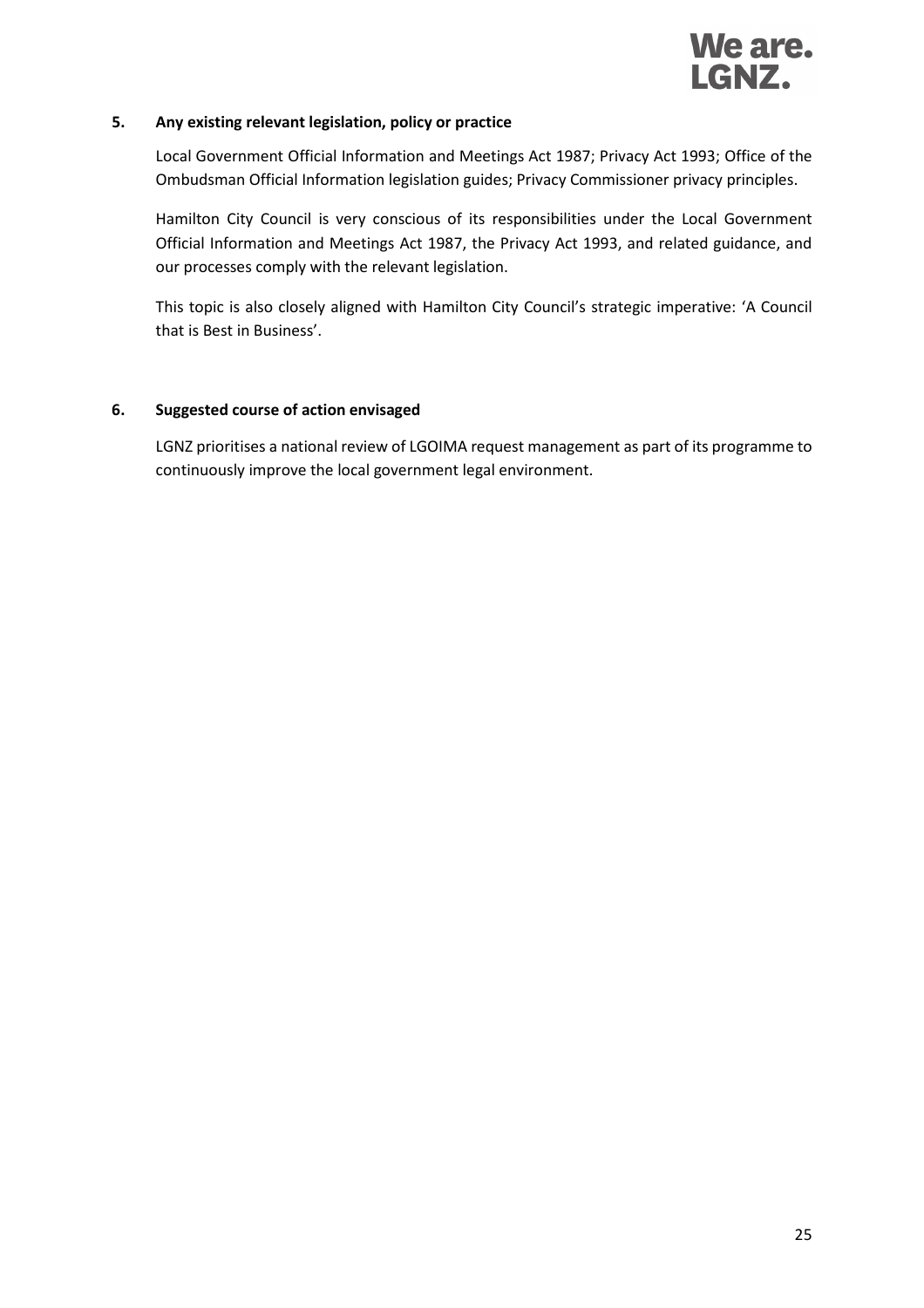### 5. Any existing relevant legislation, policy or practice

Local Government Official Information and Meetings Act 1987; Privacy Act 1993; Office of the Ombudsman Official Information legislation guides; Privacy Commissioner privacy principles.

Hamilton City Council is very conscious of its responsibilities under the Local Government Official Information and Meetings Act 1987, the Privacy Act 1993, and related guidance, and our processes comply with the relevant legislation.

This topic is also closely aligned with Hamilton City Council's strategic imperative: 'A Council that is Best in Business'.

### 6. Suggested course of action envisaged

LGNZ prioritises a national review of LGOIMA request management as part of its programme to continuously improve the local government legal environment.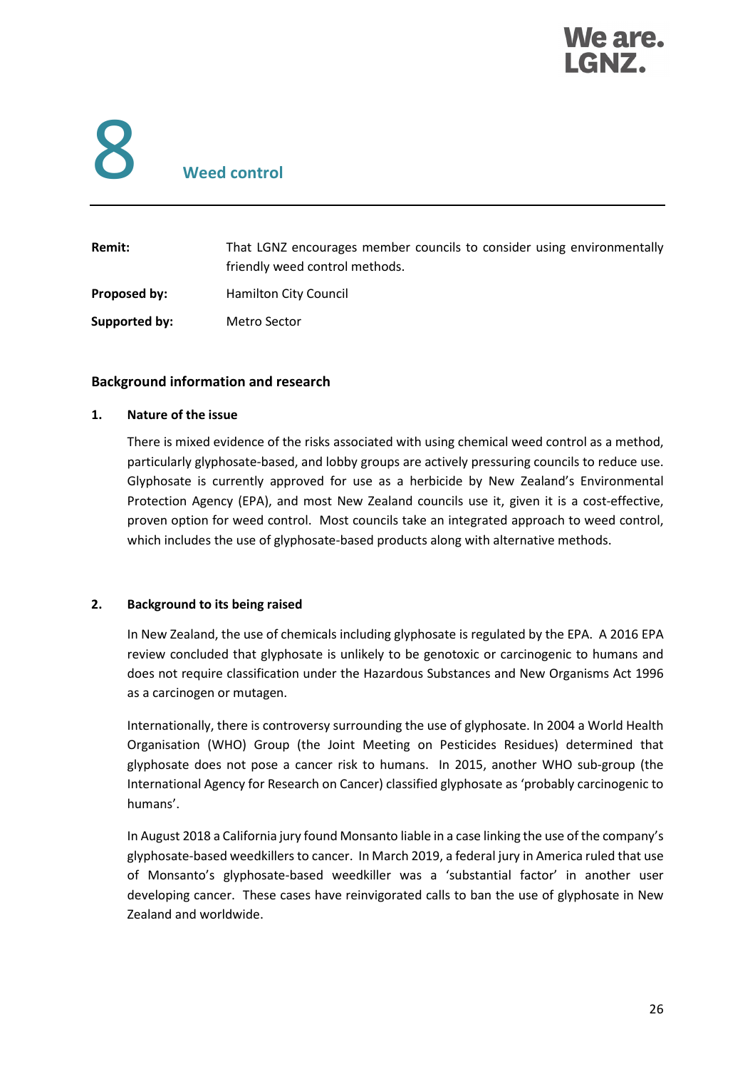# 8 Weed control

| | |
|---|---|
| **Remit:** | That LGNZ encourages member councils to consider using environmentally friendly weed control methods. |
| **Proposed by:** | Hamilton City Council |
| **Supported by:** | Metro Sector |

## Background information and research

### 1. Nature of the issue

There is mixed evidence of the risks associated with using chemical weed control as a method, particularly glyphosate-based, and lobby groups are actively pressuring councils to reduce use. Glyphosate is currently approved for use as a herbicide by New Zealand's Environmental Protection Agency (EPA), and most New Zealand councils use it, given it is a cost-effective, proven option for weed control. Most councils take an integrated approach to weed control, which includes the use of glyphosate-based products along with alternative methods.

### 2. Background to its being raised

In New Zealand, the use of chemicals including glyphosate is regulated by the EPA. A 2016 EPA review concluded that glyphosate is unlikely to be genotoxic or carcinogenic to humans and does not require classification under the Hazardous Substances and New Organisms Act 1996 as a carcinogen or mutagen.

Internationally, there is controversy surrounding the use of glyphosate. In 2004 a World Health Organisation (WHO) Group (the Joint Meeting on Pesticides Residues) determined that glyphosate does not pose a cancer risk to humans. In 2015, another WHO sub-group (the International Agency for Research on Cancer) classified glyphosate as 'probably carcinogenic to humans'.

In August 2018 a California jury found Monsanto liable in a case linking the use of the company's glyphosate-based weedkillers to cancer. In March 2019, a federal jury in America ruled that use of Monsanto's glyphosate-based weedkiller was a 'substantial factor' in another user developing cancer. These cases have reinvigorated calls to ban the use of glyphosate in New Zealand and worldwide.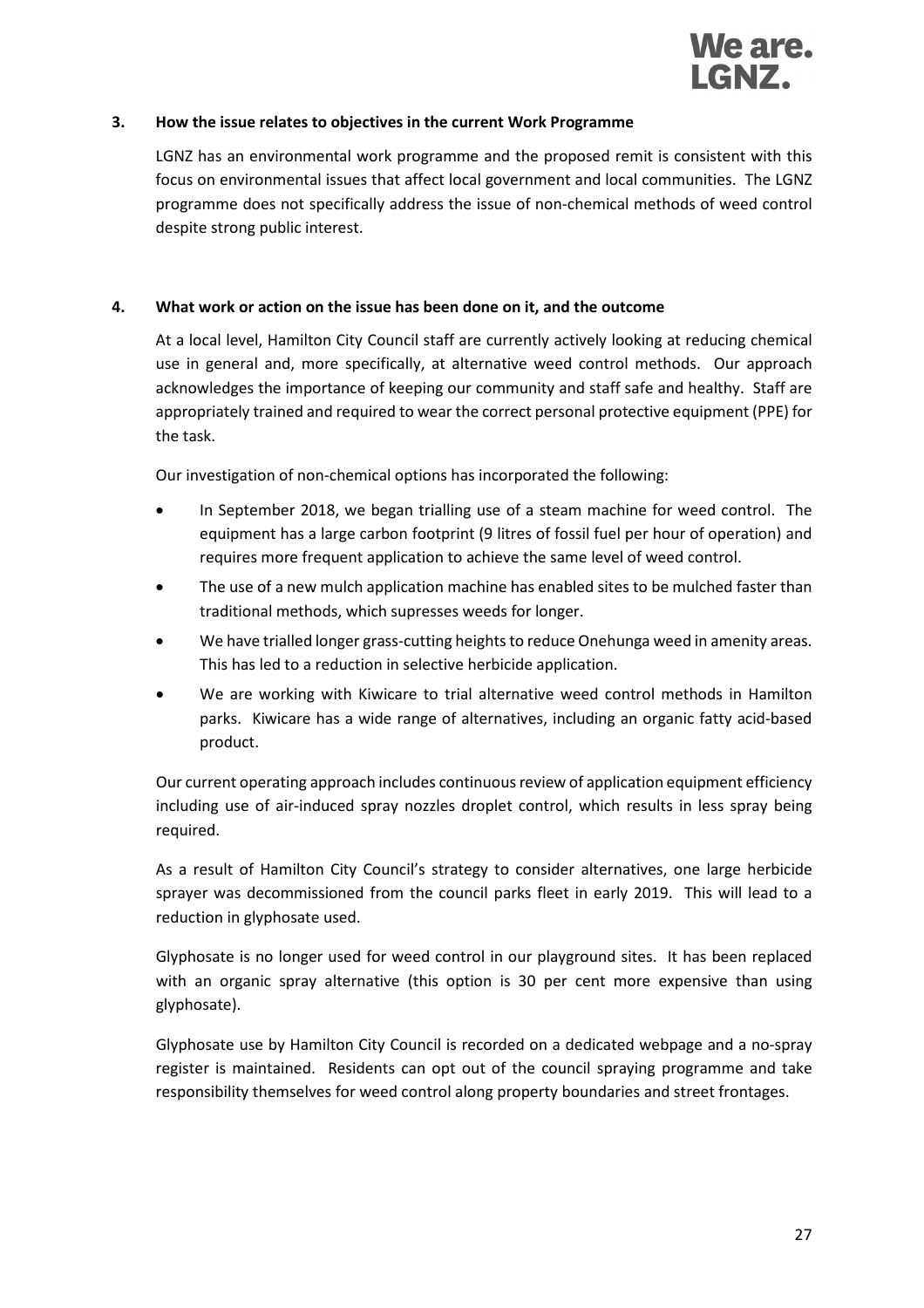### 3. How the issue relates to objectives in the current Work Programme

LGNZ has an environmental work programme and the proposed remit is consistent with this focus on environmental issues that affect local government and local communities. The LGNZ programme does not specifically address the issue of non-chemical methods of weed control despite strong public interest.

### 4. What work or action on the issue has been done on it, and the outcome

At a local level, Hamilton City Council staff are currently actively looking at reducing chemical use in general and, more specifically, at alternative weed control methods. Our approach acknowledges the importance of keeping our community and staff safe and healthy. Staff are appropriately trained and required to wear the correct personal protective equipment (PPE) for the task.

Our investigation of non-chemical options has incorporated the following:

- In September 2018, we began trialling use of a steam machine for weed control. The equipment has a large carbon footprint (9 litres of fossil fuel per hour of operation) and requires more frequent application to achieve the same level of weed control.
- The use of a new mulch application machine has enabled sites to be mulched faster than traditional methods, which supresses weeds for longer.
- We have trialled longer grass-cutting heights to reduce Onehunga weed in amenity areas. This has led to a reduction in selective herbicide application.
- We are working with Kiwicare to trial alternative weed control methods in Hamilton parks. Kiwicare has a wide range of alternatives, including an organic fatty acid-based product.

Our current operating approach includes continuous review of application equipment efficiency including use of air-induced spray nozzles droplet control, which results in less spray being required.

As a result of Hamilton City Council's strategy to consider alternatives, one large herbicide sprayer was decommissioned from the council parks fleet in early 2019. This will lead to a reduction in glyphosate used.

Glyphosate is no longer used for weed control in our playground sites. It has been replaced with an organic spray alternative (this option is 30 per cent more expensive than using glyphosate).

Glyphosate use by Hamilton City Council is recorded on a dedicated webpage and a no-spray register is maintained. Residents can opt out of the council spraying programme and take responsibility themselves for weed control along property boundaries and street frontages.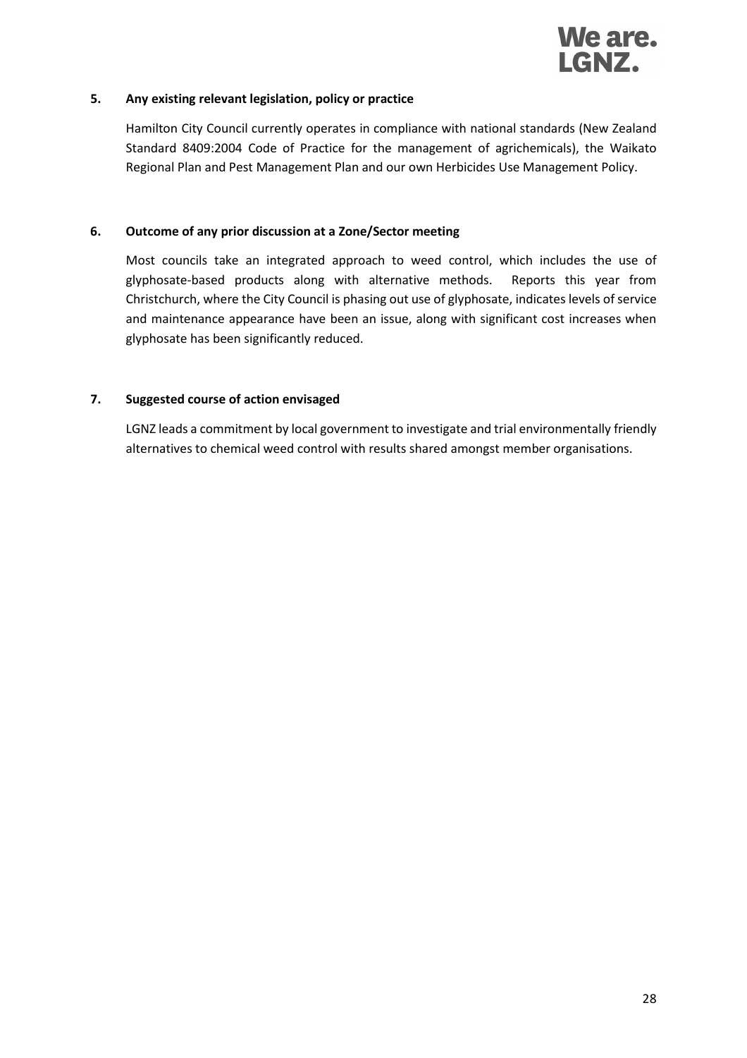### 5. Any existing relevant legislation, policy or practice

Hamilton City Council currently operates in compliance with national standards (New Zealand Standard 8409:2004 Code of Practice for the management of agrichemicals), the Waikato Regional Plan and Pest Management Plan and our own Herbicides Use Management Policy.

### 6. Outcome of any prior discussion at a Zone/Sector meeting

Most councils take an integrated approach to weed control, which includes the use of glyphosate-based products along with alternative methods. Reports this year from Christchurch, where the City Council is phasing out use of glyphosate, indicates levels of service and maintenance appearance have been an issue, along with significant cost increases when glyphosate has been significantly reduced.

### 7. Suggested course of action envisaged

LGNZ leads a commitment by local government to investigate and trial environmentally friendly alternatives to chemical weed control with results shared amongst member organisations.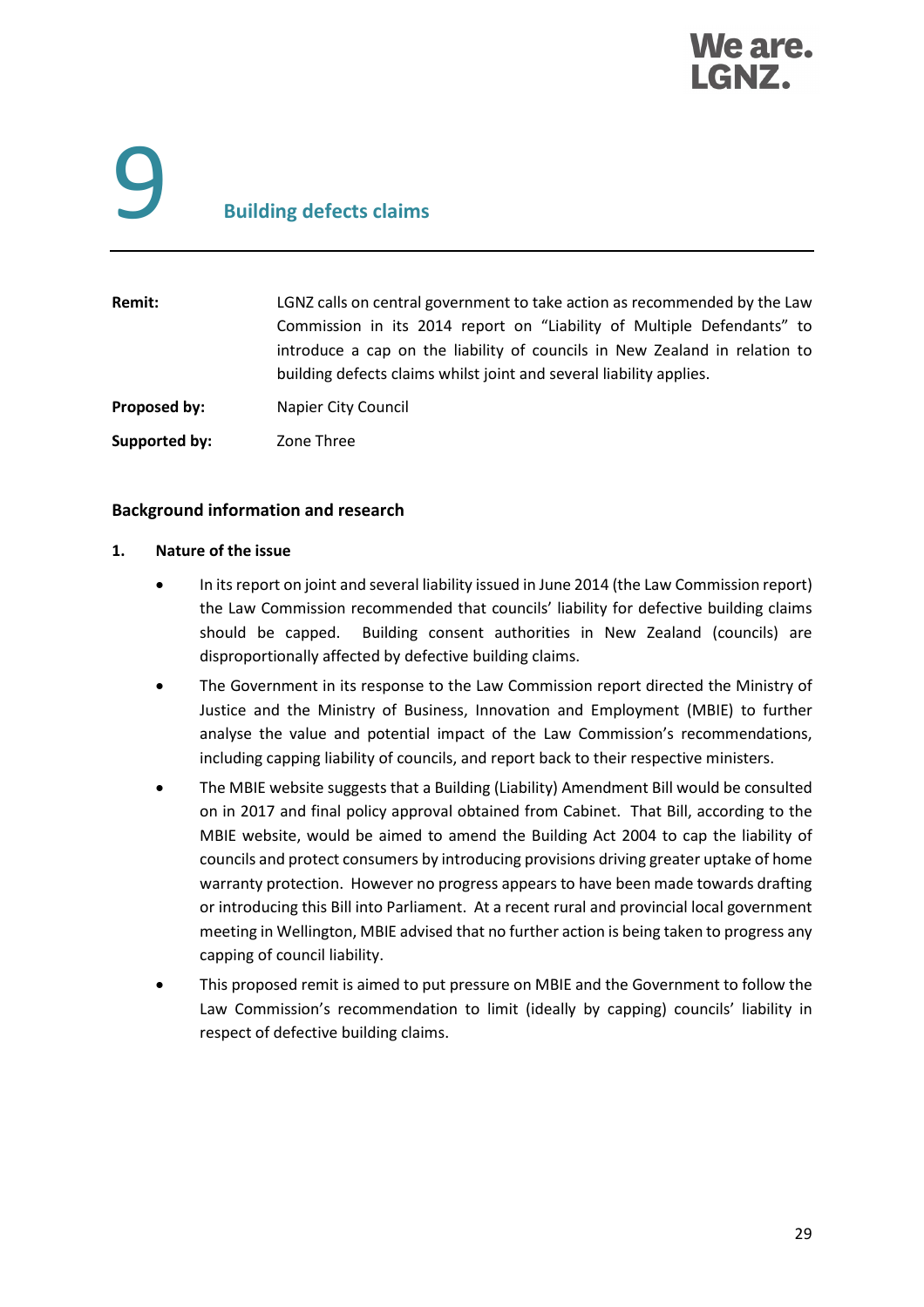# 9 Building defects claims

| | |
|---|---|
| **Remit:** | LGNZ calls on central government to take action as recommended by the Law Commission in its 2014 report on "Liability of Multiple Defendants" to introduce a cap on the liability of councils in New Zealand in relation to building defects claims whilst joint and several liability applies. |
| **Proposed by:** | Napier City Council |
| **Supported by:** | Zone Three |

## Background information and research

### 1. Nature of the issue

- In its report on joint and several liability issued in June 2014 (the Law Commission report) the Law Commission recommended that councils' liability for defective building claims should be capped. Building consent authorities in New Zealand (councils) are disproportionally affected by defective building claims.
- The Government in its response to the Law Commission report directed the Ministry of Justice and the Ministry of Business, Innovation and Employment (MBIE) to further analyse the value and potential impact of the Law Commission's recommendations, including capping liability of councils, and report back to their respective ministers.
- The MBIE website suggests that a Building (Liability) Amendment Bill would be consulted on in 2017 and final policy approval obtained from Cabinet. That Bill, according to the MBIE website, would be aimed to amend the Building Act 2004 to cap the liability of councils and protect consumers by introducing provisions driving greater uptake of home warranty protection. However no progress appears to have been made towards drafting or introducing this Bill into Parliament. At a recent rural and provincial local government meeting in Wellington, MBIE advised that no further action is being taken to progress any capping of council liability.
- This proposed remit is aimed to put pressure on MBIE and the Government to follow the Law Commission's recommendation to limit (ideally by capping) councils' liability in respect of defective building claims.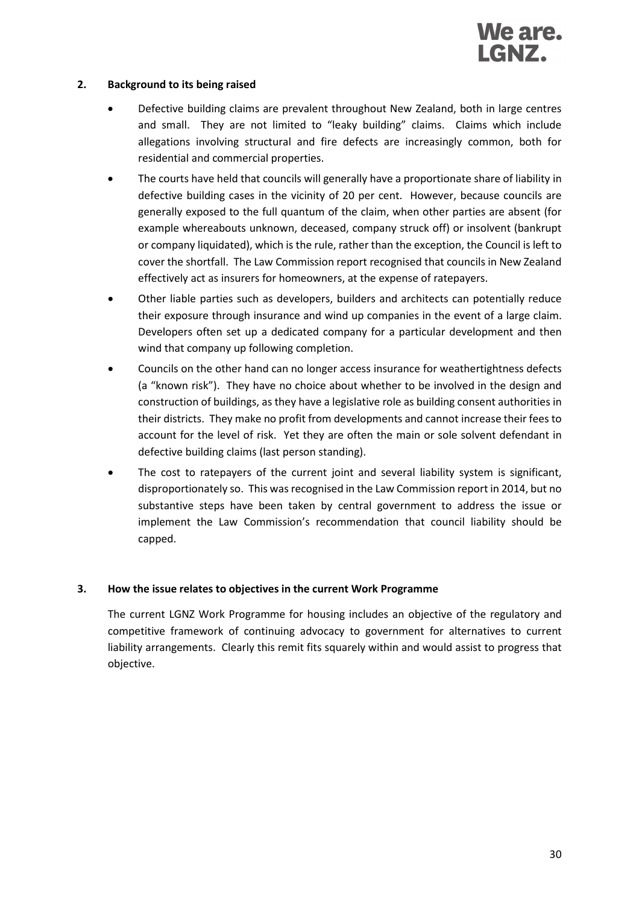## 2. Background to its being raised

- Defective building claims are prevalent throughout New Zealand, both in large centres and small. They are not limited to "leaky building" claims. Claims which include allegations involving structural and fire defects are increasingly common, both for residential and commercial properties.
- The courts have held that councils will generally have a proportionate share of liability in defective building cases in the vicinity of 20 per cent. However, because councils are generally exposed to the full quantum of the claim, when other parties are absent (for example whereabouts unknown, deceased, company struck off) or insolvent (bankrupt or company liquidated), which is the rule, rather than the exception, the Council is left to cover the shortfall. The Law Commission report recognised that councils in New Zealand effectively act as insurers for homeowners, at the expense of ratepayers.
- Other liable parties such as developers, builders and architects can potentially reduce their exposure through insurance and wind up companies in the event of a large claim. Developers often set up a dedicated company for a particular development and then wind that company up following completion.
- Councils on the other hand can no longer access insurance for weathertightness defects (a "known risk"). They have no choice about whether to be involved in the design and construction of buildings, as they have a legislative role as building consent authorities in their districts. They make no profit from developments and cannot increase their fees to account for the level of risk. Yet they are often the main or sole solvent defendant in defective building claims (last person standing).
- The cost to ratepayers of the current joint and several liability system is significant, disproportionately so. This was recognised in the Law Commission report in 2014, but no substantive steps have been taken by central government to address the issue or implement the Law Commission's recommendation that council liability should be capped.

## 3. How the issue relates to objectives in the current Work Programme

The current LGNZ Work Programme for housing includes an objective of the regulatory and competitive framework of continuing advocacy to government for alternatives to current liability arrangements. Clearly this remit fits squarely within and would assist to progress that objective.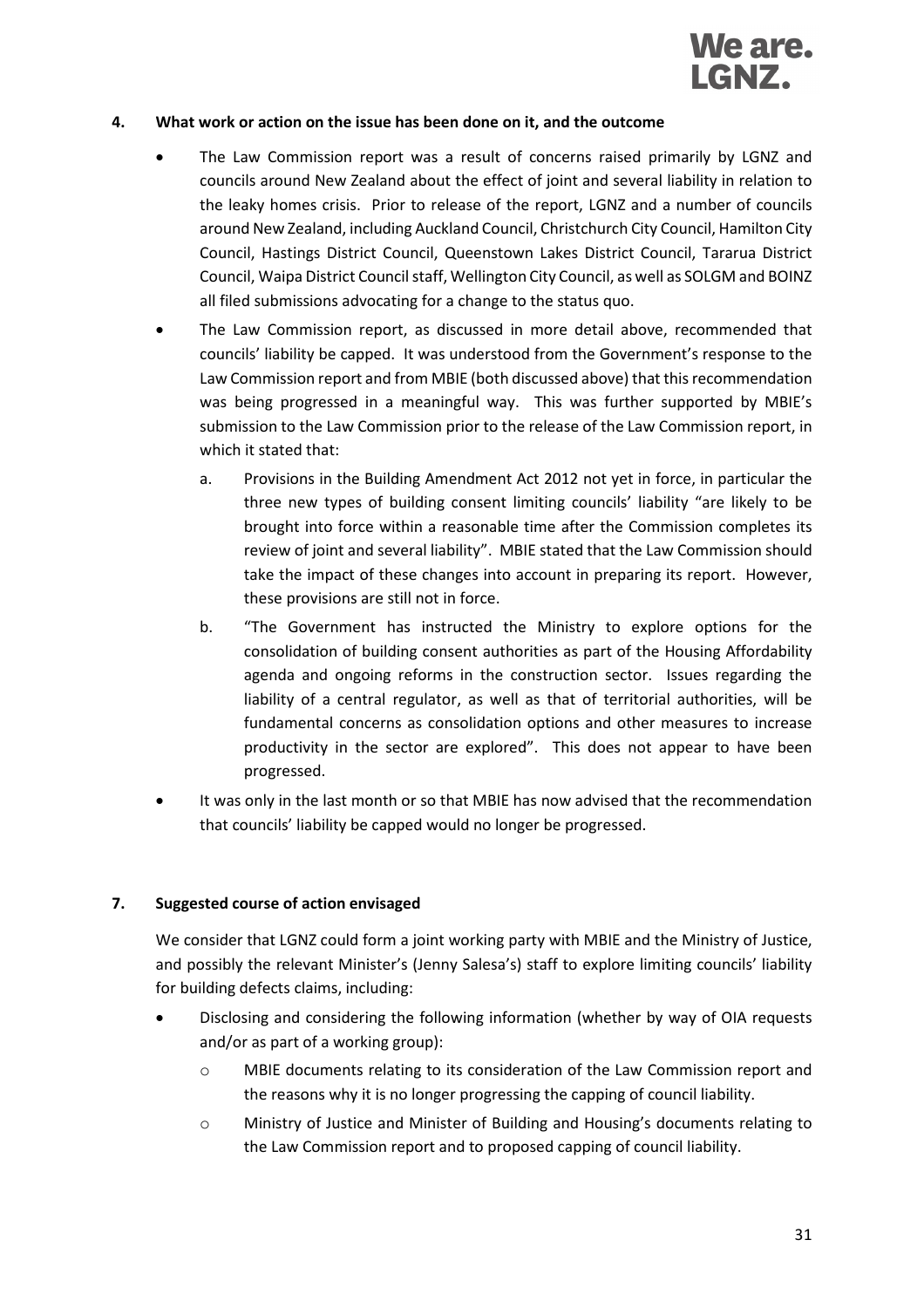## 4. What work or action on the issue has been done on it, and the outcome

- The Law Commission report was a result of concerns raised primarily by LGNZ and councils around New Zealand about the effect of joint and several liability in relation to the leaky homes crisis. Prior to release of the report, LGNZ and a number of councils around New Zealand, including Auckland Council, Christchurch City Council, Hamilton City Council, Hastings District Council, Queenstown Lakes District Council, Tararua District Council, Waipa District Council staff, Wellington City Council, as well as SOLGM and BOINZ all filed submissions advocating for a change to the status quo.
- The Law Commission report, as discussed in more detail above, recommended that councils' liability be capped. It was understood from the Government's response to the Law Commission report and from MBIE (both discussed above) that this recommendation was being progressed in a meaningful way. This was further supported by MBIE's submission to the Law Commission prior to the release of the Law Commission report, in which it stated that:
  a. Provisions in the Building Amendment Act 2012 not yet in force, in particular the three new types of building consent limiting councils' liability "are likely to be brought into force within a reasonable time after the Commission completes its review of joint and several liability". MBIE stated that the Law Commission should take the impact of these changes into account in preparing its report. However, these provisions are still not in force.
  b. "The Government has instructed the Ministry to explore options for the consolidation of building consent authorities as part of the Housing Affordability agenda and ongoing reforms in the construction sector. Issues regarding the liability of a central regulator, as well as that of territorial authorities, will be fundamental concerns as consolidation options and other measures to increase productivity in the sector are explored". This does not appear to have been progressed.
- It was only in the last month or so that MBIE has now advised that the recommendation that councils' liability be capped would no longer be progressed.

## 7. Suggested course of action envisaged

We consider that LGNZ could form a joint working party with MBIE and the Ministry of Justice, and possibly the relevant Minister's (Jenny Salesa's) staff to explore limiting councils' liability for building defects claims, including:

- Disclosing and considering the following information (whether by way of OIA requests and/or as part of a working group):
  - MBIE documents relating to its consideration of the Law Commission report and the reasons why it is no longer progressing the capping of council liability.
  - Ministry of Justice and Minister of Building and Housing's documents relating to the Law Commission report and to proposed capping of council liability.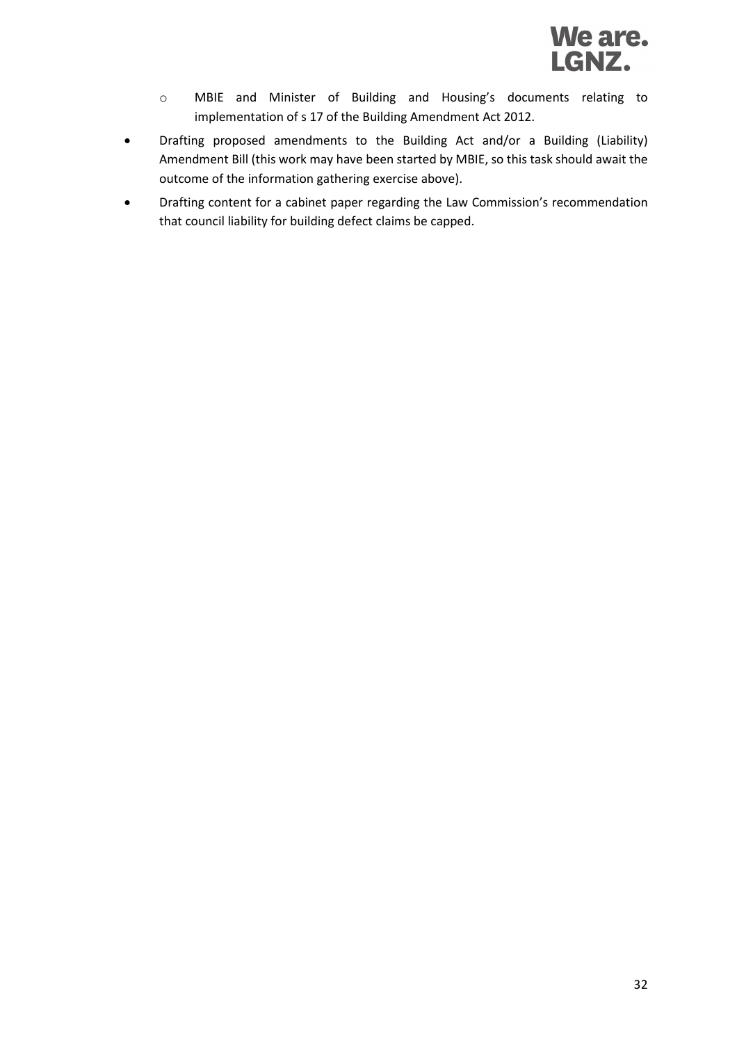- MBIE and Minister of Building and Housing's documents relating to implementation of s 17 of the Building Amendment Act 2012.

- Drafting proposed amendments to the Building Act and/or a Building (Liability) Amendment Bill (this work may have been started by MBIE, so this task should await the outcome of the information gathering exercise above).
- Drafting content for a cabinet paper regarding the Law Commission's recommendation that council liability for building defect claims be capped.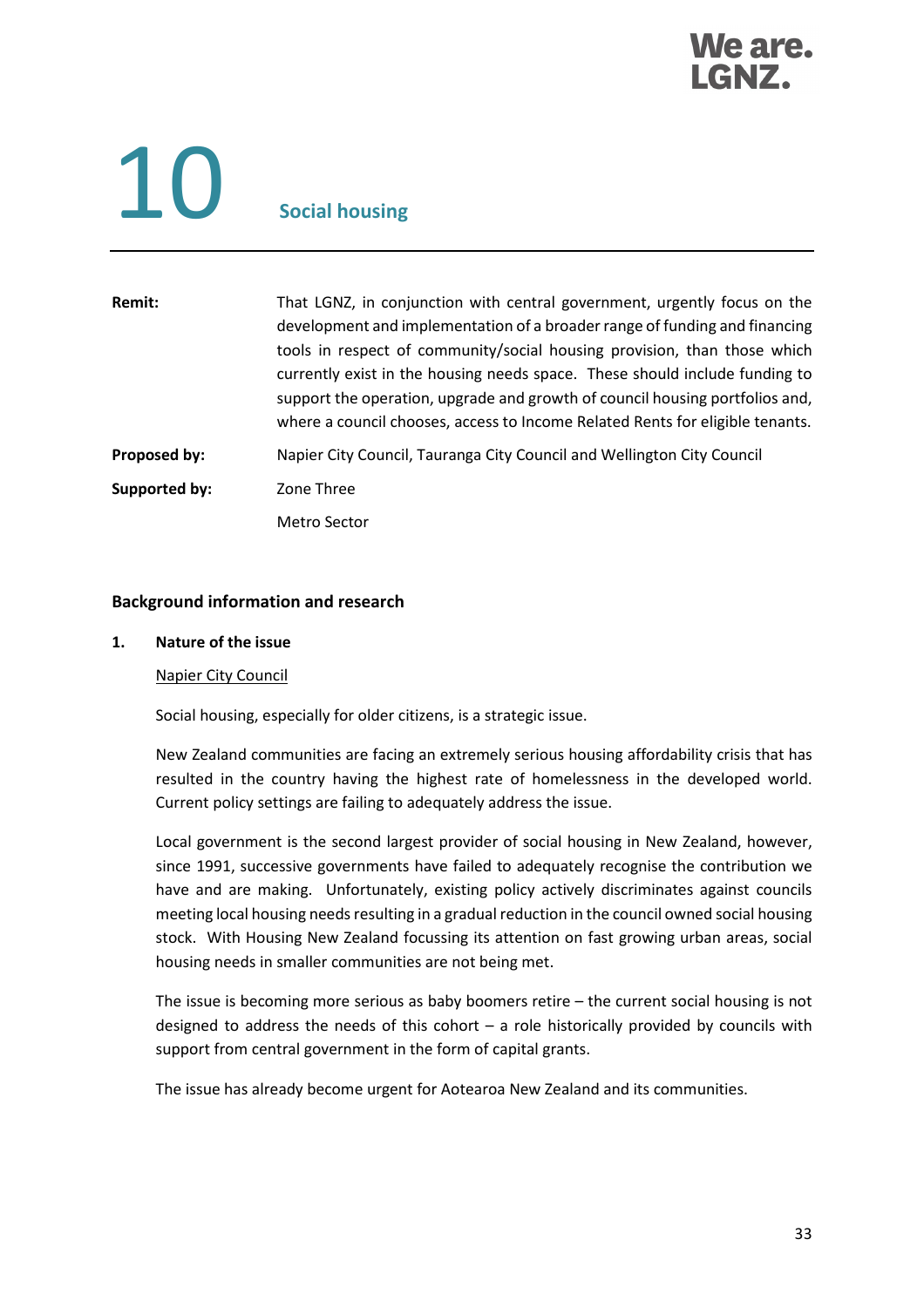# 10 Social housing

| | |
|---|---|
| **Remit:** | That LGNZ, in conjunction with central government, urgently focus on the development and implementation of a broader range of funding and financing tools in respect of community/social housing provision, than those which currently exist in the housing needs space. These should include funding to support the operation, upgrade and growth of council housing portfolios and, where a council chooses, access to Income Related Rents for eligible tenants. |
| **Proposed by:** | Napier City Council, Tauranga City Council and Wellington City Council |
| **Supported by:** | Zone Three |
| | Metro Sector |

## Background information and research

### 1. Nature of the issue

Napier City Council

Social housing, especially for older citizens, is a strategic issue.

New Zealand communities are facing an extremely serious housing affordability crisis that has resulted in the country having the highest rate of homelessness in the developed world. Current policy settings are failing to adequately address the issue.

Local government is the second largest provider of social housing in New Zealand, however, since 1991, successive governments have failed to adequately recognise the contribution we have and are making. Unfortunately, existing policy actively discriminates against councils meeting local housing needs resulting in a gradual reduction in the council owned social housing stock. With Housing New Zealand focussing its attention on fast growing urban areas, social housing needs in smaller communities are not being met.

The issue is becoming more serious as baby boomers retire – the current social housing is not designed to address the needs of this cohort – a role historically provided by councils with support from central government in the form of capital grants.

The issue has already become urgent for Aotearoa New Zealand and its communities.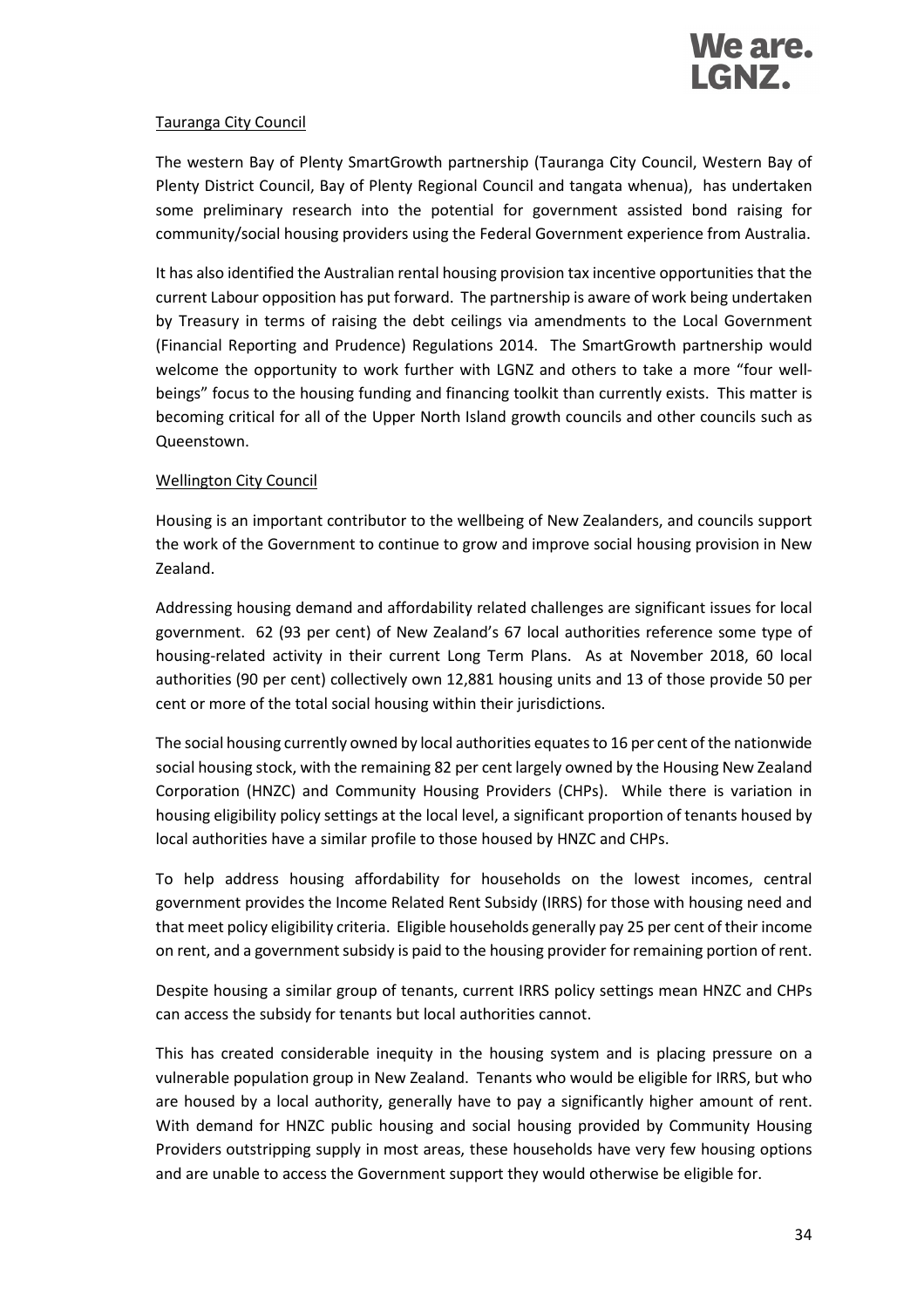Tauranga City Council

The western Bay of Plenty SmartGrowth partnership (Tauranga City Council, Western Bay of Plenty District Council, Bay of Plenty Regional Council and tangata whenua), has undertaken some preliminary research into the potential for government assisted bond raising for community/social housing providers using the Federal Government experience from Australia.

It has also identified the Australian rental housing provision tax incentive opportunities that the current Labour opposition has put forward. The partnership is aware of work being undertaken by Treasury in terms of raising the debt ceilings via amendments to the Local Government (Financial Reporting and Prudence) Regulations 2014. The SmartGrowth partnership would welcome the opportunity to work further with LGNZ and others to take a more "four well-beings" focus to the housing funding and financing toolkit than currently exists. This matter is becoming critical for all of the Upper North Island growth councils and other councils such as Queenstown.

Wellington City Council

Housing is an important contributor to the wellbeing of New Zealanders, and councils support the work of the Government to continue to grow and improve social housing provision in New Zealand.

Addressing housing demand and affordability related challenges are significant issues for local government. 62 (93 per cent) of New Zealand's 67 local authorities reference some type of housing-related activity in their current Long Term Plans. As at November 2018, 60 local authorities (90 per cent) collectively own 12,881 housing units and 13 of those provide 50 per cent or more of the total social housing within their jurisdictions.

The social housing currently owned by local authorities equates to 16 per cent of the nationwide social housing stock, with the remaining 82 per cent largely owned by the Housing New Zealand Corporation (HNZC) and Community Housing Providers (CHPs). While there is variation in housing eligibility policy settings at the local level, a significant proportion of tenants housed by local authorities have a similar profile to those housed by HNZC and CHPs.

To help address housing affordability for households on the lowest incomes, central government provides the Income Related Rent Subsidy (IRRS) for those with housing need and that meet policy eligibility criteria. Eligible households generally pay 25 per cent of their income on rent, and a government subsidy is paid to the housing provider for remaining portion of rent.

Despite housing a similar group of tenants, current IRRS policy settings mean HNZC and CHPs can access the subsidy for tenants but local authorities cannot.

This has created considerable inequity in the housing system and is placing pressure on a vulnerable population group in New Zealand. Tenants who would be eligible for IRRS, but who are housed by a local authority, generally have to pay a significantly higher amount of rent. With demand for HNZC public housing and social housing provided by Community Housing Providers outstripping supply in most areas, these households have very few housing options and are unable to access the Government support they would otherwise be eligible for.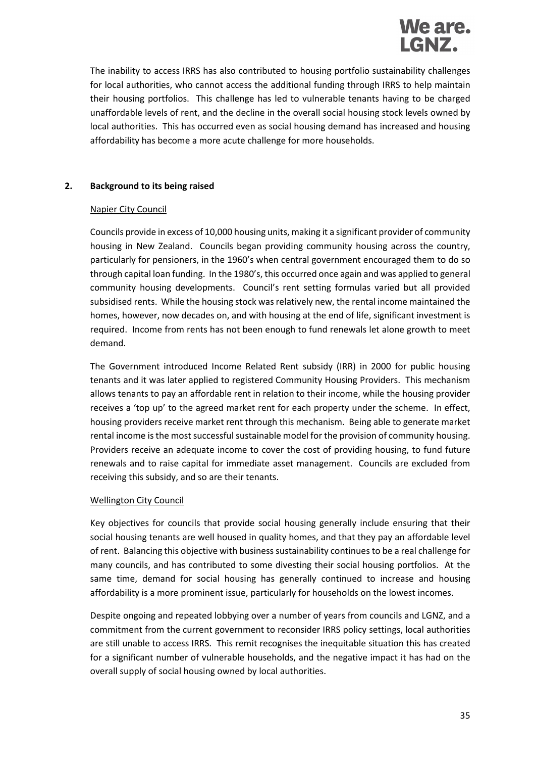The inability to access IRRS has also contributed to housing portfolio sustainability challenges for local authorities, who cannot access the additional funding through IRRS to help maintain their housing portfolios. This challenge has led to vulnerable tenants having to be charged unaffordable levels of rent, and the decline in the overall social housing stock levels owned by local authorities. This has occurred even as social housing demand has increased and housing affordability has become a more acute challenge for more households.

**2. Background to its being raised**

Napier City Council

Councils provide in excess of 10,000 housing units, making it a significant provider of community housing in New Zealand. Councils began providing community housing across the country, particularly for pensioners, in the 1960's when central government encouraged them to do so through capital loan funding. In the 1980's, this occurred once again and was applied to general community housing developments. Council's rent setting formulas varied but all provided subsidised rents. While the housing stock was relatively new, the rental income maintained the homes, however, now decades on, and with housing at the end of life, significant investment is required. Income from rents has not been enough to fund renewals let alone growth to meet demand.

The Government introduced Income Related Rent subsidy (IRR) in 2000 for public housing tenants and it was later applied to registered Community Housing Providers. This mechanism allows tenants to pay an affordable rent in relation to their income, while the housing provider receives a 'top up' to the agreed market rent for each property under the scheme. In effect, housing providers receive market rent through this mechanism. Being able to generate market rental income is the most successful sustainable model for the provision of community housing. Providers receive an adequate income to cover the cost of providing housing, to fund future renewals and to raise capital for immediate asset management. Councils are excluded from receiving this subsidy, and so are their tenants.

Wellington City Council

Key objectives for councils that provide social housing generally include ensuring that their social housing tenants are well housed in quality homes, and that they pay an affordable level of rent. Balancing this objective with business sustainability continues to be a real challenge for many councils, and has contributed to some divesting their social housing portfolios. At the same time, demand for social housing has generally continued to increase and housing affordability is a more prominent issue, particularly for households on the lowest incomes.

Despite ongoing and repeated lobbying over a number of years from councils and LGNZ, and a commitment from the current government to reconsider IRRS policy settings, local authorities are still unable to access IRRS. This remit recognises the inequitable situation this has created for a significant number of vulnerable households, and the negative impact it has had on the overall supply of social housing owned by local authorities.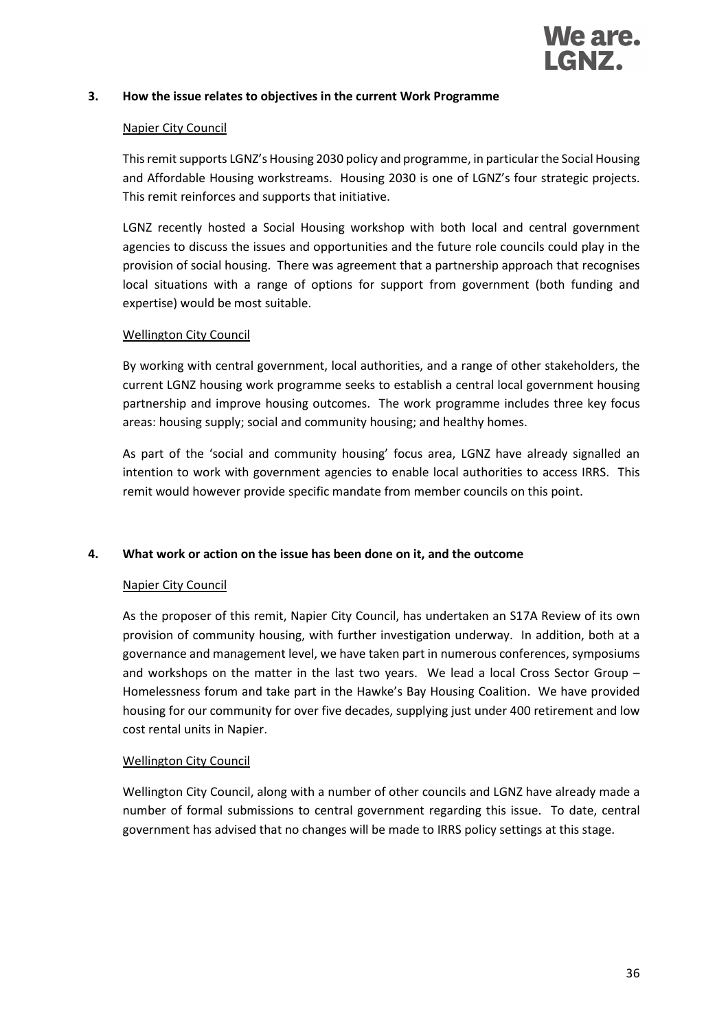### 3. How the issue relates to objectives in the current Work Programme

Napier City Council

This remit supports LGNZ's Housing 2030 policy and programme, in particular the Social Housing and Affordable Housing workstreams. Housing 2030 is one of LGNZ's four strategic projects. This remit reinforces and supports that initiative.

LGNZ recently hosted a Social Housing workshop with both local and central government agencies to discuss the issues and opportunities and the future role councils could play in the provision of social housing. There was agreement that a partnership approach that recognises local situations with a range of options for support from government (both funding and expertise) would be most suitable.

Wellington City Council

By working with central government, local authorities, and a range of other stakeholders, the current LGNZ housing work programme seeks to establish a central local government housing partnership and improve housing outcomes. The work programme includes three key focus areas: housing supply; social and community housing; and healthy homes.

As part of the 'social and community housing' focus area, LGNZ have already signalled an intention to work with government agencies to enable local authorities to access IRRS. This remit would however provide specific mandate from member councils on this point.

### 4. What work or action on the issue has been done on it, and the outcome

Napier City Council

As the proposer of this remit, Napier City Council, has undertaken an S17A Review of its own provision of community housing, with further investigation underway. In addition, both at a governance and management level, we have taken part in numerous conferences, symposiums and workshops on the matter in the last two years. We lead a local Cross Sector Group – Homelessness forum and take part in the Hawke's Bay Housing Coalition. We have provided housing for our community for over five decades, supplying just under 400 retirement and low cost rental units in Napier.

Wellington City Council

Wellington City Council, along with a number of other councils and LGNZ have already made a number of formal submissions to central government regarding this issue. To date, central government has advised that no changes will be made to IRRS policy settings at this stage.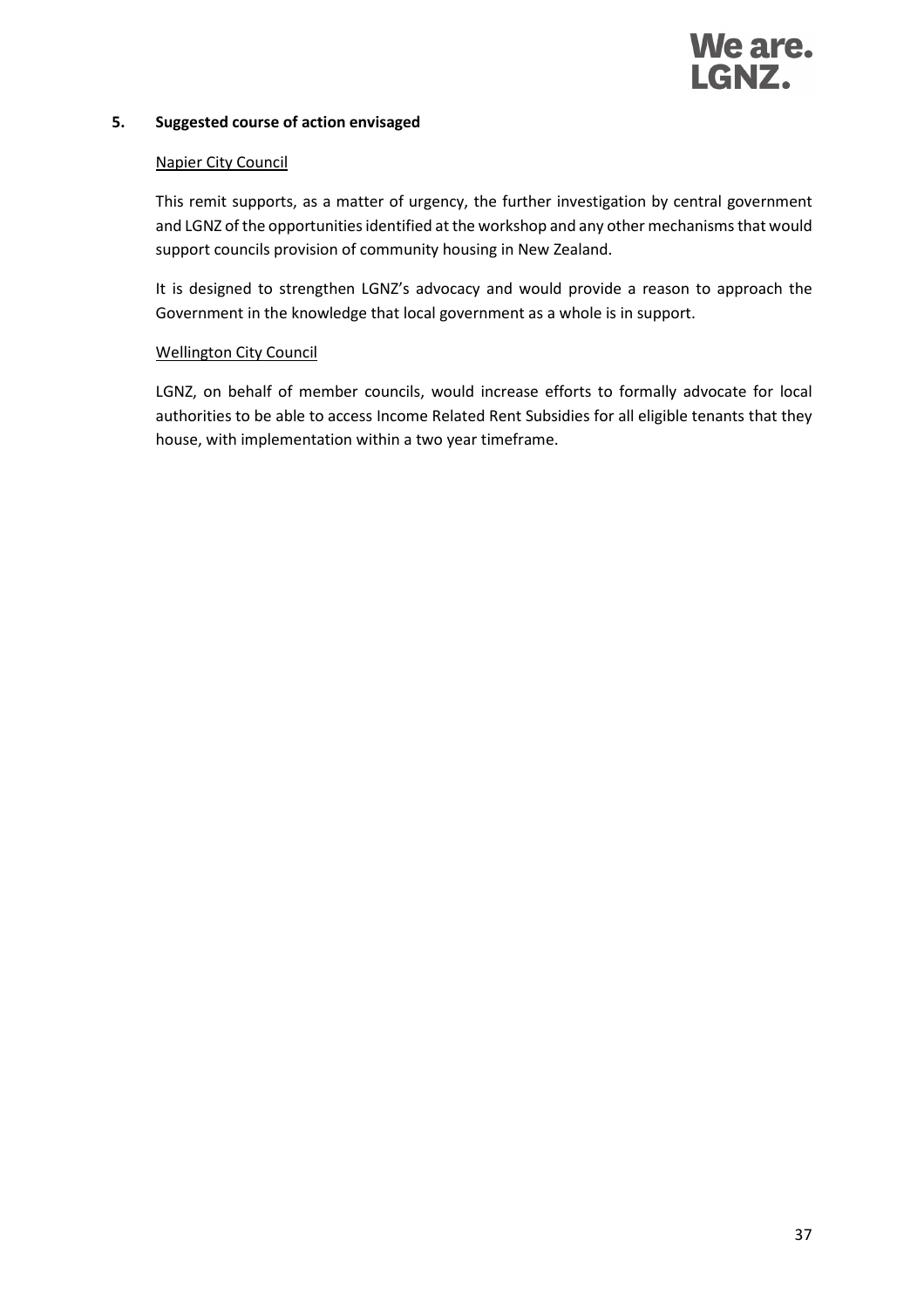## 5. Suggested course of action envisaged

Napier City Council

This remit supports, as a matter of urgency, the further investigation by central government and LGNZ of the opportunities identified at the workshop and any other mechanisms that would support councils provision of community housing in New Zealand.

It is designed to strengthen LGNZ's advocacy and would provide a reason to approach the Government in the knowledge that local government as a whole is in support.

Wellington City Council

LGNZ, on behalf of member councils, would increase efforts to formally advocate for local authorities to be able to access Income Related Rent Subsidies for all eligible tenants that they house, with implementation within a two year timeframe.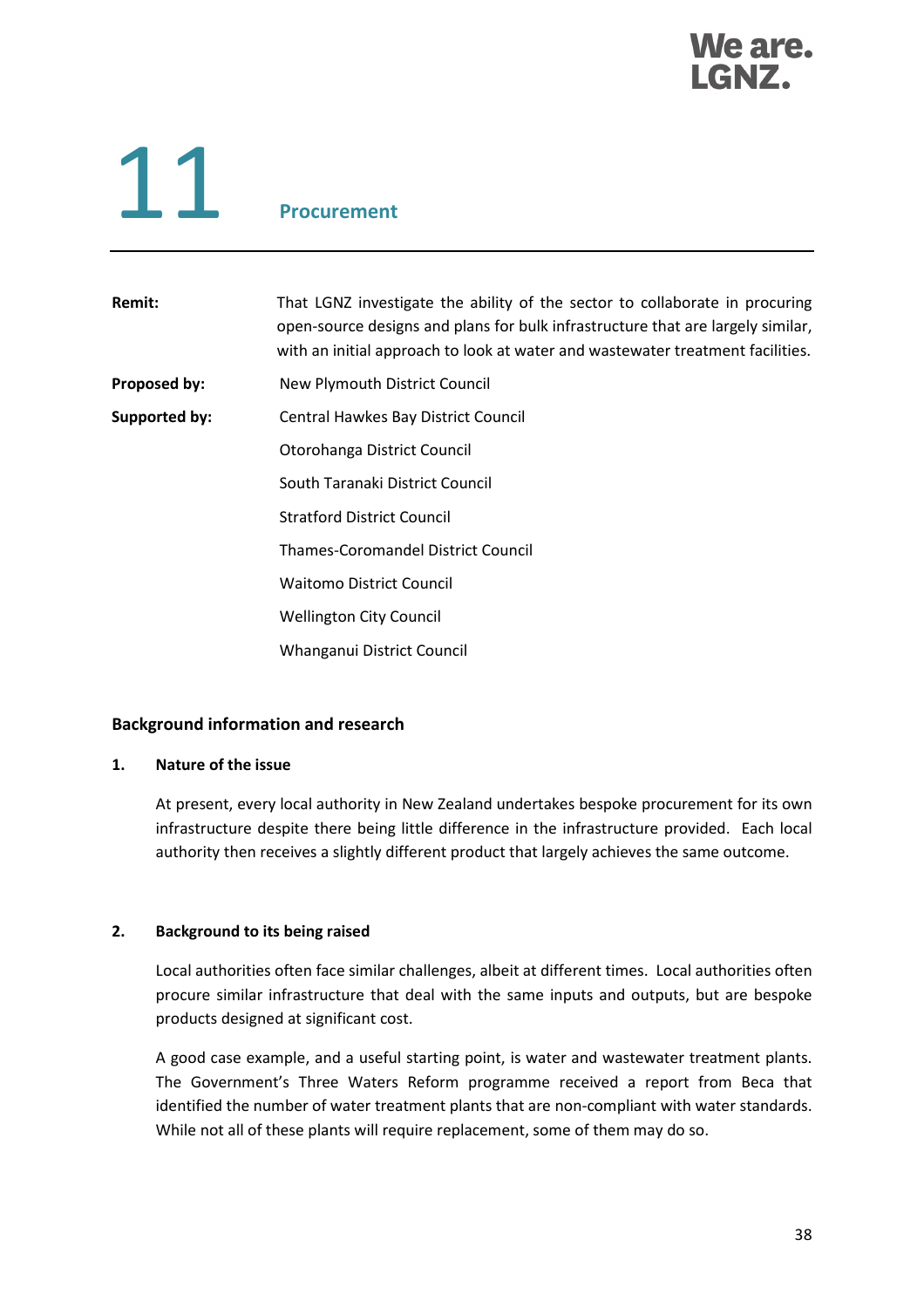# 11 Procurement

| | |
|---|---|
| **Remit:** | That LGNZ investigate the ability of the sector to collaborate in procuring open-source designs and plans for bulk infrastructure that are largely similar, with an initial approach to look at water and wastewater treatment facilities. |
| **Proposed by:** | New Plymouth District Council |
| **Supported by:** | Central Hawkes Bay District Council<br>Otorohanga District Council<br>South Taranaki District Council<br>Stratford District Council<br>Thames-Coromandel District Council<br>Waitomo District Council<br>Wellington City Council<br>Whanganui District Council |

## Background information and research

### 1. Nature of the issue

At present, every local authority in New Zealand undertakes bespoke procurement for its own infrastructure despite there being little difference in the infrastructure provided. Each local authority then receives a slightly different product that largely achieves the same outcome.

### 2. Background to its being raised

Local authorities often face similar challenges, albeit at different times. Local authorities often procure similar infrastructure that deal with the same inputs and outputs, but are bespoke products designed at significant cost.

A good case example, and a useful starting point, is water and wastewater treatment plants. The Government's Three Waters Reform programme received a report from Beca that identified the number of water treatment plants that are non-compliant with water standards. While not all of these plants will require replacement, some of them may do so.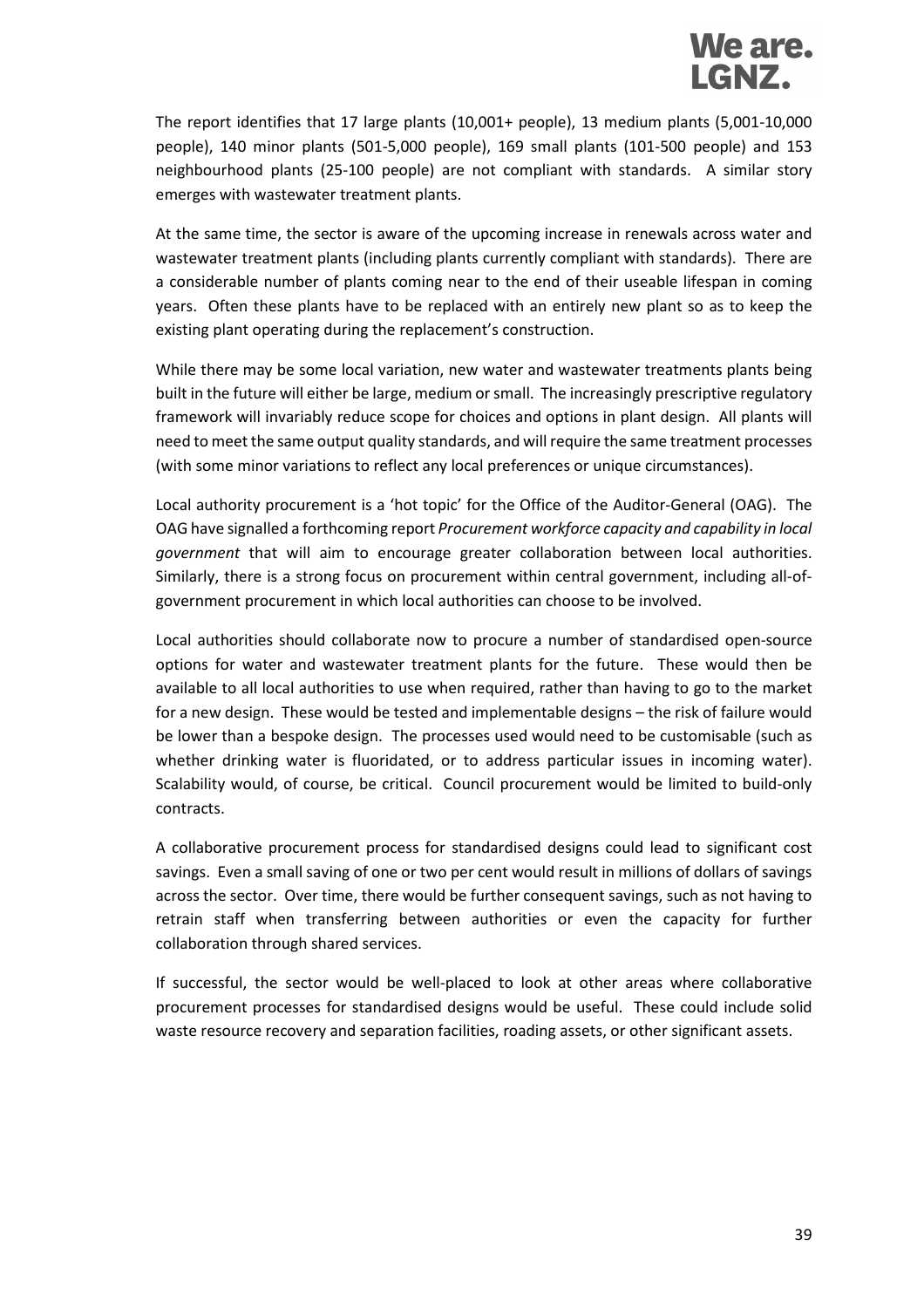The report identifies that 17 large plants (10,001+ people), 13 medium plants (5,001-10,000 people), 140 minor plants (501-5,000 people), 169 small plants (101-500 people) and 153 neighbourhood plants (25-100 people) are not compliant with standards. A similar story emerges with wastewater treatment plants.

At the same time, the sector is aware of the upcoming increase in renewals across water and wastewater treatment plants (including plants currently compliant with standards). There are a considerable number of plants coming near to the end of their useable lifespan in coming years. Often these plants have to be replaced with an entirely new plant so as to keep the existing plant operating during the replacement's construction.

While there may be some local variation, new water and wastewater treatments plants being built in the future will either be large, medium or small. The increasingly prescriptive regulatory framework will invariably reduce scope for choices and options in plant design. All plants will need to meet the same output quality standards, and will require the same treatment processes (with some minor variations to reflect any local preferences or unique circumstances).

Local authority procurement is a 'hot topic' for the Office of the Auditor-General (OAG). The OAG have signalled a forthcoming report *Procurement workforce capacity and capability in local government* that will aim to encourage greater collaboration between local authorities. Similarly, there is a strong focus on procurement within central government, including all-of-government procurement in which local authorities can choose to be involved.

Local authorities should collaborate now to procure a number of standardised open-source options for water and wastewater treatment plants for the future. These would then be available to all local authorities to use when required, rather than having to go to the market for a new design. These would be tested and implementable designs – the risk of failure would be lower than a bespoke design. The processes used would need to be customisable (such as whether drinking water is fluoridated, or to address particular issues in incoming water). Scalability would, of course, be critical. Council procurement would be limited to build-only contracts.

A collaborative procurement process for standardised designs could lead to significant cost savings. Even a small saving of one or two per cent would result in millions of dollars of savings across the sector. Over time, there would be further consequent savings, such as not having to retrain staff when transferring between authorities or even the capacity for further collaboration through shared services.

If successful, the sector would be well-placed to look at other areas where collaborative procurement processes for standardised designs would be useful. These could include solid waste resource recovery and separation facilities, roading assets, or other significant assets.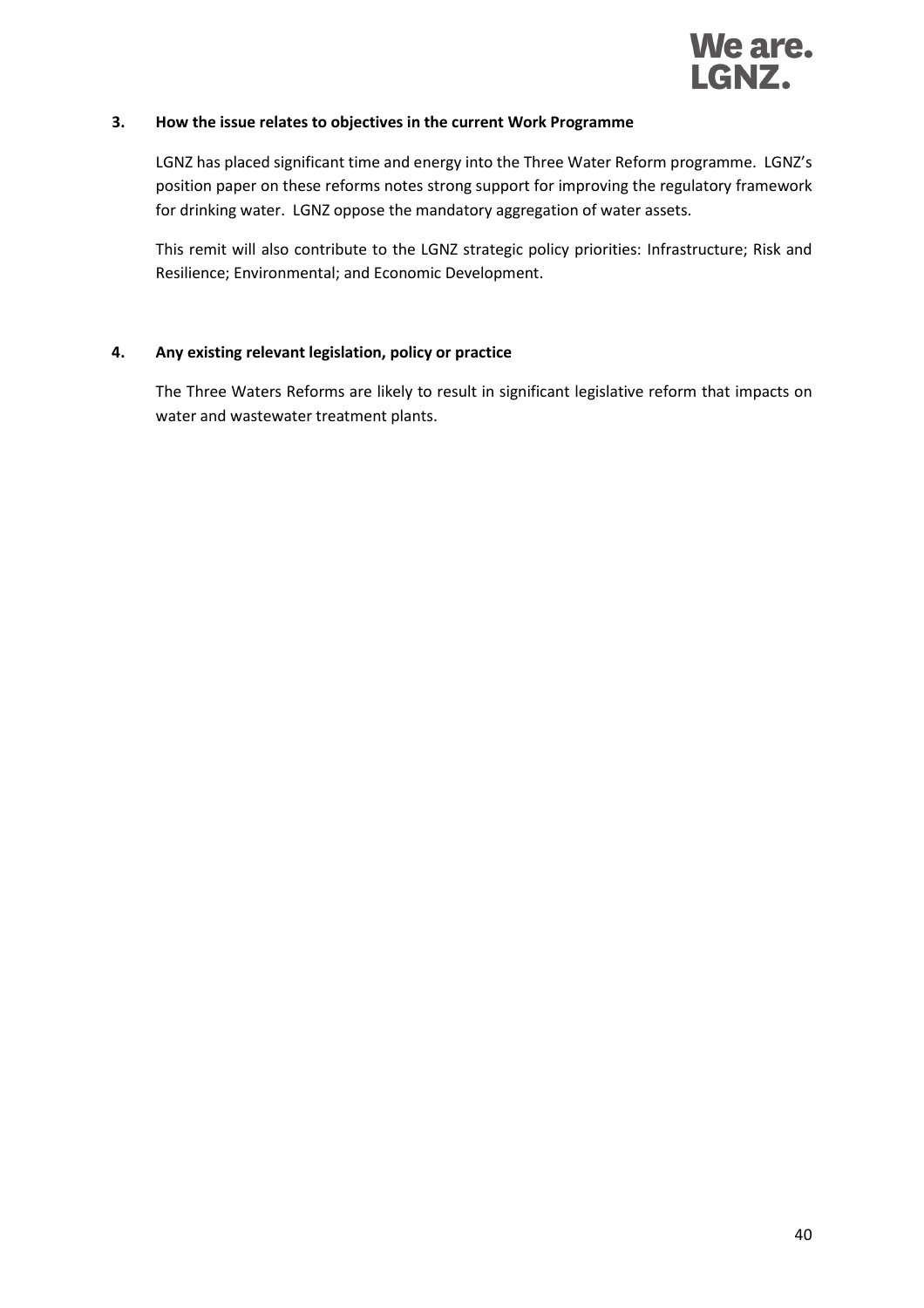### 3. How the issue relates to objectives in the current Work Programme

LGNZ has placed significant time and energy into the Three Water Reform programme. LGNZ's position paper on these reforms notes strong support for improving the regulatory framework for drinking water. LGNZ oppose the mandatory aggregation of water assets.

This remit will also contribute to the LGNZ strategic policy priorities: Infrastructure; Risk and Resilience; Environmental; and Economic Development.

### 4. Any existing relevant legislation, policy or practice

The Three Waters Reforms are likely to result in significant legislative reform that impacts on water and wastewater treatment plants.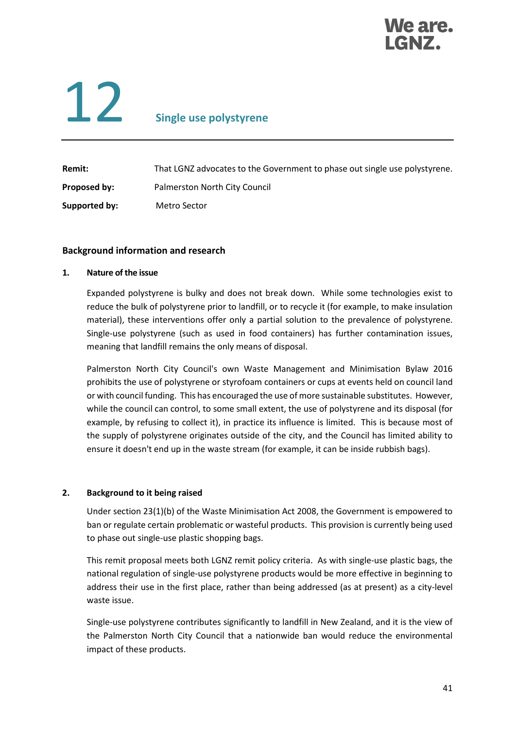# 12 Single use polystyrene

| | |
|---|---|
| **Remit:** | That LGNZ advocates to the Government to phase out single use polystyrene. |
| **Proposed by:** | Palmerston North City Council |
| **Supported by:** | Metro Sector |

## Background information and research

### 1. Nature of the issue

Expanded polystyrene is bulky and does not break down. While some technologies exist to reduce the bulk of polystyrene prior to landfill, or to recycle it (for example, to make insulation material), these interventions offer only a partial solution to the prevalence of polystyrene. Single-use polystyrene (such as used in food containers) has further contamination issues, meaning that landfill remains the only means of disposal.

Palmerston North City Council's own Waste Management and Minimisation Bylaw 2016 prohibits the use of polystyrene or styrofoam containers or cups at events held on council land or with council funding. This has encouraged the use of more sustainable substitutes. However, while the council can control, to some small extent, the use of polystyrene and its disposal (for example, by refusing to collect it), in practice its influence is limited. This is because most of the supply of polystyrene originates outside of the city, and the Council has limited ability to ensure it doesn't end up in the waste stream (for example, it can be inside rubbish bags).

### 2. Background to it being raised

Under section 23(1)(b) of the Waste Minimisation Act 2008, the Government is empowered to ban or regulate certain problematic or wasteful products. This provision is currently being used to phase out single-use plastic shopping bags.

This remit proposal meets both LGNZ remit policy criteria. As with single-use plastic bags, the national regulation of single-use polystyrene products would be more effective in beginning to address their use in the first place, rather than being addressed (as at present) as a city-level waste issue.

Single-use polystyrene contributes significantly to landfill in New Zealand, and it is the view of the Palmerston North City Council that a nationwide ban would reduce the environmental impact of these products.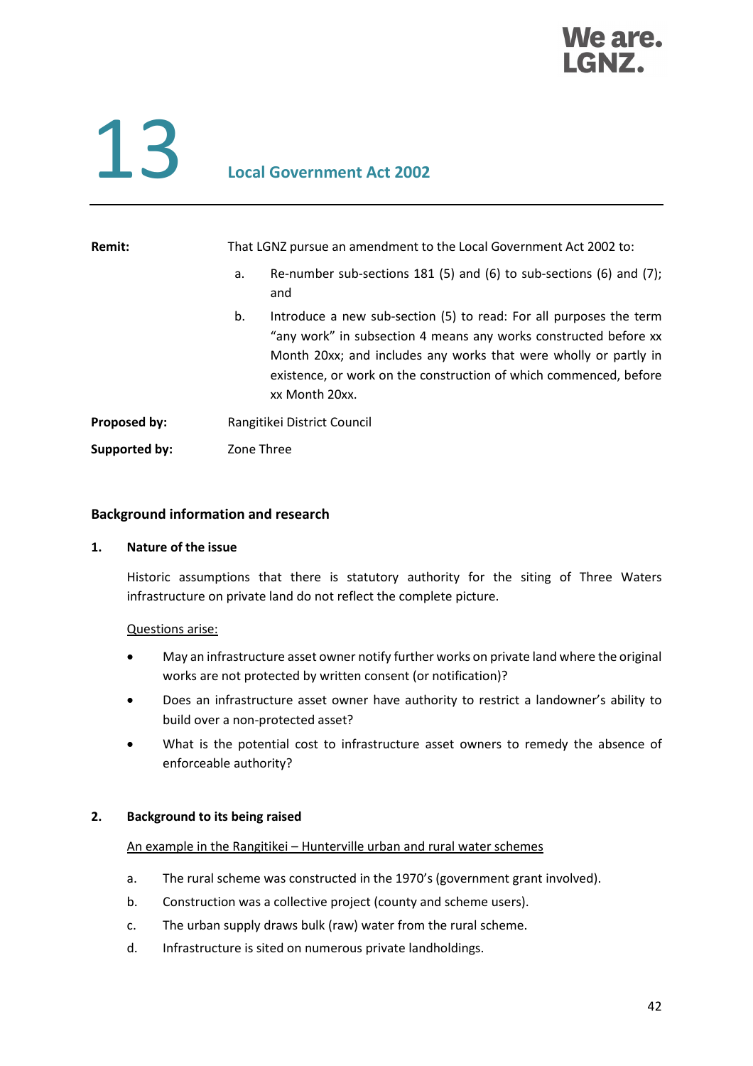# 13 Local Government Act 2002

| | |
|---|---|
| **Remit:** | That LGNZ pursue an amendment to the Local Government Act 2002 to:<br>a. Re-number sub-sections 181 (5) and (6) to sub-sections (6) and (7); and<br>b. Introduce a new sub-section (5) to read: For all purposes the term "any work" in subsection 4 means any works constructed before xx Month 20xx; and includes any works that were wholly or partly in existence, or work on the construction of which commenced, before xx Month 20xx. |
| **Proposed by:** | Rangitikei District Council |
| **Supported by:** | Zone Three |

## Background information and research

### 1. Nature of the issue

Historic assumptions that there is statutory authority for the siting of Three Waters infrastructure on private land do not reflect the complete picture.

Questions arise:

- May an infrastructure asset owner notify further works on private land where the original works are not protected by written consent (or notification)?
- Does an infrastructure asset owner have authority to restrict a landowner's ability to build over a non-protected asset?
- What is the potential cost to infrastructure asset owners to remedy the absence of enforceable authority?

### 2. Background to its being raised

An example in the Rangitikei – Hunterville urban and rural water schemes

a. The rural scheme was constructed in the 1970's (government grant involved).

b. Construction was a collective project (county and scheme users).

c. The urban supply draws bulk (raw) water from the rural scheme.

d. Infrastructure is sited on numerous private landholdings.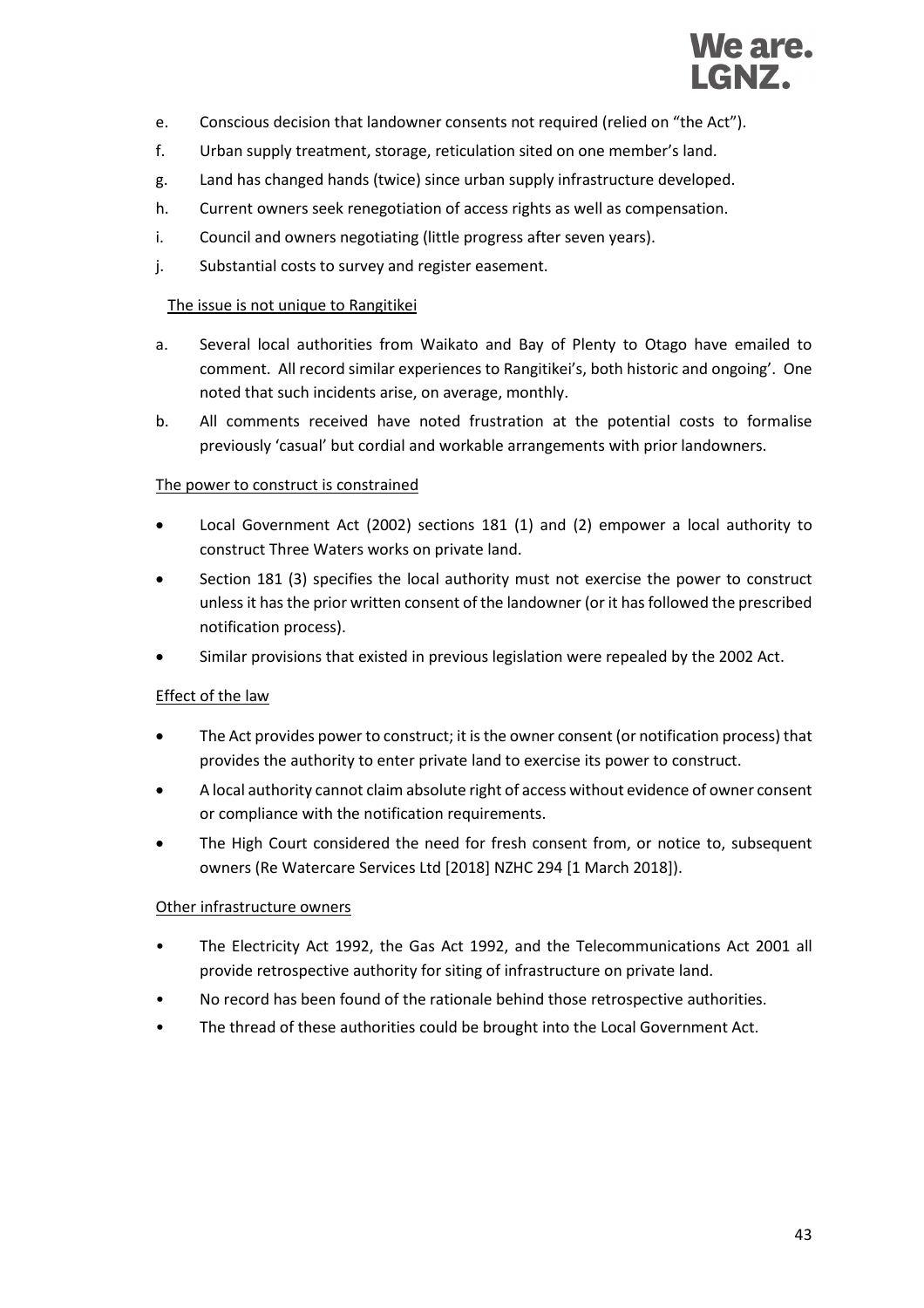e. Conscious decision that landowner consents not required (relied on "the Act").
f. Urban supply treatment, storage, reticulation sited on one member's land.
g. Land has changed hands (twice) since urban supply infrastructure developed.
h. Current owners seek renegotiation of access rights as well as compensation.
i. Council and owners negotiating (little progress after seven years).
j. Substantial costs to survey and register easement.

<u>The issue is not unique to Rangitikei</u>

a. Several local authorities from Waikato and Bay of Plenty to Otago have emailed to comment. All record similar experiences to Rangitikei's, both historic and ongoing'. One noted that such incidents arise, on average, monthly.
b. All comments received have noted frustration at the potential costs to formalise previously 'casual' but cordial and workable arrangements with prior landowners.

<u>The power to construct is constrained</u>

- Local Government Act (2002) sections 181 (1) and (2) empower a local authority to construct Three Waters works on private land.
- Section 181 (3) specifies the local authority must not exercise the power to construct unless it has the prior written consent of the landowner (or it has followed the prescribed notification process).
- Similar provisions that existed in previous legislation were repealed by the 2002 Act.

<u>Effect of the law</u>

- The Act provides power to construct; it is the owner consent (or notification process) that provides the authority to enter private land to exercise its power to construct.
- A local authority cannot claim absolute right of access without evidence of owner consent or compliance with the notification requirements.
- The High Court considered the need for fresh consent from, or notice to, subsequent owners (Re Watercare Services Ltd [2018] NZHC 294 [1 March 2018]).

<u>Other infrastructure owners</u>

- The Electricity Act 1992, the Gas Act 1992, and the Telecommunications Act 2001 all provide retrospective authority for siting of infrastructure on private land.
- No record has been found of the rationale behind those retrospective authorities.
- The thread of these authorities could be brought into the Local Government Act.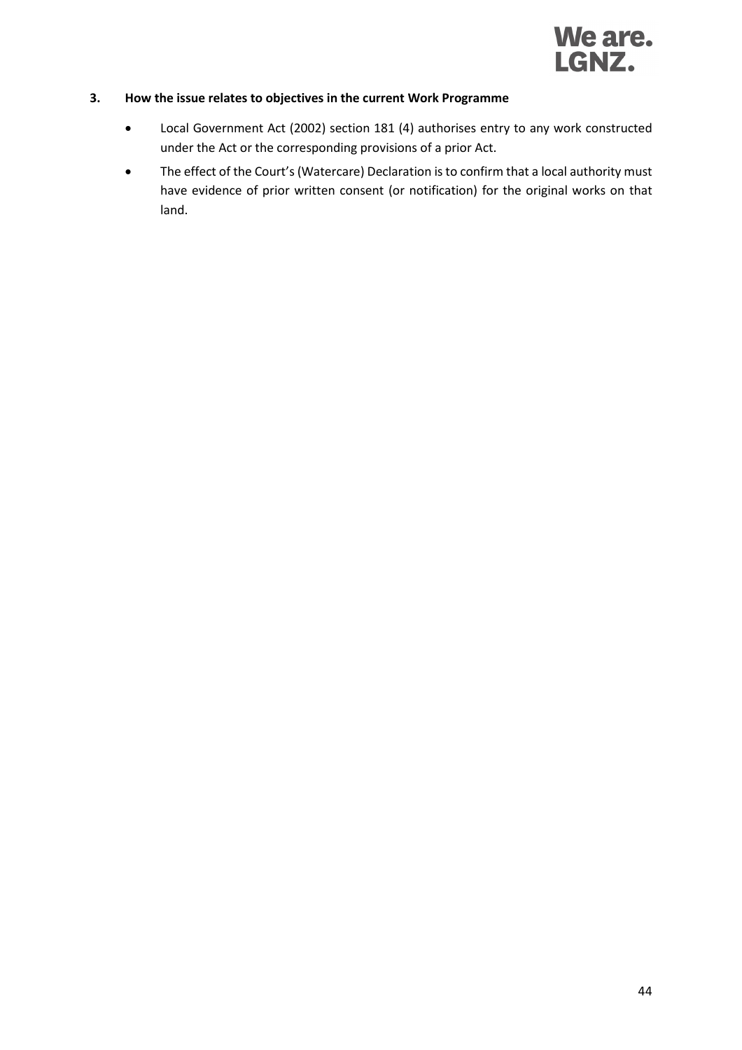### 3. How the issue relates to objectives in the current Work Programme

- Local Government Act (2002) section 181 (4) authorises entry to any work constructed under the Act or the corresponding provisions of a prior Act.
- The effect of the Court's (Watercare) Declaration is to confirm that a local authority must have evidence of prior written consent (or notification) for the original works on that land.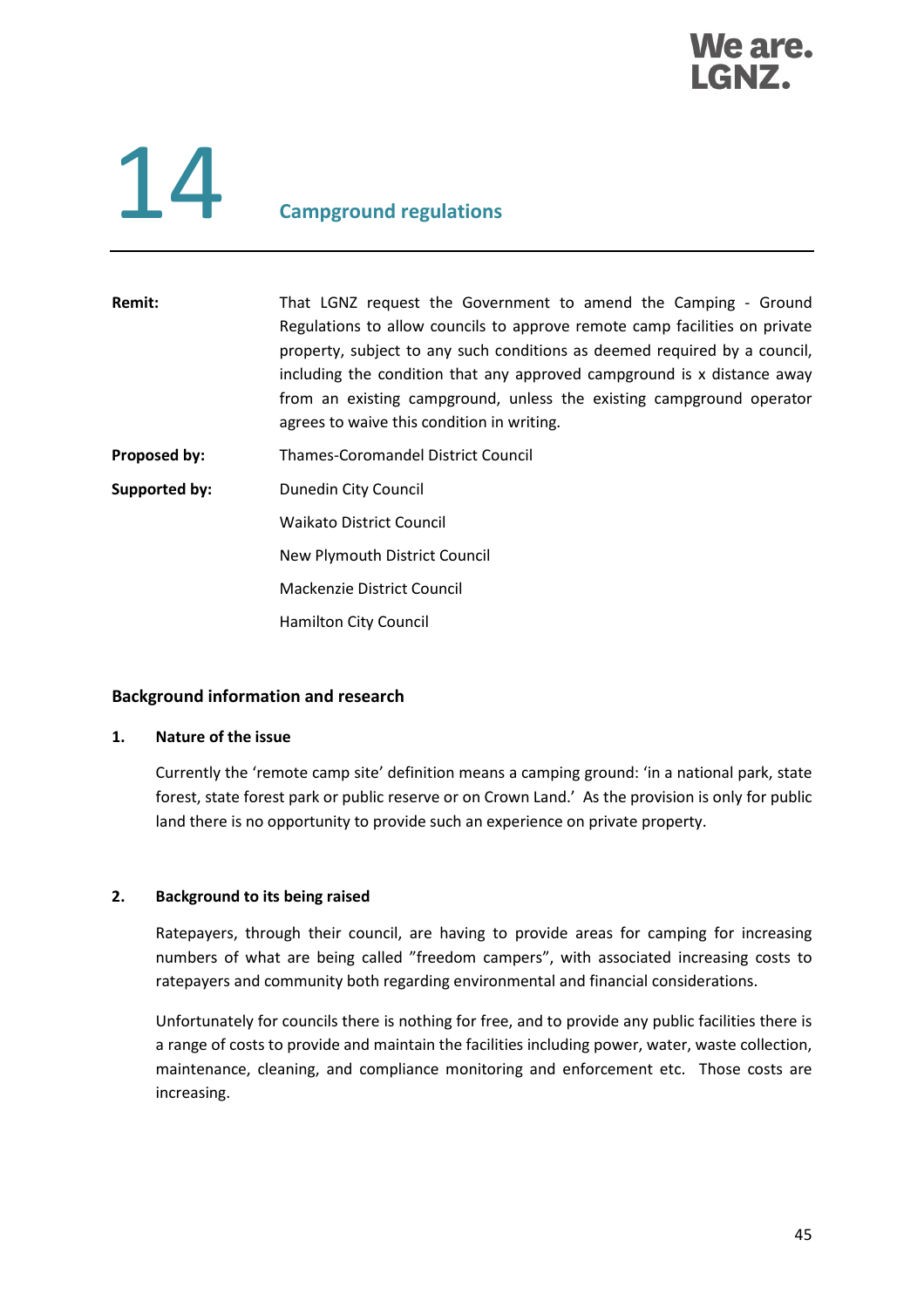# 14 Campground regulations

| | |
|---|---|
| **Remit:** | That LGNZ request the Government to amend the Camping - Ground Regulations to allow councils to approve remote camp facilities on private property, subject to any such conditions as deemed required by a council, including the condition that any approved campground is x distance away from an existing campground, unless the existing campground operator agrees to waive this condition in writing. |
| **Proposed by:** | Thames-Coromandel District Council |
| **Supported by:** | Dunedin City Council<br>Waikato District Council<br>New Plymouth District Council<br>Mackenzie District Council<br>Hamilton City Council |

## Background information and research

### 1. Nature of the issue

Currently the 'remote camp site' definition means a camping ground: 'in a national park, state forest, state forest park or public reserve or on Crown Land.' As the provision is only for public land there is no opportunity to provide such an experience on private property.

### 2. Background to its being raised

Ratepayers, through their council, are having to provide areas for camping for increasing numbers of what are being called "freedom campers", with associated increasing costs to ratepayers and community both regarding environmental and financial considerations.

Unfortunately for councils there is nothing for free, and to provide any public facilities there is a range of costs to provide and maintain the facilities including power, water, waste collection, maintenance, cleaning, and compliance monitoring and enforcement etc. Those costs are increasing.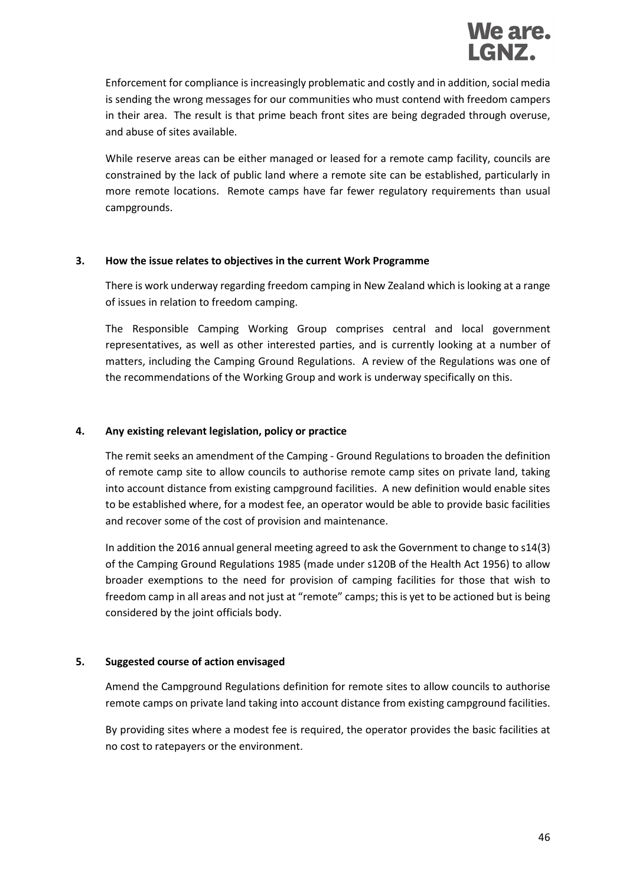Enforcement for compliance is increasingly problematic and costly and in addition, social media is sending the wrong messages for our communities who must contend with freedom campers in their area. The result is that prime beach front sites are being degraded through overuse, and abuse of sites available.

While reserve areas can be either managed or leased for a remote camp facility, councils are constrained by the lack of public land where a remote site can be established, particularly in more remote locations. Remote camps have far fewer regulatory requirements than usual campgrounds.

### 3. How the issue relates to objectives in the current Work Programme

There is work underway regarding freedom camping in New Zealand which is looking at a range of issues in relation to freedom camping.

The Responsible Camping Working Group comprises central and local government representatives, as well as other interested parties, and is currently looking at a number of matters, including the Camping Ground Regulations. A review of the Regulations was one of the recommendations of the Working Group and work is underway specifically on this.

### 4. Any existing relevant legislation, policy or practice

The remit seeks an amendment of the Camping - Ground Regulations to broaden the definition of remote camp site to allow councils to authorise remote camp sites on private land, taking into account distance from existing campground facilities. A new definition would enable sites to be established where, for a modest fee, an operator would be able to provide basic facilities and recover some of the cost of provision and maintenance.

In addition the 2016 annual general meeting agreed to ask the Government to change to s14(3) of the Camping Ground Regulations 1985 (made under s120B of the Health Act 1956) to allow broader exemptions to the need for provision of camping facilities for those that wish to freedom camp in all areas and not just at "remote" camps; this is yet to be actioned but is being considered by the joint officials body.

### 5. Suggested course of action envisaged

Amend the Campground Regulations definition for remote sites to allow councils to authorise remote camps on private land taking into account distance from existing campground facilities.

By providing sites where a modest fee is required, the operator provides the basic facilities at no cost to ratepayers or the environment.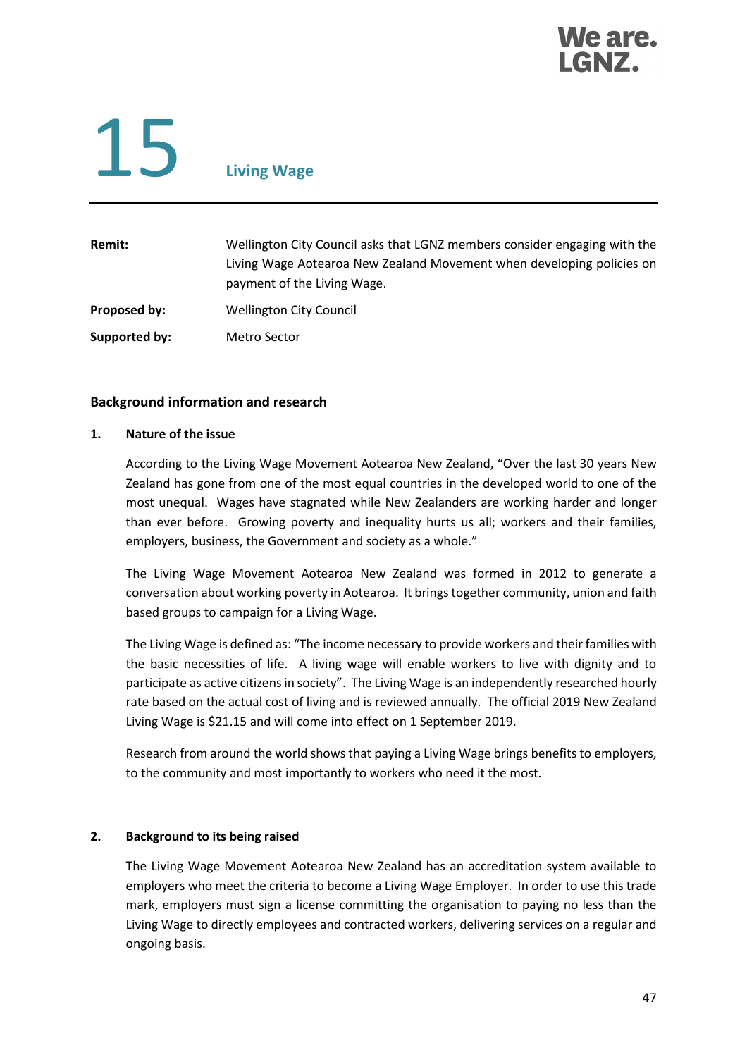# 15 Living Wage

| | |
|---|---|
| **Remit:** | Wellington City Council asks that LGNZ members consider engaging with the Living Wage Aotearoa New Zealand Movement when developing policies on payment of the Living Wage. |
| **Proposed by:** | Wellington City Council |
| **Supported by:** | Metro Sector |

## Background information and research

### 1. Nature of the issue

According to the Living Wage Movement Aotearoa New Zealand, "Over the last 30 years New Zealand has gone from one of the most equal countries in the developed world to one of the most unequal. Wages have stagnated while New Zealanders are working harder and longer than ever before. Growing poverty and inequality hurts us all; workers and their families, employers, business, the Government and society as a whole."

The Living Wage Movement Aotearoa New Zealand was formed in 2012 to generate a conversation about working poverty in Aotearoa. It brings together community, union and faith based groups to campaign for a Living Wage.

The Living Wage is defined as: "The income necessary to provide workers and their families with the basic necessities of life. A living wage will enable workers to live with dignity and to participate as active citizens in society". The Living Wage is an independently researched hourly rate based on the actual cost of living and is reviewed annually. The official 2019 New Zealand Living Wage is $21.15 and will come into effect on 1 September 2019.

Research from around the world shows that paying a Living Wage brings benefits to employers, to the community and most importantly to workers who need it the most.

### 2. Background to its being raised

The Living Wage Movement Aotearoa New Zealand has an accreditation system available to employers who meet the criteria to become a Living Wage Employer. In order to use this trade mark, employers must sign a license committing the organisation to paying no less than the Living Wage to directly employees and contracted workers, delivering services on a regular and ongoing basis.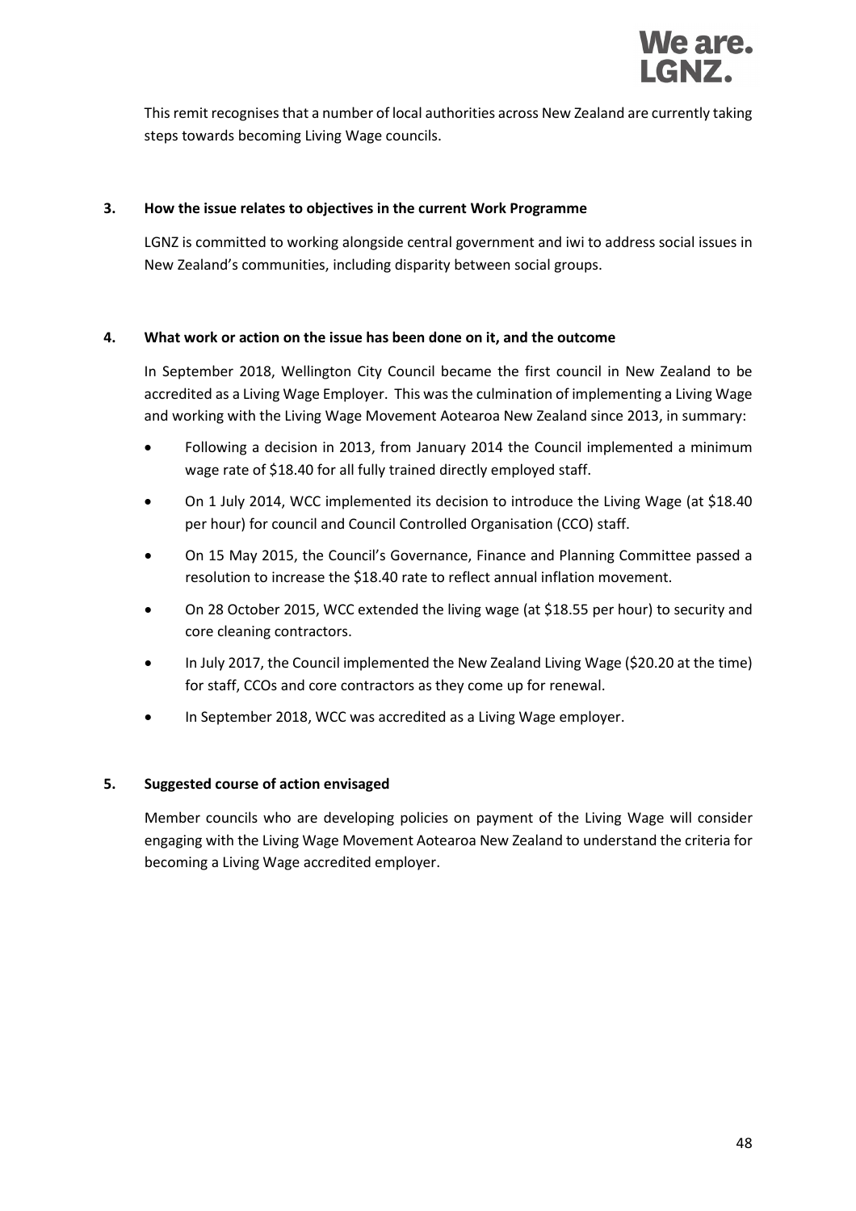This remit recognises that a number of local authorities across New Zealand are currently taking steps towards becoming Living Wage councils.

**3. How the issue relates to objectives in the current Work Programme**

LGNZ is committed to working alongside central government and iwi to address social issues in New Zealand's communities, including disparity between social groups.

**4. What work or action on the issue has been done on it, and the outcome**

In September 2018, Wellington City Council became the first council in New Zealand to be accredited as a Living Wage Employer. This was the culmination of implementing a Living Wage and working with the Living Wage Movement Aotearoa New Zealand since 2013, in summary:

- Following a decision in 2013, from January 2014 the Council implemented a minimum wage rate of $18.40 for all fully trained directly employed staff.
- On 1 July 2014, WCC implemented its decision to introduce the Living Wage (at $18.40 per hour) for council and Council Controlled Organisation (CCO) staff.
- On 15 May 2015, the Council's Governance, Finance and Planning Committee passed a resolution to increase the $18.40 rate to reflect annual inflation movement.
- On 28 October 2015, WCC extended the living wage (at $18.55 per hour) to security and core cleaning contractors.
- In July 2017, the Council implemented the New Zealand Living Wage ($20.20 at the time) for staff, CCOs and core contractors as they come up for renewal.
- In September 2018, WCC was accredited as a Living Wage employer.

**5. Suggested course of action envisaged**

Member councils who are developing policies on payment of the Living Wage will consider engaging with the Living Wage Movement Aotearoa New Zealand to understand the criteria for becoming a Living Wage accredited employer.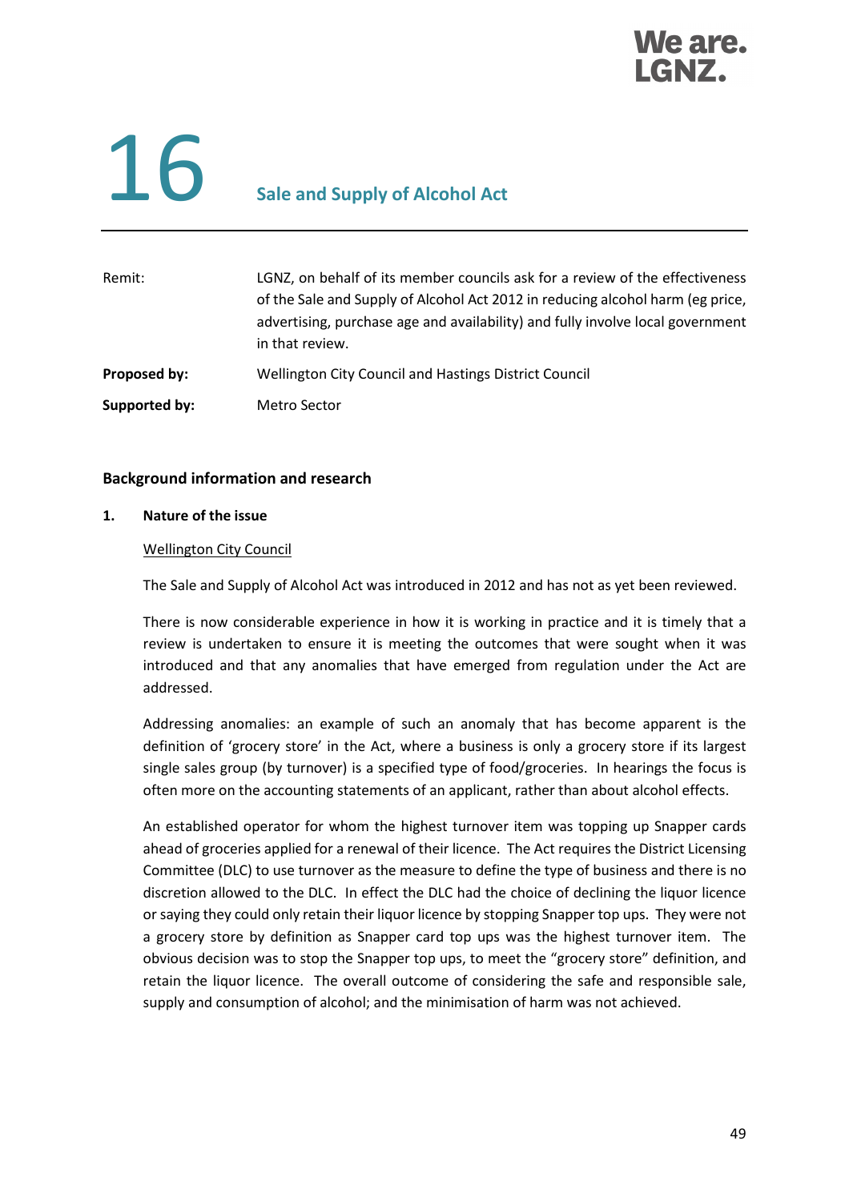# 16 Sale and Supply of Alcohol Act

| | |
|---|---|
| Remit: | LGNZ, on behalf of its member councils ask for a review of the effectiveness of the Sale and Supply of Alcohol Act 2012 in reducing alcohol harm (eg price, advertising, purchase age and availability) and fully involve local government in that review. |
| **Proposed by:** | Wellington City Council and Hastings District Council |
| **Supported by:** | Metro Sector |

## Background information and research

### 1. Nature of the issue

Wellington City Council

The Sale and Supply of Alcohol Act was introduced in 2012 and has not as yet been reviewed.

There is now considerable experience in how it is working in practice and it is timely that a review is undertaken to ensure it is meeting the outcomes that were sought when it was introduced and that any anomalies that have emerged from regulation under the Act are addressed.

Addressing anomalies: an example of such an anomaly that has become apparent is the definition of 'grocery store' in the Act, where a business is only a grocery store if its largest single sales group (by turnover) is a specified type of food/groceries. In hearings the focus is often more on the accounting statements of an applicant, rather than about alcohol effects.

An established operator for whom the highest turnover item was topping up Snapper cards ahead of groceries applied for a renewal of their licence. The Act requires the District Licensing Committee (DLC) to use turnover as the measure to define the type of business and there is no discretion allowed to the DLC. In effect the DLC had the choice of declining the liquor licence or saying they could only retain their liquor licence by stopping Snapper top ups. They were not a grocery store by definition as Snapper card top ups was the highest turnover item. The obvious decision was to stop the Snapper top ups, to meet the "grocery store" definition, and retain the liquor licence. The overall outcome of considering the safe and responsible sale, supply and consumption of alcohol; and the minimisation of harm was not achieved.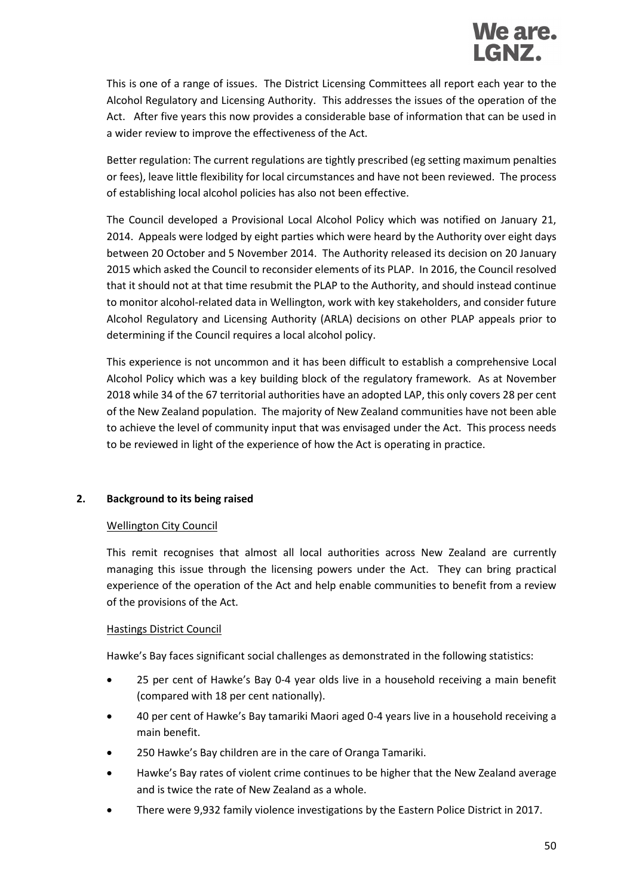This is one of a range of issues. The District Licensing Committees all report each year to the Alcohol Regulatory and Licensing Authority. This addresses the issues of the operation of the Act. After five years this now provides a considerable base of information that can be used in a wider review to improve the effectiveness of the Act.

Better regulation: The current regulations are tightly prescribed (eg setting maximum penalties or fees), leave little flexibility for local circumstances and have not been reviewed. The process of establishing local alcohol policies has also not been effective.

The Council developed a Provisional Local Alcohol Policy which was notified on January 21, 2014. Appeals were lodged by eight parties which were heard by the Authority over eight days between 20 October and 5 November 2014. The Authority released its decision on 20 January 2015 which asked the Council to reconsider elements of its PLAP. In 2016, the Council resolved that it should not at that time resubmit the PLAP to the Authority, and should instead continue to monitor alcohol-related data in Wellington, work with key stakeholders, and consider future Alcohol Regulatory and Licensing Authority (ARLA) decisions on other PLAP appeals prior to determining if the Council requires a local alcohol policy.

This experience is not uncommon and it has been difficult to establish a comprehensive Local Alcohol Policy which was a key building block of the regulatory framework. As at November 2018 while 34 of the 67 territorial authorities have an adopted LAP, this only covers 28 per cent of the New Zealand population. The majority of New Zealand communities have not been able to achieve the level of community input that was envisaged under the Act. This process needs to be reviewed in light of the experience of how the Act is operating in practice.

## 2. Background to its being raised

Wellington City Council

This remit recognises that almost all local authorities across New Zealand are currently managing this issue through the licensing powers under the Act. They can bring practical experience of the operation of the Act and help enable communities to benefit from a review of the provisions of the Act.

Hastings District Council

Hawke's Bay faces significant social challenges as demonstrated in the following statistics:

- 25 per cent of Hawke's Bay 0-4 year olds live in a household receiving a main benefit (compared with 18 per cent nationally).
- 40 per cent of Hawke's Bay tamariki Maori aged 0-4 years live in a household receiving a main benefit.
- 250 Hawke's Bay children are in the care of Oranga Tamariki.
- Hawke's Bay rates of violent crime continues to be higher that the New Zealand average and is twice the rate of New Zealand as a whole.
- There were 9,932 family violence investigations by the Eastern Police District in 2017.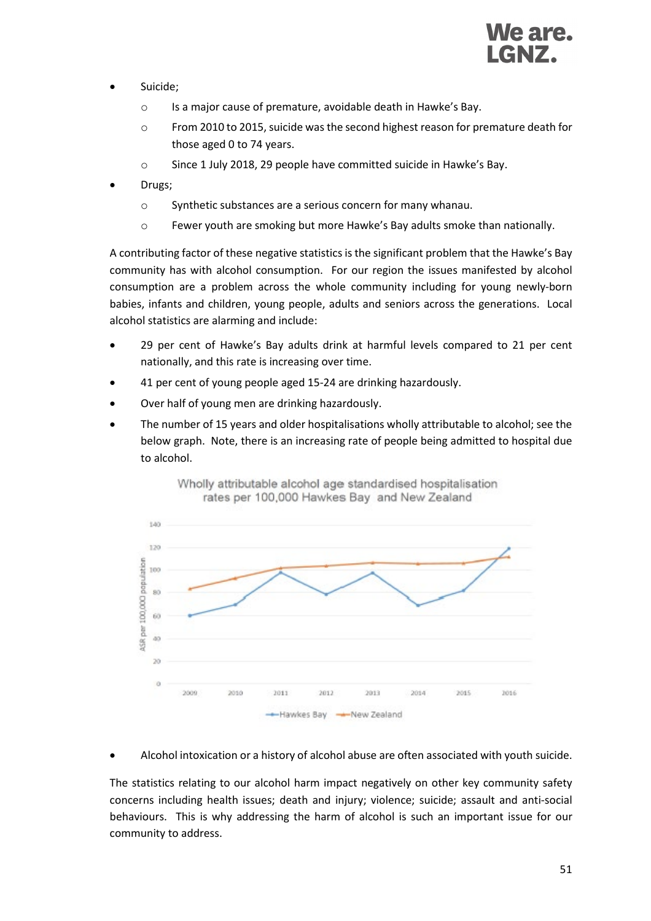- Suicide;
  - Is a major cause of premature, avoidable death in Hawke's Bay.
  - From 2010 to 2015, suicide was the second highest reason for premature death for those aged 0 to 74 years.
  - Since 1 July 2018, 29 people have committed suicide in Hawke's Bay.
- Drugs;
  - Synthetic substances are a serious concern for many whanau.
  - Fewer youth are smoking but more Hawke's Bay adults smoke than nationally.

A contributing factor of these negative statistics is the significant problem that the Hawke's Bay community has with alcohol consumption. For our region the issues manifested by alcohol consumption are a problem across the whole community including for young newly-born babies, infants and children, young people, adults and seniors across the generations. Local alcohol statistics are alarming and include:

- 29 per cent of Hawke's Bay adults drink at harmful levels compared to 21 per cent nationally, and this rate is increasing over time.
- 41 per cent of young people aged 15-24 are drinking hazardously.
- Over half of young men are drinking hazardously.
- The number of 15 years and older hospitalisations wholly attributable to alcohol; see the below graph. Note, there is an increasing rate of people being admitted to hospital due to alcohol.

Wholly attributable alcohol age standardised hospitalisation rates per 100,000 Hawkes Bay and New Zealand

- Alcohol intoxication or a history of alcohol abuse are often associated with youth suicide.

The statistics relating to our alcohol harm impact negatively on other key community safety concerns including health issues; death and injury; violence; suicide; assault and anti-social behaviours. This is why addressing the harm of alcohol is such an important issue for our community to address.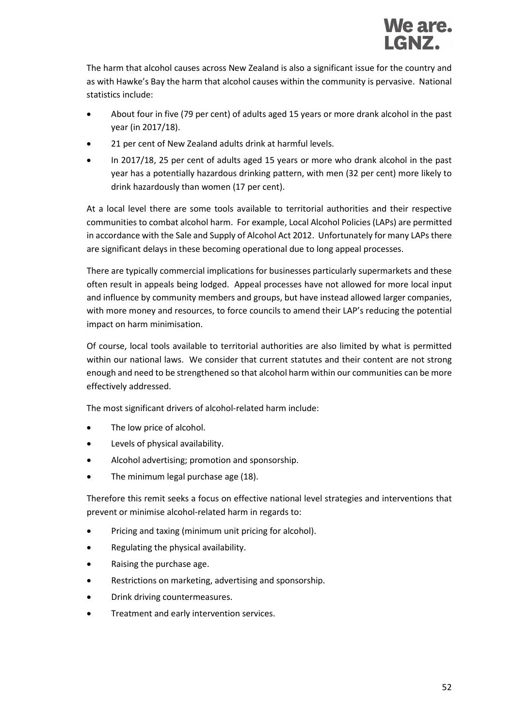The harm that alcohol causes across New Zealand is also a significant issue for the country and as with Hawke's Bay the harm that alcohol causes within the community is pervasive. National statistics include:

- About four in five (79 per cent) of adults aged 15 years or more drank alcohol in the past year (in 2017/18).
- 21 per cent of New Zealand adults drink at harmful levels.
- In 2017/18, 25 per cent of adults aged 15 years or more who drank alcohol in the past year has a potentially hazardous drinking pattern, with men (32 per cent) more likely to drink hazardously than women (17 per cent).

At a local level there are some tools available to territorial authorities and their respective communities to combat alcohol harm. For example, Local Alcohol Policies (LAPs) are permitted in accordance with the Sale and Supply of Alcohol Act 2012. Unfortunately for many LAPs there are significant delays in these becoming operational due to long appeal processes.

There are typically commercial implications for businesses particularly supermarkets and these often result in appeals being lodged. Appeal processes have not allowed for more local input and influence by community members and groups, but have instead allowed larger companies, with more money and resources, to force councils to amend their LAP's reducing the potential impact on harm minimisation.

Of course, local tools available to territorial authorities are also limited by what is permitted within our national laws. We consider that current statutes and their content are not strong enough and need to be strengthened so that alcohol harm within our communities can be more effectively addressed.

The most significant drivers of alcohol-related harm include:

- The low price of alcohol.
- Levels of physical availability.
- Alcohol advertising; promotion and sponsorship.
- The minimum legal purchase age (18).

Therefore this remit seeks a focus on effective national level strategies and interventions that prevent or minimise alcohol-related harm in regards to:

- Pricing and taxing (minimum unit pricing for alcohol).
- Regulating the physical availability.
- Raising the purchase age.
- Restrictions on marketing, advertising and sponsorship.
- Drink driving countermeasures.
- Treatment and early intervention services.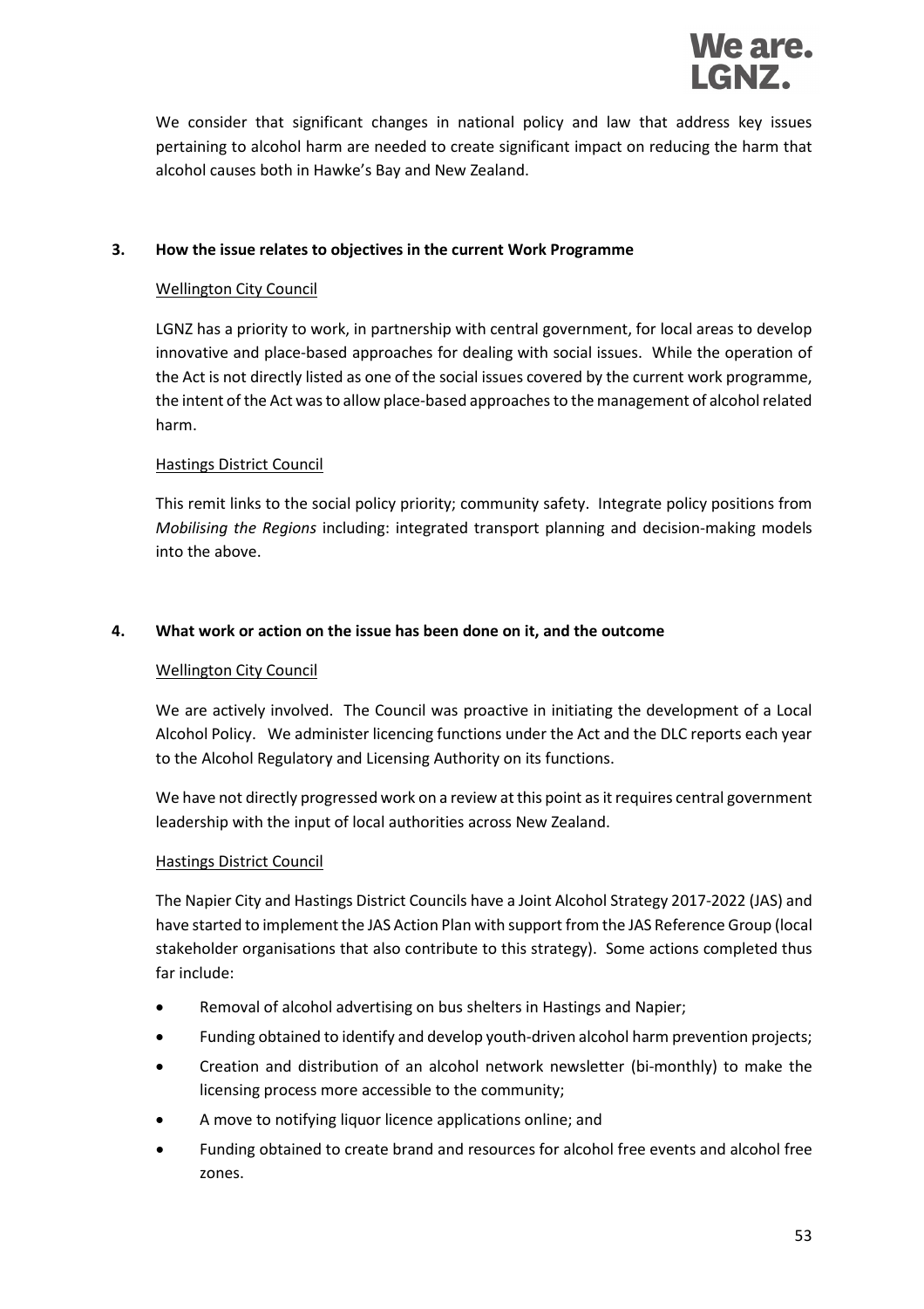We consider that significant changes in national policy and law that address key issues pertaining to alcohol harm are needed to create significant impact on reducing the harm that alcohol causes both in Hawke's Bay and New Zealand.

**3. How the issue relates to objectives in the current Work Programme**

Wellington City Council

LGNZ has a priority to work, in partnership with central government, for local areas to develop innovative and place-based approaches for dealing with social issues. While the operation of the Act is not directly listed as one of the social issues covered by the current work programme, the intent of the Act was to allow place-based approaches to the management of alcohol related harm.

Hastings District Council

This remit links to the social policy priority; community safety. Integrate policy positions from *Mobilising the Regions* including: integrated transport planning and decision-making models into the above.

**4. What work or action on the issue has been done on it, and the outcome**

Wellington City Council

We are actively involved. The Council was proactive in initiating the development of a Local Alcohol Policy. We administer licencing functions under the Act and the DLC reports each year to the Alcohol Regulatory and Licensing Authority on its functions.

We have not directly progressed work on a review at this point as it requires central government leadership with the input of local authorities across New Zealand.

Hastings District Council

The Napier City and Hastings District Councils have a Joint Alcohol Strategy 2017-2022 (JAS) and have started to implement the JAS Action Plan with support from the JAS Reference Group (local stakeholder organisations that also contribute to this strategy). Some actions completed thus far include:

- Removal of alcohol advertising on bus shelters in Hastings and Napier;
- Funding obtained to identify and develop youth-driven alcohol harm prevention projects;
- Creation and distribution of an alcohol network newsletter (bi-monthly) to make the licensing process more accessible to the community;
- A move to notifying liquor licence applications online; and
- Funding obtained to create brand and resources for alcohol free events and alcohol free zones.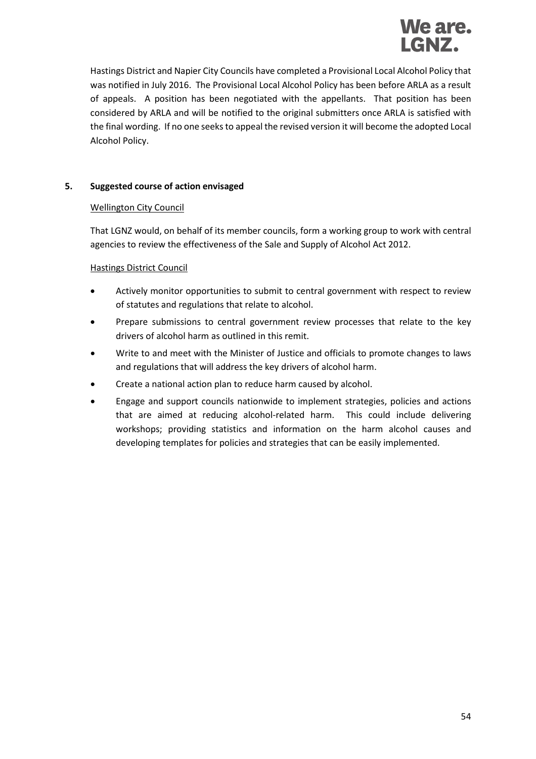Hastings District and Napier City Councils have completed a Provisional Local Alcohol Policy that was notified in July 2016. The Provisional Local Alcohol Policy has been before ARLA as a result of appeals. A position has been negotiated with the appellants. That position has been considered by ARLA and will be notified to the original submitters once ARLA is satisfied with the final wording. If no one seeks to appeal the revised version it will become the adopted Local Alcohol Policy.

## 5. Suggested course of action envisaged

Wellington City Council

That LGNZ would, on behalf of its member councils, form a working group to work with central agencies to review the effectiveness of the Sale and Supply of Alcohol Act 2012.

Hastings District Council

- Actively monitor opportunities to submit to central government with respect to review of statutes and regulations that relate to alcohol.
- Prepare submissions to central government review processes that relate to the key drivers of alcohol harm as outlined in this remit.
- Write to and meet with the Minister of Justice and officials to promote changes to laws and regulations that will address the key drivers of alcohol harm.
- Create a national action plan to reduce harm caused by alcohol.
- Engage and support councils nationwide to implement strategies, policies and actions that are aimed at reducing alcohol-related harm. This could include delivering workshops; providing statistics and information on the harm alcohol causes and developing templates for policies and strategies that can be easily implemented.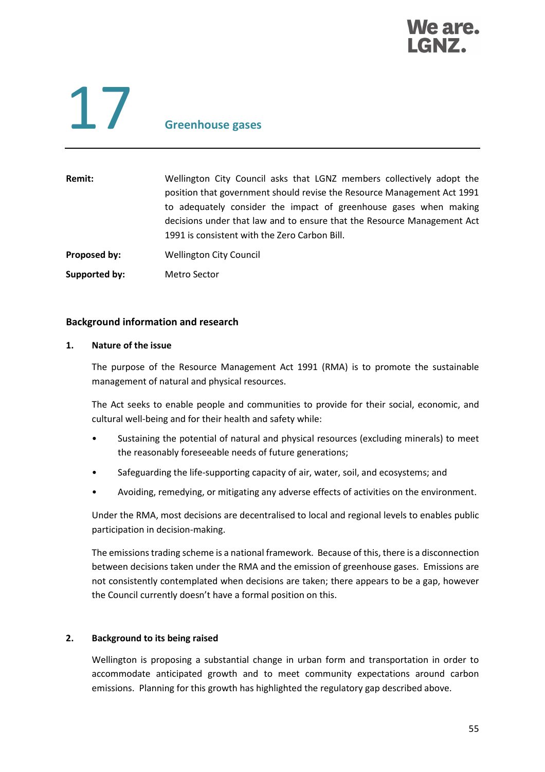# 17 Greenhouse gases

| | |
|---|---|
| **Remit:** | Wellington City Council asks that LGNZ members collectively adopt the position that government should revise the Resource Management Act 1991 to adequately consider the impact of greenhouse gases when making decisions under that law and to ensure that the Resource Management Act 1991 is consistent with the Zero Carbon Bill. |
| **Proposed by:** | Wellington City Council |
| **Supported by:** | Metro Sector |

## Background information and research

### 1. Nature of the issue

The purpose of the Resource Management Act 1991 (RMA) is to promote the sustainable management of natural and physical resources.

The Act seeks to enable people and communities to provide for their social, economic, and cultural well-being and for their health and safety while:

- Sustaining the potential of natural and physical resources (excluding minerals) to meet the reasonably foreseeable needs of future generations;
- Safeguarding the life-supporting capacity of air, water, soil, and ecosystems; and
- Avoiding, remedying, or mitigating any adverse effects of activities on the environment.

Under the RMA, most decisions are decentralised to local and regional levels to enables public participation in decision-making.

The emissions trading scheme is a national framework. Because of this, there is a disconnection between decisions taken under the RMA and the emission of greenhouse gases. Emissions are not consistently contemplated when decisions are taken; there appears to be a gap, however the Council currently doesn't have a formal position on this.

### 2. Background to its being raised

Wellington is proposing a substantial change in urban form and transportation in order to accommodate anticipated growth and to meet community expectations around carbon emissions. Planning for this growth has highlighted the regulatory gap described above.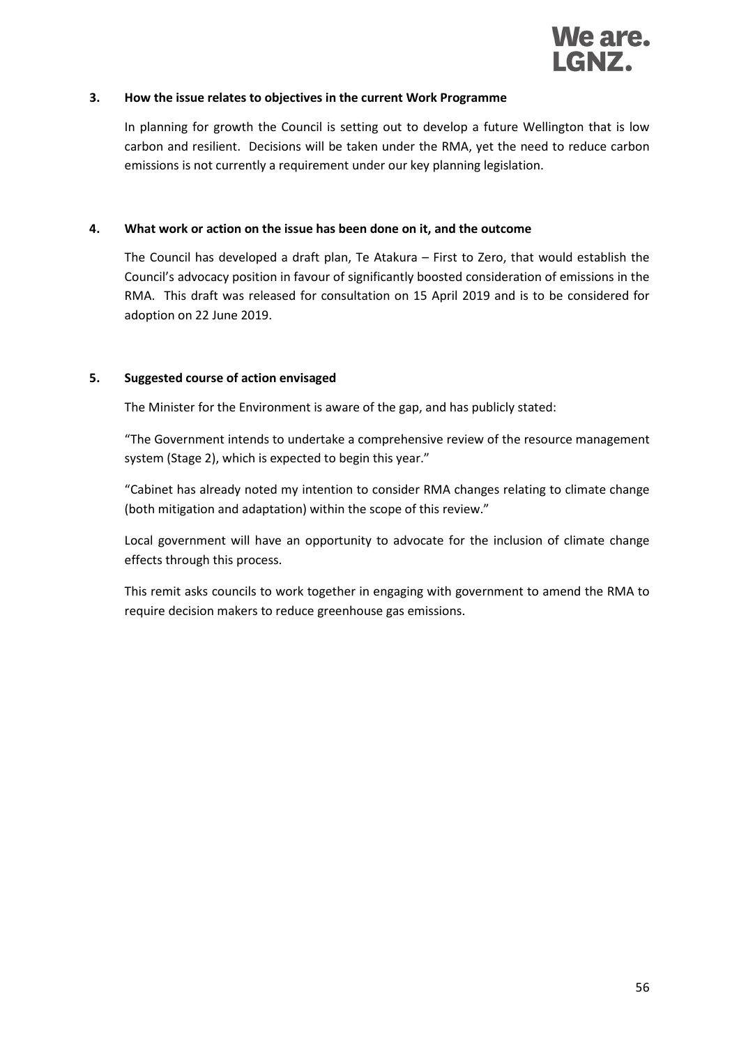### 3. How the issue relates to objectives in the current Work Programme

In planning for growth the Council is setting out to develop a future Wellington that is low carbon and resilient. Decisions will be taken under the RMA, yet the need to reduce carbon emissions is not currently a requirement under our key planning legislation.

### 4. What work or action on the issue has been done on it, and the outcome

The Council has developed a draft plan, Te Atakura – First to Zero, that would establish the Council's advocacy position in favour of significantly boosted consideration of emissions in the RMA. This draft was released for consultation on 15 April 2019 and is to be considered for adoption on 22 June 2019.

### 5. Suggested course of action envisaged

The Minister for the Environment is aware of the gap, and has publicly stated:

"The Government intends to undertake a comprehensive review of the resource management system (Stage 2), which is expected to begin this year."

"Cabinet has already noted my intention to consider RMA changes relating to climate change (both mitigation and adaptation) within the scope of this review."

Local government will have an opportunity to advocate for the inclusion of climate change effects through this process.

This remit asks councils to work together in engaging with government to amend the RMA to require decision makers to reduce greenhouse gas emissions.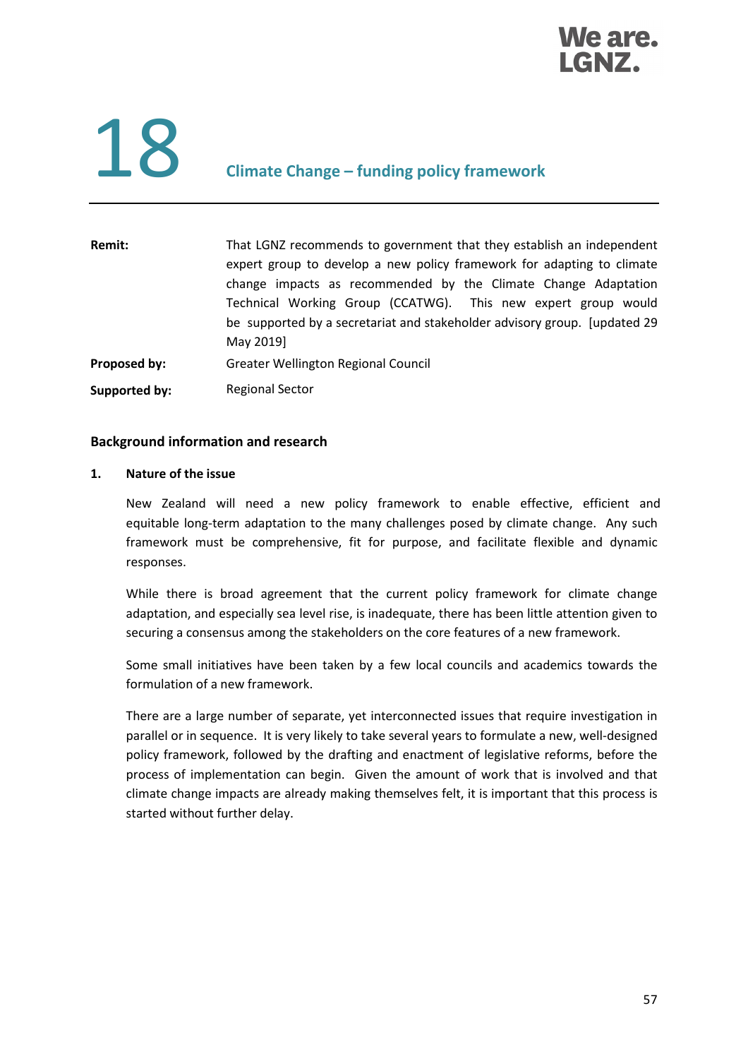# 18 Climate Change – funding policy framework

| | |
|---|---|
| **Remit:** | That LGNZ recommends to government that they establish an independent expert group to develop a new policy framework for adapting to climate change impacts as recommended by the Climate Change Adaptation Technical Working Group (CCATWG). This new expert group would be supported by a secretariat and stakeholder advisory group. [updated 29 May 2019] |
| **Proposed by:** | Greater Wellington Regional Council |
| **Supported by:** | Regional Sector |

## Background information and research

### 1. Nature of the issue

New Zealand will need a new policy framework to enable effective, efficient and equitable long-term adaptation to the many challenges posed by climate change. Any such framework must be comprehensive, fit for purpose, and facilitate flexible and dynamic responses.

While there is broad agreement that the current policy framework for climate change adaptation, and especially sea level rise, is inadequate, there has been little attention given to securing a consensus among the stakeholders on the core features of a new framework.

Some small initiatives have been taken by a few local councils and academics towards the formulation of a new framework.

There are a large number of separate, yet interconnected issues that require investigation in parallel or in sequence. It is very likely to take several years to formulate a new, well-designed policy framework, followed by the drafting and enactment of legislative reforms, before the process of implementation can begin. Given the amount of work that is involved and that climate change impacts are already making themselves felt, it is important that this process is started without further delay.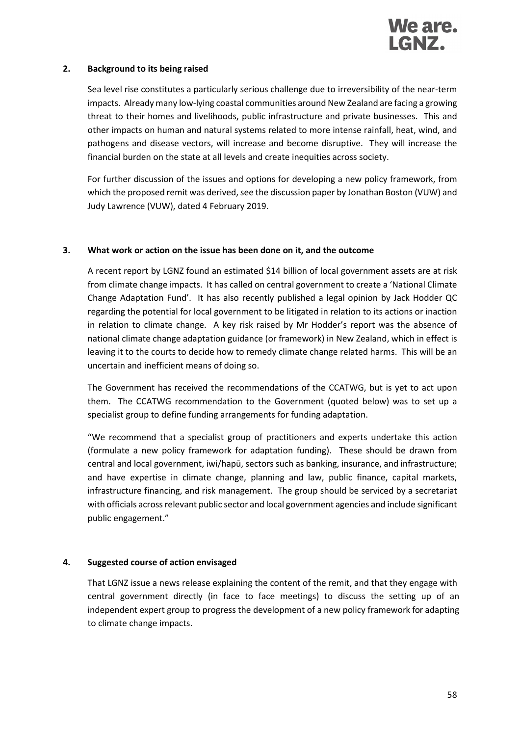## 2. Background to its being raised

Sea level rise constitutes a particularly serious challenge due to irreversibility of the near-term impacts. Already many low-lying coastal communities around New Zealand are facing a growing threat to their homes and livelihoods, public infrastructure and private businesses. This and other impacts on human and natural systems related to more intense rainfall, heat, wind, and pathogens and disease vectors, will increase and become disruptive. They will increase the financial burden on the state at all levels and create inequities across society.

For further discussion of the issues and options for developing a new policy framework, from which the proposed remit was derived, see the discussion paper by Jonathan Boston (VUW) and Judy Lawrence (VUW), dated 4 February 2019.

## 3. What work or action on the issue has been done on it, and the outcome

A recent report by LGNZ found an estimated $14 billion of local government assets are at risk from climate change impacts. It has called on central government to create a 'National Climate Change Adaptation Fund'. It has also recently published a legal opinion by Jack Hodder QC regarding the potential for local government to be litigated in relation to its actions or inaction in relation to climate change. A key risk raised by Mr Hodder's report was the absence of national climate change adaptation guidance (or framework) in New Zealand, which in effect is leaving it to the courts to decide how to remedy climate change related harms. This will be an uncertain and inefficient means of doing so.

The Government has received the recommendations of the CCATWG, but is yet to act upon them. The CCATWG recommendation to the Government (quoted below) was to set up a specialist group to define funding arrangements for funding adaptation.

"We recommend that a specialist group of practitioners and experts undertake this action (formulate a new policy framework for adaptation funding). These should be drawn from central and local government, iwi/hapū, sectors such as banking, insurance, and infrastructure; and have expertise in climate change, planning and law, public finance, capital markets, infrastructure financing, and risk management. The group should be serviced by a secretariat with officials across relevant public sector and local government agencies and include significant public engagement."

## 4. Suggested course of action envisaged

That LGNZ issue a news release explaining the content of the remit, and that they engage with central government directly (in face to face meetings) to discuss the setting up of an independent expert group to progress the development of a new policy framework for adapting to climate change impacts.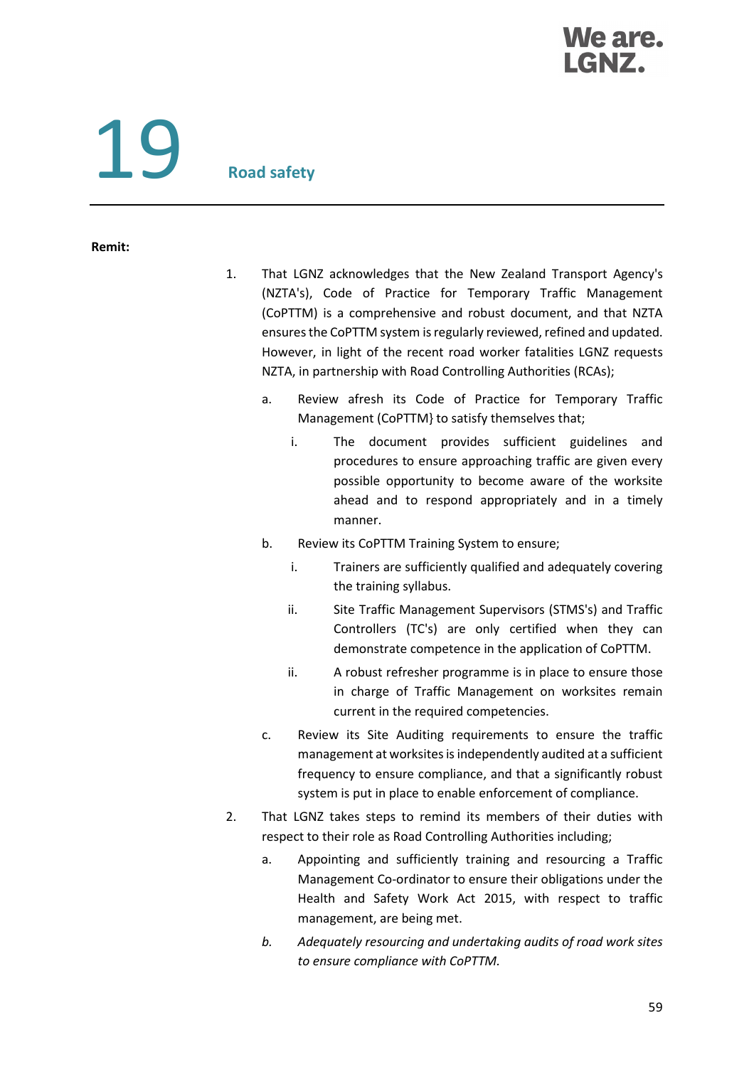# 19 Road safety

**Remit:**

1. That LGNZ acknowledges that the New Zealand Transport Agency's (NZTA's), Code of Practice for Temporary Traffic Management (CoPTTM) is a comprehensive and robust document, and that NZTA ensures the CoPTTM system is regularly reviewed, refined and updated. However, in light of the recent road worker fatalities LGNZ requests NZTA, in partnership with Road Controlling Authorities (RCAs);

   a. Review afresh its Code of Practice for Temporary Traffic Management (CoPTTM} to satisfy themselves that;

      i. The document provides sufficient guidelines and procedures to ensure approaching traffic are given every possible opportunity to become aware of the worksite ahead and to respond appropriately and in a timely manner.

   b. Review its CoPTTM Training System to ensure;

      i. Trainers are sufficiently qualified and adequately covering the training syllabus.

      ii. Site Traffic Management Supervisors (STMS's) and Traffic Controllers (TC's) are only certified when they can demonstrate competence in the application of CoPTTM.

      ii. A robust refresher programme is in place to ensure those in charge of Traffic Management on worksites remain current in the required competencies.

   c. Review its Site Auditing requirements to ensure the traffic management at worksites is independently audited at a sufficient frequency to ensure compliance, and that a significantly robust system is put in place to enable enforcement of compliance.

2. That LGNZ takes steps to remind its members of their duties with respect to their role as Road Controlling Authorities including;

   a. Appointing and sufficiently training and resourcing a Traffic Management Co-ordinator to ensure their obligations under the Health and Safety Work Act 2015, with respect to traffic management, are being met.

   *b. Adequately resourcing and undertaking audits of road work sites to ensure compliance with CoPTTM.*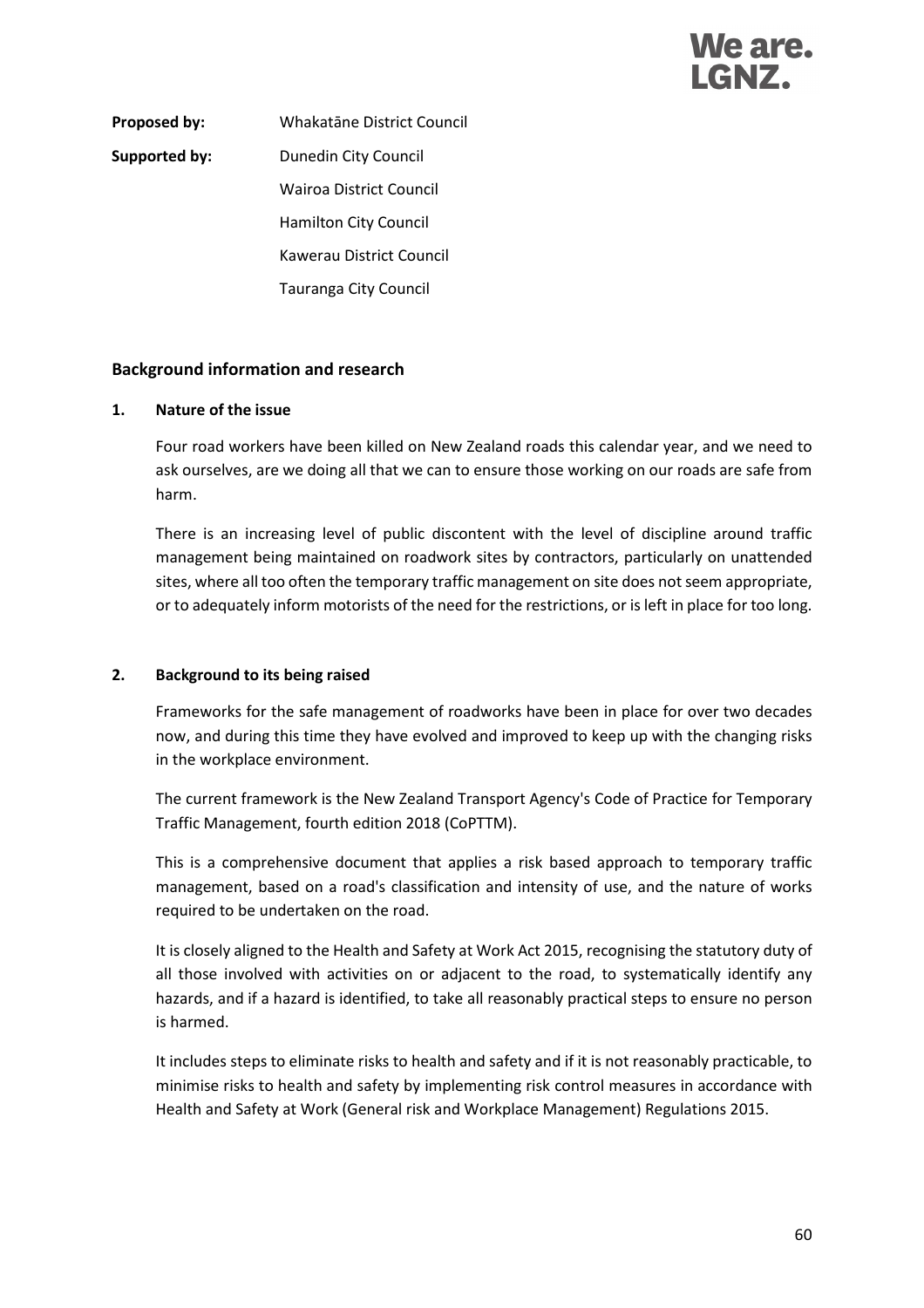| | |
|---|---|
| **Proposed by:** | Whakatāne District Council |
| **Supported by:** | Dunedin City Council |
| | Wairoa District Council |
| | Hamilton City Council |
| | Kawerau District Council |
| | Tauranga City Council |

## Background information and research

### 1. Nature of the issue

Four road workers have been killed on New Zealand roads this calendar year, and we need to ask ourselves, are we doing all that we can to ensure those working on our roads are safe from harm.

There is an increasing level of public discontent with the level of discipline around traffic management being maintained on roadwork sites by contractors, particularly on unattended sites, where all too often the temporary traffic management on site does not seem appropriate, or to adequately inform motorists of the need for the restrictions, or is left in place for too long.

### 2. Background to its being raised

Frameworks for the safe management of roadworks have been in place for over two decades now, and during this time they have evolved and improved to keep up with the changing risks in the workplace environment.

The current framework is the New Zealand Transport Agency's Code of Practice for Temporary Traffic Management, fourth edition 2018 (CoPTTM).

This is a comprehensive document that applies a risk based approach to temporary traffic management, based on a road's classification and intensity of use, and the nature of works required to be undertaken on the road.

It is closely aligned to the Health and Safety at Work Act 2015, recognising the statutory duty of all those involved with activities on or adjacent to the road, to systematically identify any hazards, and if a hazard is identified, to take all reasonably practical steps to ensure no person is harmed.

It includes steps to eliminate risks to health and safety and if it is not reasonably practicable, to minimise risks to health and safety by implementing risk control measures in accordance with Health and Safety at Work (General risk and Workplace Management) Regulations 2015.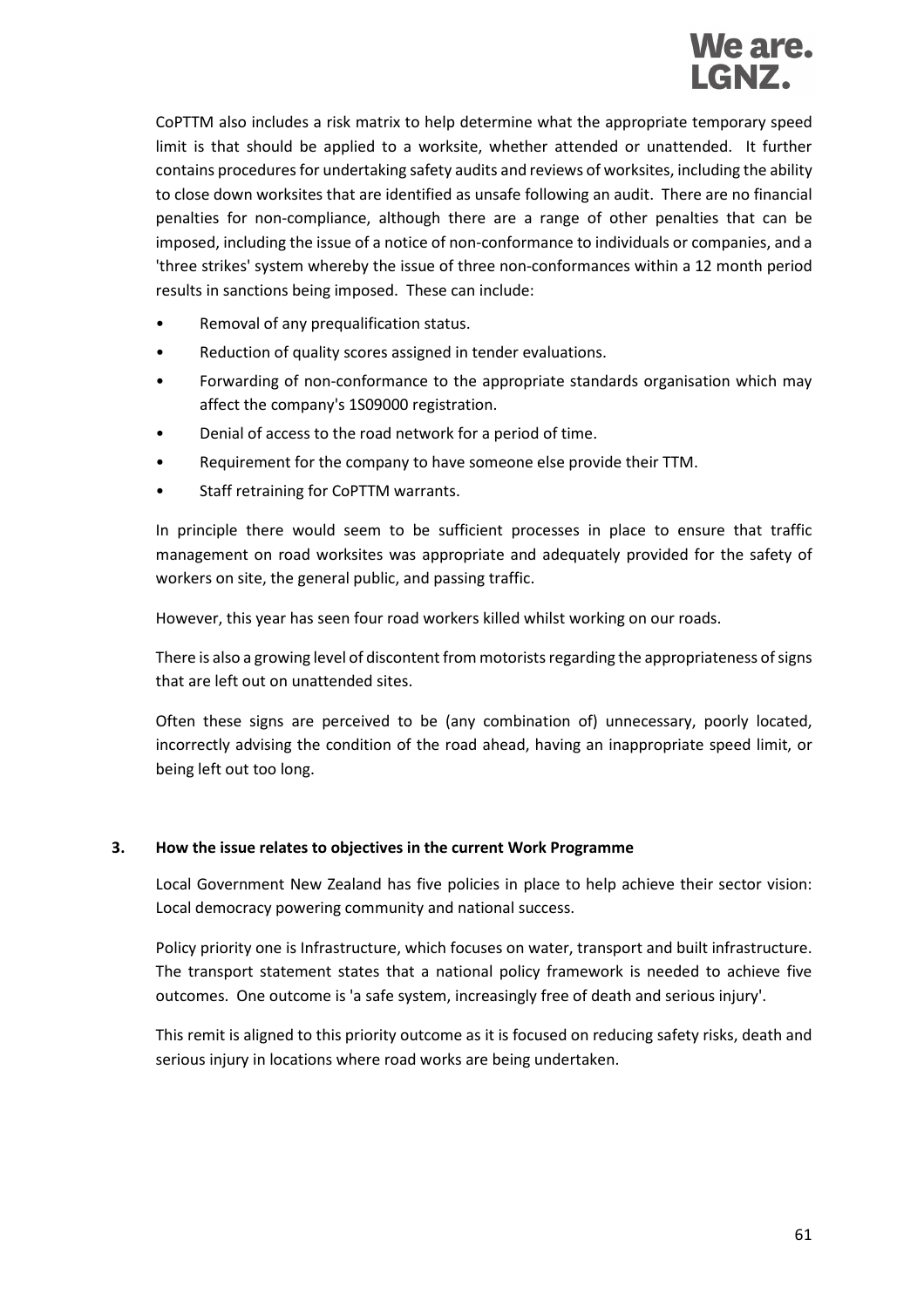CoPTTM also includes a risk matrix to help determine what the appropriate temporary speed limit is that should be applied to a worksite, whether attended or unattended. It further contains procedures for undertaking safety audits and reviews of worksites, including the ability to close down worksites that are identified as unsafe following an audit. There are no financial penalties for non-compliance, although there are a range of other penalties that can be imposed, including the issue of a notice of non-conformance to individuals or companies, and a 'three strikes' system whereby the issue of three non-conformances within a 12 month period results in sanctions being imposed. These can include:

- Removal of any prequalification status.
- Reduction of quality scores assigned in tender evaluations.
- Forwarding of non-conformance to the appropriate standards organisation which may affect the company's 1S09000 registration.
- Denial of access to the road network for a period of time.
- Requirement for the company to have someone else provide their TTM.
- Staff retraining for CoPTTM warrants.

In principle there would seem to be sufficient processes in place to ensure that traffic management on road worksites was appropriate and adequately provided for the safety of workers on site, the general public, and passing traffic.

However, this year has seen four road workers killed whilst working on our roads.

There is also a growing level of discontent from motorists regarding the appropriateness of signs that are left out on unattended sites.

Often these signs are perceived to be (any combination of) unnecessary, poorly located, incorrectly advising the condition of the road ahead, having an inappropriate speed limit, or being left out too long.

### 3. How the issue relates to objectives in the current Work Programme

Local Government New Zealand has five policies in place to help achieve their sector vision: Local democracy powering community and national success.

Policy priority one is Infrastructure, which focuses on water, transport and built infrastructure. The transport statement states that a national policy framework is needed to achieve five outcomes. One outcome is 'a safe system, increasingly free of death and serious injury'.

This remit is aligned to this priority outcome as it is focused on reducing safety risks, death and serious injury in locations where road works are being undertaken.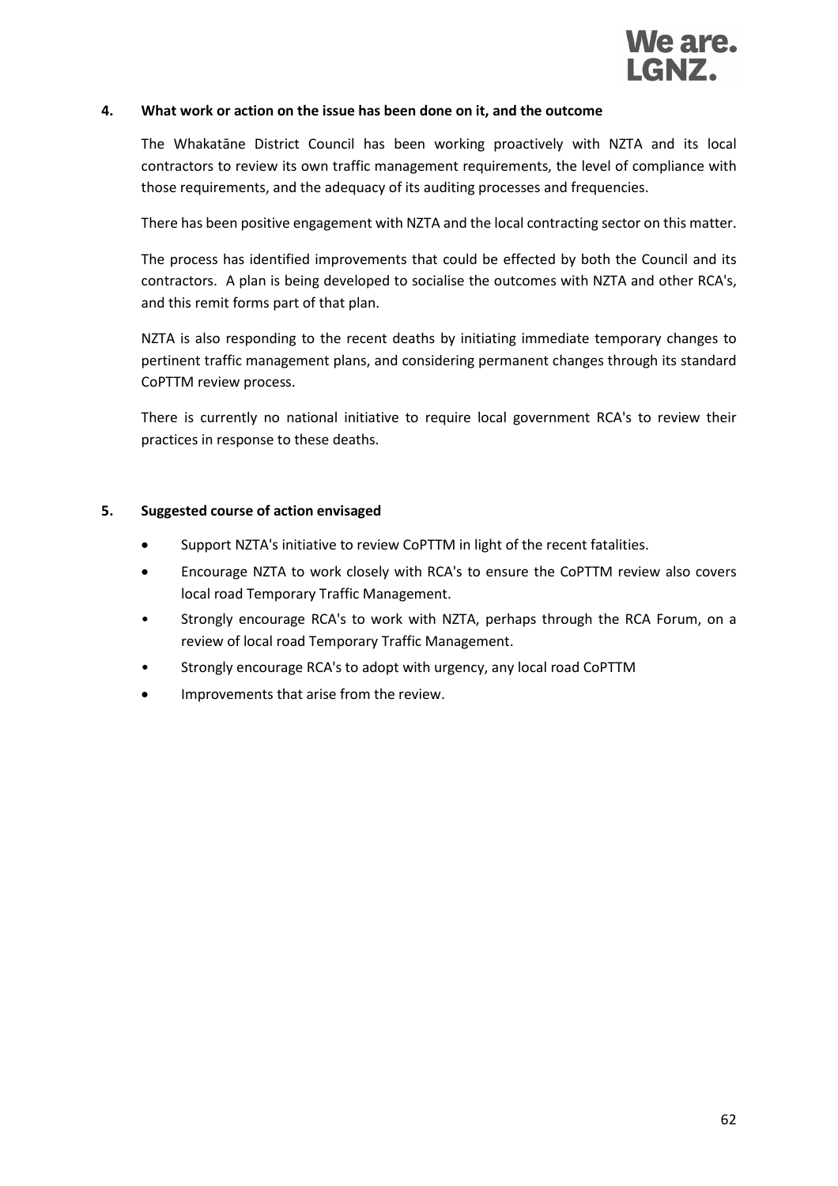**4. What work or action on the issue has been done on it, and the outcome**

The Whakatāne District Council has been working proactively with NZTA and its local contractors to review its own traffic management requirements, the level of compliance with those requirements, and the adequacy of its auditing processes and frequencies.

There has been positive engagement with NZTA and the local contracting sector on this matter.

The process has identified improvements that could be effected by both the Council and its contractors. A plan is being developed to socialise the outcomes with NZTA and other RCA's, and this remit forms part of that plan.

NZTA is also responding to the recent deaths by initiating immediate temporary changes to pertinent traffic management plans, and considering permanent changes through its standard CoPTTM review process.

There is currently no national initiative to require local government RCA's to review their practices in response to these deaths.

**5. Suggested course of action envisaged**

- Support NZTA's initiative to review CoPTTM in light of the recent fatalities.
- Encourage NZTA to work closely with RCA's to ensure the CoPTTM review also covers local road Temporary Traffic Management.
- Strongly encourage RCA's to work with NZTA, perhaps through the RCA Forum, on a review of local road Temporary Traffic Management.
- Strongly encourage RCA's to adopt with urgency, any local road CoPTTM
- Improvements that arise from the review.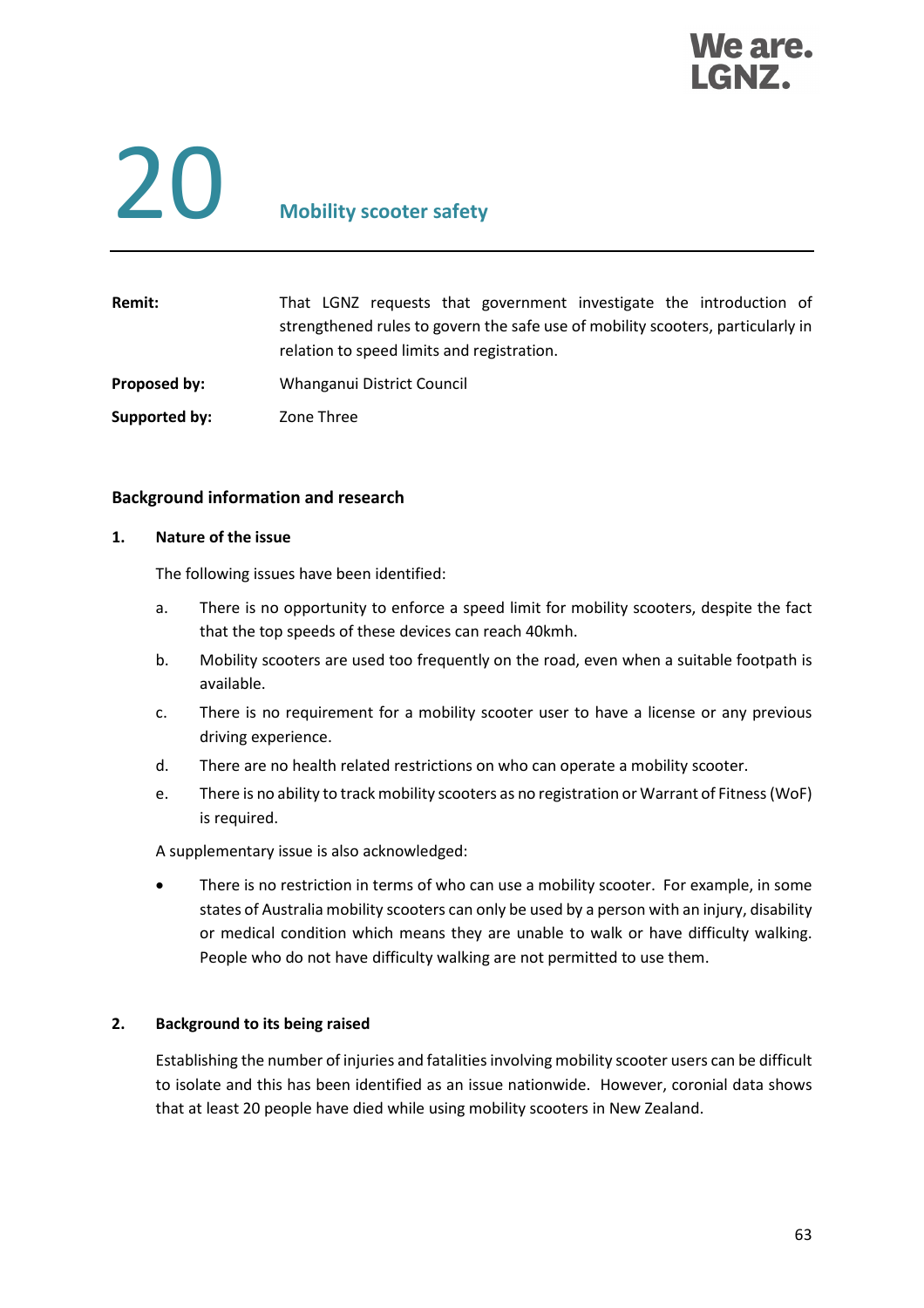# 20 Mobility scooter safety

| | |
|---|---|
| **Remit:** | That LGNZ requests that government investigate the introduction of strengthened rules to govern the safe use of mobility scooters, particularly in relation to speed limits and registration. |
| **Proposed by:** | Whanganui District Council |
| **Supported by:** | Zone Three |

## Background information and research

### 1. Nature of the issue

The following issues have been identified:

a. There is no opportunity to enforce a speed limit for mobility scooters, despite the fact that the top speeds of these devices can reach 40kmh.

b. Mobility scooters are used too frequently on the road, even when a suitable footpath is available.

c. There is no requirement for a mobility scooter user to have a license or any previous driving experience.

d. There are no health related restrictions on who can operate a mobility scooter.

e. There is no ability to track mobility scooters as no registration or Warrant of Fitness (WoF) is required.

A supplementary issue is also acknowledged:

- There is no restriction in terms of who can use a mobility scooter. For example, in some states of Australia mobility scooters can only be used by a person with an injury, disability or medical condition which means they are unable to walk or have difficulty walking. People who do not have difficulty walking are not permitted to use them.

### 2. Background to its being raised

Establishing the number of injuries and fatalities involving mobility scooter users can be difficult to isolate and this has been identified as an issue nationwide. However, coronial data shows that at least 20 people have died while using mobility scooters in New Zealand.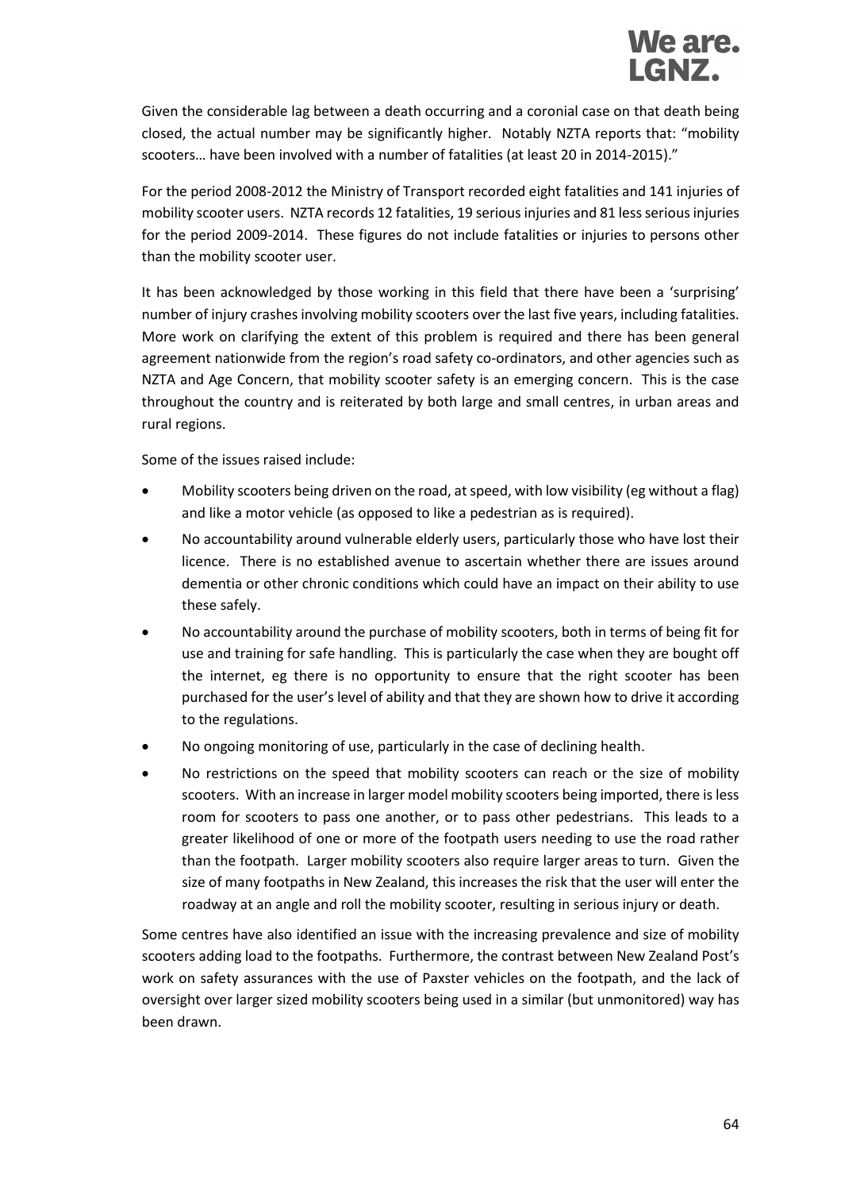Given the considerable lag between a death occurring and a coronial case on that death being closed, the actual number may be significantly higher. Notably NZTA reports that: "mobility scooters… have been involved with a number of fatalities (at least 20 in 2014-2015)."

For the period 2008-2012 the Ministry of Transport recorded eight fatalities and 141 injuries of mobility scooter users. NZTA records 12 fatalities, 19 serious injuries and 81 less serious injuries for the period 2009-2014. These figures do not include fatalities or injuries to persons other than the mobility scooter user.

It has been acknowledged by those working in this field that there have been a 'surprising' number of injury crashes involving mobility scooters over the last five years, including fatalities. More work on clarifying the extent of this problem is required and there has been general agreement nationwide from the region's road safety co-ordinators, and other agencies such as NZTA and Age Concern, that mobility scooter safety is an emerging concern. This is the case throughout the country and is reiterated by both large and small centres, in urban areas and rural regions.

Some of the issues raised include:

- Mobility scooters being driven on the road, at speed, with low visibility (eg without a flag) and like a motor vehicle (as opposed to like a pedestrian as is required).
- No accountability around vulnerable elderly users, particularly those who have lost their licence. There is no established avenue to ascertain whether there are issues around dementia or other chronic conditions which could have an impact on their ability to use these safely.
- No accountability around the purchase of mobility scooters, both in terms of being fit for use and training for safe handling. This is particularly the case when they are bought off the internet, eg there is no opportunity to ensure that the right scooter has been purchased for the user's level of ability and that they are shown how to drive it according to the regulations.
- No ongoing monitoring of use, particularly in the case of declining health.
- No restrictions on the speed that mobility scooters can reach or the size of mobility scooters. With an increase in larger model mobility scooters being imported, there is less room for scooters to pass one another, or to pass other pedestrians. This leads to a greater likelihood of one or more of the footpath users needing to use the road rather than the footpath. Larger mobility scooters also require larger areas to turn. Given the size of many footpaths in New Zealand, this increases the risk that the user will enter the roadway at an angle and roll the mobility scooter, resulting in serious injury or death.

Some centres have also identified an issue with the increasing prevalence and size of mobility scooters adding load to the footpaths. Furthermore, the contrast between New Zealand Post's work on safety assurances with the use of Paxster vehicles on the footpath, and the lack of oversight over larger sized mobility scooters being used in a similar (but unmonitored) way has been drawn.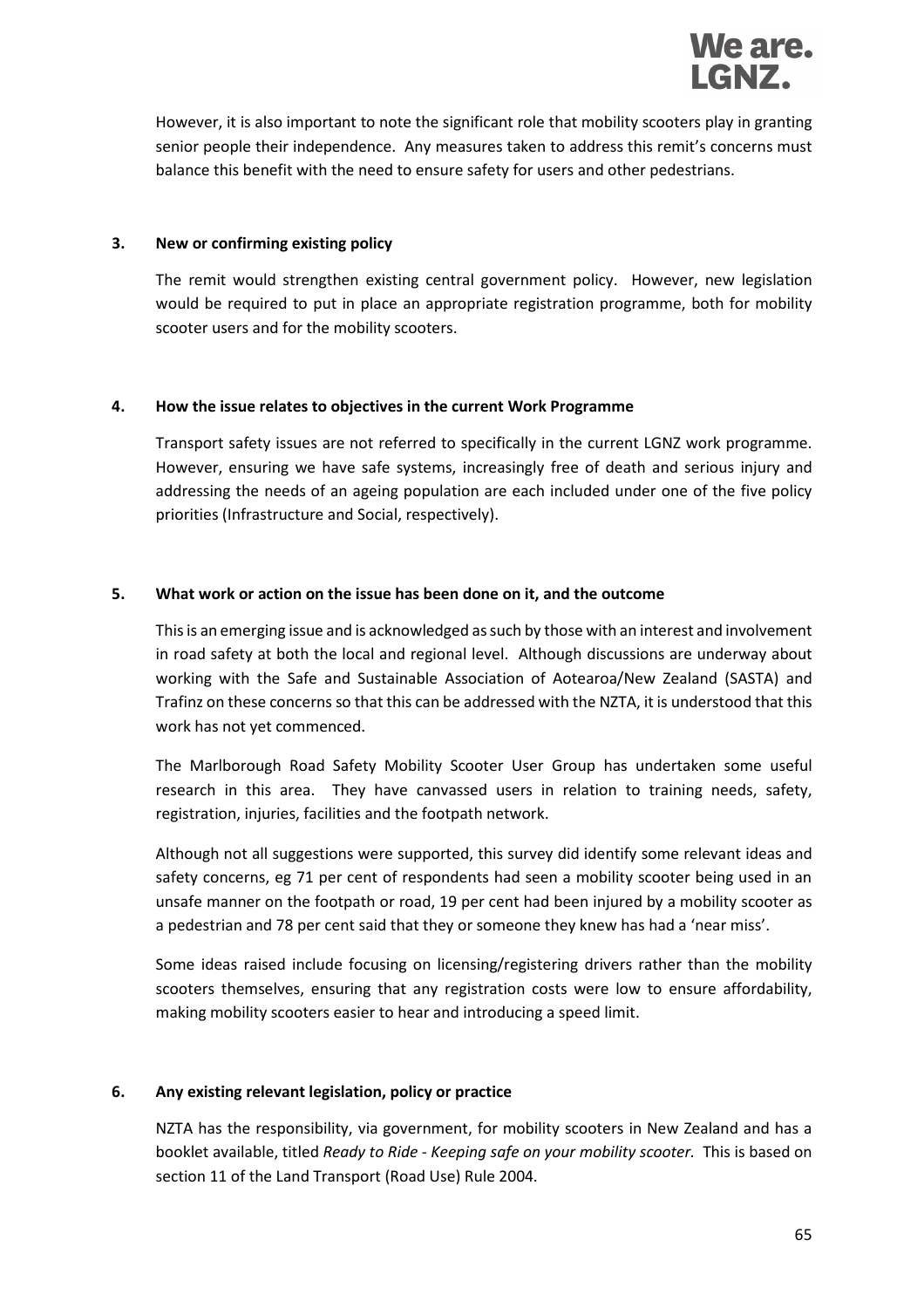However, it is also important to note the significant role that mobility scooters play in granting senior people their independence. Any measures taken to address this remit's concerns must balance this benefit with the need to ensure safety for users and other pedestrians.

**3. New or confirming existing policy**

The remit would strengthen existing central government policy. However, new legislation would be required to put in place an appropriate registration programme, both for mobility scooter users and for the mobility scooters.

**4. How the issue relates to objectives in the current Work Programme**

Transport safety issues are not referred to specifically in the current LGNZ work programme. However, ensuring we have safe systems, increasingly free of death and serious injury and addressing the needs of an ageing population are each included under one of the five policy priorities (Infrastructure and Social, respectively).

**5. What work or action on the issue has been done on it, and the outcome**

This is an emerging issue and is acknowledged as such by those with an interest and involvement in road safety at both the local and regional level. Although discussions are underway about working with the Safe and Sustainable Association of Aotearoa/New Zealand (SASTA) and Trafinz on these concerns so that this can be addressed with the NZTA, it is understood that this work has not yet commenced.

The Marlborough Road Safety Mobility Scooter User Group has undertaken some useful research in this area. They have canvassed users in relation to training needs, safety, registration, injuries, facilities and the footpath network.

Although not all suggestions were supported, this survey did identify some relevant ideas and safety concerns, eg 71 per cent of respondents had seen a mobility scooter being used in an unsafe manner on the footpath or road, 19 per cent had been injured by a mobility scooter as a pedestrian and 78 per cent said that they or someone they knew has had a 'near miss'.

Some ideas raised include focusing on licensing/registering drivers rather than the mobility scooters themselves, ensuring that any registration costs were low to ensure affordability, making mobility scooters easier to hear and introducing a speed limit.

**6. Any existing relevant legislation, policy or practice**

NZTA has the responsibility, via government, for mobility scooters in New Zealand and has a booklet available, titled *Ready to Ride - Keeping safe on your mobility scooter.* This is based on section 11 of the Land Transport (Road Use) Rule 2004.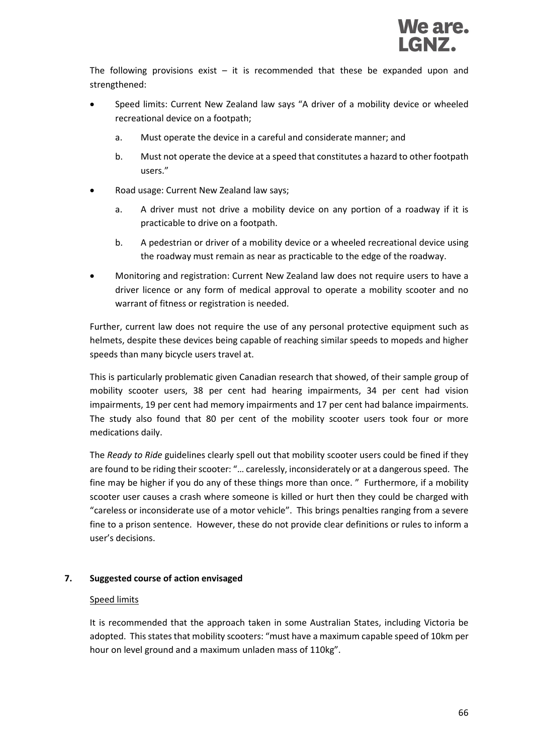The following provisions exist – it is recommended that these be expanded upon and strengthened:

- Speed limits: Current New Zealand law says "A driver of a mobility device or wheeled recreational device on a footpath;
  a. Must operate the device in a careful and considerate manner; and
  b. Must not operate the device at a speed that constitutes a hazard to other footpath users."
- Road usage: Current New Zealand law says;
  a. A driver must not drive a mobility device on any portion of a roadway if it is practicable to drive on a footpath.
  b. A pedestrian or driver of a mobility device or a wheeled recreational device using the roadway must remain as near as practicable to the edge of the roadway.
- Monitoring and registration: Current New Zealand law does not require users to have a driver licence or any form of medical approval to operate a mobility scooter and no warrant of fitness or registration is needed.

Further, current law does not require the use of any personal protective equipment such as helmets, despite these devices being capable of reaching similar speeds to mopeds and higher speeds than many bicycle users travel at.

This is particularly problematic given Canadian research that showed, of their sample group of mobility scooter users, 38 per cent had hearing impairments, 34 per cent had vision impairments, 19 per cent had memory impairments and 17 per cent had balance impairments. The study also found that 80 per cent of the mobility scooter users took four or more medications daily.

The *Ready to Ride* guidelines clearly spell out that mobility scooter users could be fined if they are found to be riding their scooter: "… carelessly, inconsiderately or at a dangerous speed. The fine may be higher if you do any of these things more than once. " Furthermore, if a mobility scooter user causes a crash where someone is killed or hurt then they could be charged with "careless or inconsiderate use of a motor vehicle". This brings penalties ranging from a severe fine to a prison sentence. However, these do not provide clear definitions or rules to inform a user's decisions.

## 7. Suggested course of action envisaged

Speed limits

It is recommended that the approach taken in some Australian States, including Victoria be adopted. This states that mobility scooters: "must have a maximum capable speed of 10km per hour on level ground and a maximum unladen mass of 110kg".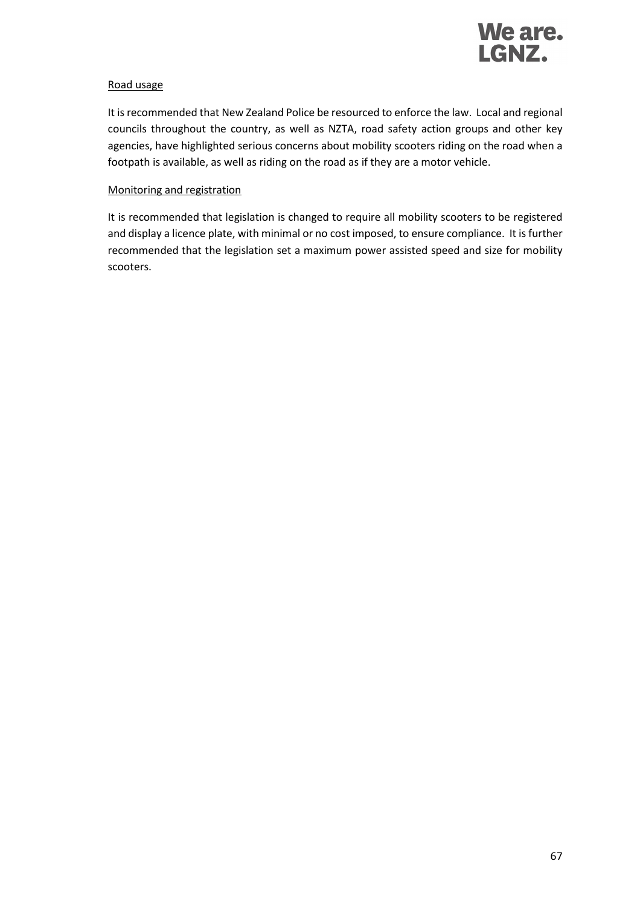<u>Road usage</u>

It is recommended that New Zealand Police be resourced to enforce the law. Local and regional councils throughout the country, as well as NZTA, road safety action groups and other key agencies, have highlighted serious concerns about mobility scooters riding on the road when a footpath is available, as well as riding on the road as if they are a motor vehicle.

<u>Monitoring and registration</u>

It is recommended that legislation is changed to require all mobility scooters to be registered and display a licence plate, with minimal or no cost imposed, to ensure compliance. It is further recommended that the legislation set a maximum power assisted speed and size for mobility scooters.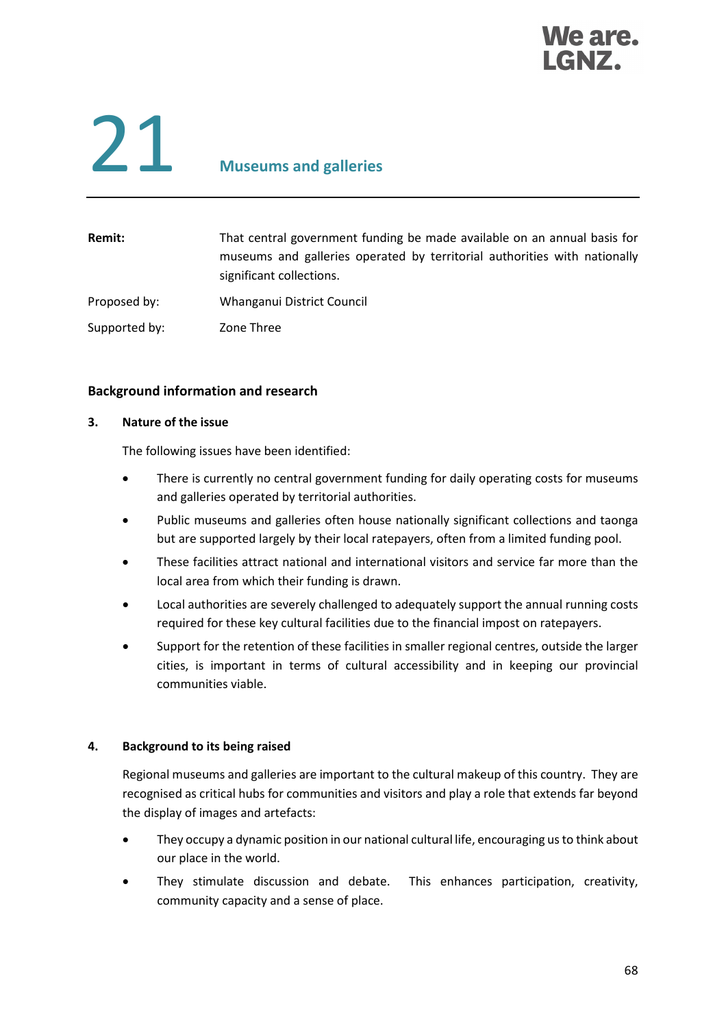# 21 Museums and galleries

| | |
|---|---|
| **Remit:** | That central government funding be made available on an annual basis for museums and galleries operated by territorial authorities with nationally significant collections. |
| Proposed by: | Whanganui District Council |
| Supported by: | Zone Three |

## Background information and research

### 3. Nature of the issue

The following issues have been identified:

- There is currently no central government funding for daily operating costs for museums and galleries operated by territorial authorities.
- Public museums and galleries often house nationally significant collections and taonga but are supported largely by their local ratepayers, often from a limited funding pool.
- These facilities attract national and international visitors and service far more than the local area from which their funding is drawn.
- Local authorities are severely challenged to adequately support the annual running costs required for these key cultural facilities due to the financial impost on ratepayers.
- Support for the retention of these facilities in smaller regional centres, outside the larger cities, is important in terms of cultural accessibility and in keeping our provincial communities viable.

### 4. Background to its being raised

Regional museums and galleries are important to the cultural makeup of this country. They are recognised as critical hubs for communities and visitors and play a role that extends far beyond the display of images and artefacts:

- They occupy a dynamic position in our national cultural life, encouraging us to think about our place in the world.
- They stimulate discussion and debate. This enhances participation, creativity, community capacity and a sense of place.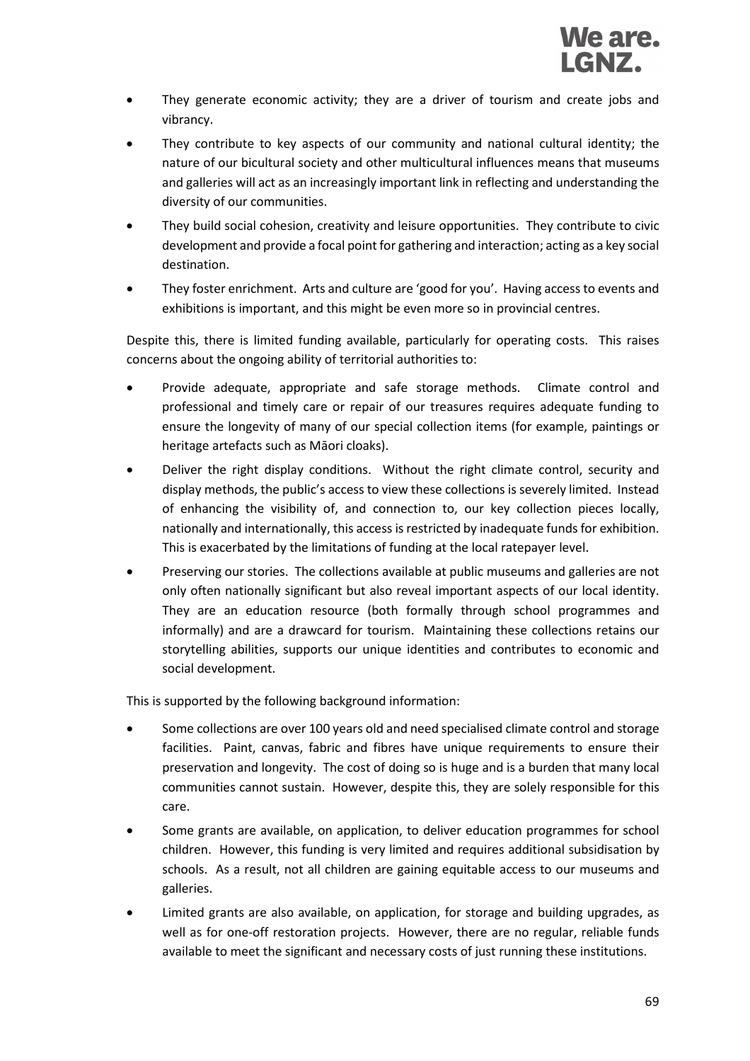- They generate economic activity; they are a driver of tourism and create jobs and vibrancy.
- They contribute to key aspects of our community and national cultural identity; the nature of our bicultural society and other multicultural influences means that museums and galleries will act as an increasingly important link in reflecting and understanding the diversity of our communities.
- They build social cohesion, creativity and leisure opportunities. They contribute to civic development and provide a focal point for gathering and interaction; acting as a key social destination.
- They foster enrichment. Arts and culture are 'good for you'. Having access to events and exhibitions is important, and this might be even more so in provincial centres.

Despite this, there is limited funding available, particularly for operating costs. This raises concerns about the ongoing ability of territorial authorities to:

- Provide adequate, appropriate and safe storage methods. Climate control and professional and timely care or repair of our treasures requires adequate funding to ensure the longevity of many of our special collection items (for example, paintings or heritage artefacts such as Māori cloaks).
- Deliver the right display conditions. Without the right climate control, security and display methods, the public's access to view these collections is severely limited. Instead of enhancing the visibility of, and connection to, our key collection pieces locally, nationally and internationally, this access is restricted by inadequate funds for exhibition. This is exacerbated by the limitations of funding at the local ratepayer level.
- Preserving our stories. The collections available at public museums and galleries are not only often nationally significant but also reveal important aspects of our local identity. They are an education resource (both formally through school programmes and informally) and are a drawcard for tourism. Maintaining these collections retains our storytelling abilities, supports our unique identities and contributes to economic and social development.

This is supported by the following background information:

- Some collections are over 100 years old and need specialised climate control and storage facilities. Paint, canvas, fabric and fibres have unique requirements to ensure their preservation and longevity. The cost of doing so is huge and is a burden that many local communities cannot sustain. However, despite this, they are solely responsible for this care.
- Some grants are available, on application, to deliver education programmes for school children. However, this funding is very limited and requires additional subsidisation by schools. As a result, not all children are gaining equitable access to our museums and galleries.
- Limited grants are also available, on application, for storage and building upgrades, as well as for one-off restoration projects. However, there are no regular, reliable funds available to meet the significant and necessary costs of just running these institutions.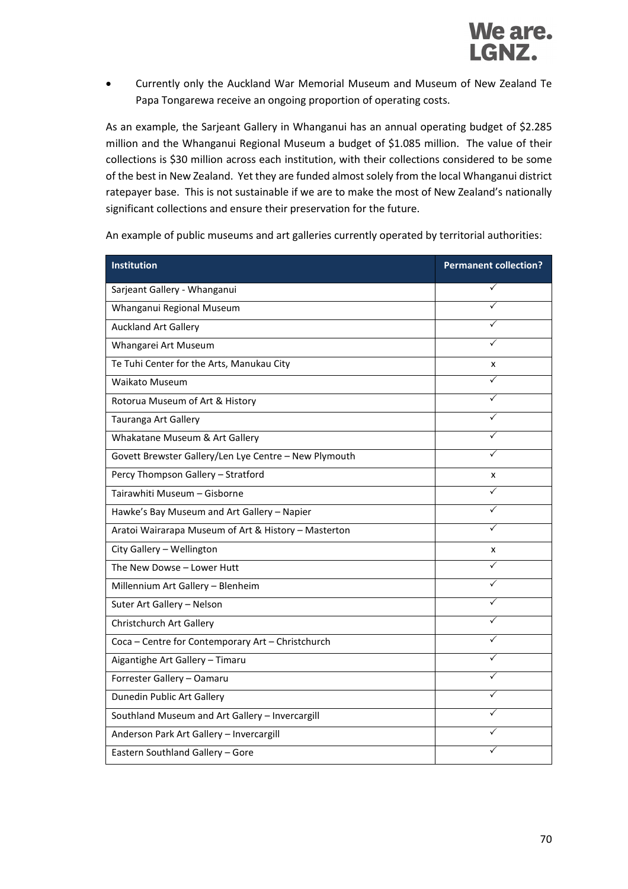- Currently only the Auckland War Memorial Museum and Museum of New Zealand Te Papa Tongarewa receive an ongoing proportion of operating costs.

As an example, the Sarjeant Gallery in Whanganui has an annual operating budget of $2.285 million and the Whanganui Regional Museum a budget of $1.085 million. The value of their collections is $30 million across each institution, with their collections considered to be some of the best in New Zealand. Yet they are funded almost solely from the local Whanganui district ratepayer base. This is not sustainable if we are to make the most of New Zealand's nationally significant collections and ensure their preservation for the future.

An example of public museums and art galleries currently operated by territorial authorities:

| Institution | Permanent collection? |
|---|---|
| Sarjeant Gallery - Whanganui | ✓ |
| Whanganui Regional Museum | ✓ |
| Auckland Art Gallery | ✓ |
| Whangarei Art Museum | ✓ |
| Te Tuhi Center for the Arts, Manukau City | x |
| Waikato Museum | ✓ |
| Rotorua Museum of Art & History | ✓ |
| Tauranga Art Gallery | ✓ |
| Whakatane Museum & Art Gallery | ✓ |
| Govett Brewster Gallery/Len Lye Centre – New Plymouth | ✓ |
| Percy Thompson Gallery – Stratford | x |
| Tairawhiti Museum – Gisborne | ✓ |
| Hawke's Bay Museum and Art Gallery – Napier | ✓ |
| Aratoi Wairarapa Museum of Art & History – Masterton | ✓ |
| City Gallery – Wellington | x |
| The New Dowse – Lower Hutt | ✓ |
| Millennium Art Gallery – Blenheim | ✓ |
| Suter Art Gallery – Nelson | ✓ |
| Christchurch Art Gallery | ✓ |
| Coca – Centre for Contemporary Art – Christchurch | ✓ |
| Aigantighe Art Gallery – Timaru | ✓ |
| Forrester Gallery – Oamaru | ✓ |
| Dunedin Public Art Gallery | ✓ |
| Southland Museum and Art Gallery – Invercargill | ✓ |
| Anderson Park Art Gallery – Invercargill | ✓ |
| Eastern Southland Gallery – Gore | ✓ |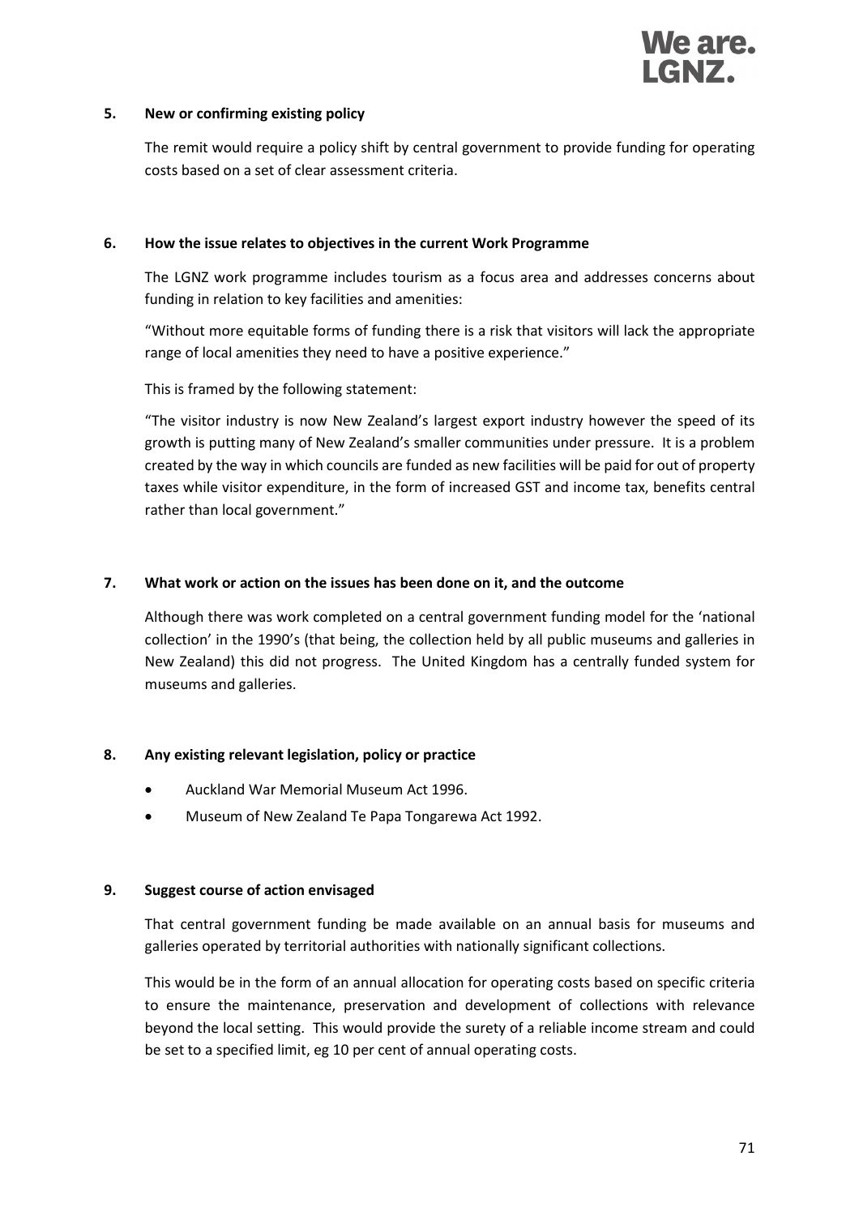### 5. New or confirming existing policy

The remit would require a policy shift by central government to provide funding for operating costs based on a set of clear assessment criteria.

### 6. How the issue relates to objectives in the current Work Programme

The LGNZ work programme includes tourism as a focus area and addresses concerns about funding in relation to key facilities and amenities:

"Without more equitable forms of funding there is a risk that visitors will lack the appropriate range of local amenities they need to have a positive experience."

This is framed by the following statement:

"The visitor industry is now New Zealand's largest export industry however the speed of its growth is putting many of New Zealand's smaller communities under pressure. It is a problem created by the way in which councils are funded as new facilities will be paid for out of property taxes while visitor expenditure, in the form of increased GST and income tax, benefits central rather than local government."

### 7. What work or action on the issues has been done on it, and the outcome

Although there was work completed on a central government funding model for the 'national collection' in the 1990's (that being, the collection held by all public museums and galleries in New Zealand) this did not progress. The United Kingdom has a centrally funded system for museums and galleries.

### 8. Any existing relevant legislation, policy or practice

- Auckland War Memorial Museum Act 1996.
- Museum of New Zealand Te Papa Tongarewa Act 1992.

### 9. Suggest course of action envisaged

That central government funding be made available on an annual basis for museums and galleries operated by territorial authorities with nationally significant collections.

This would be in the form of an annual allocation for operating costs based on specific criteria to ensure the maintenance, preservation and development of collections with relevance beyond the local setting. This would provide the surety of a reliable income stream and could be set to a specified limit, eg 10 per cent of annual operating costs.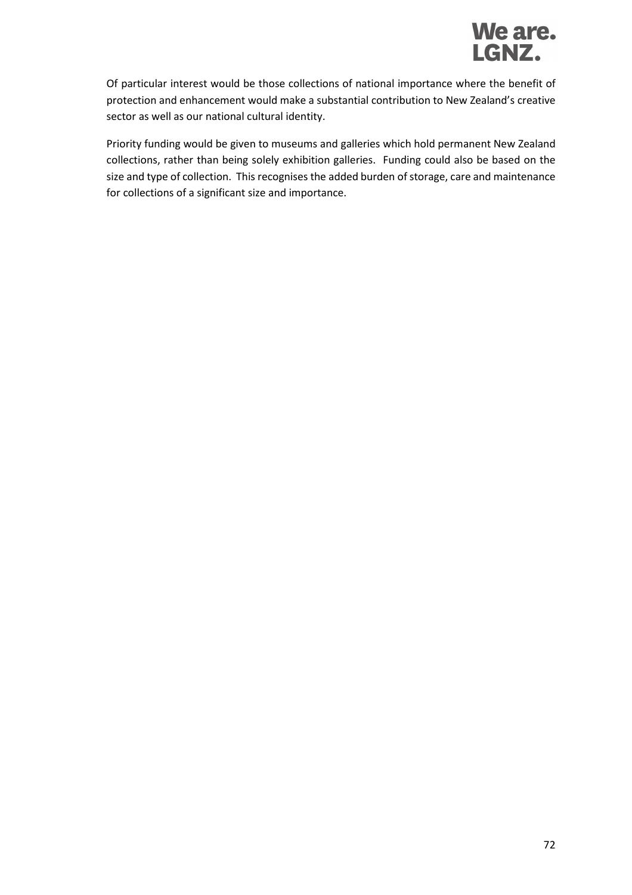Of particular interest would be those collections of national importance where the benefit of protection and enhancement would make a substantial contribution to New Zealand's creative sector as well as our national cultural identity.

Priority funding would be given to museums and galleries which hold permanent New Zealand collections, rather than being solely exhibition galleries. Funding could also be based on the size and type of collection. This recognises the added burden of storage, care and maintenance for collections of a significant size and importance.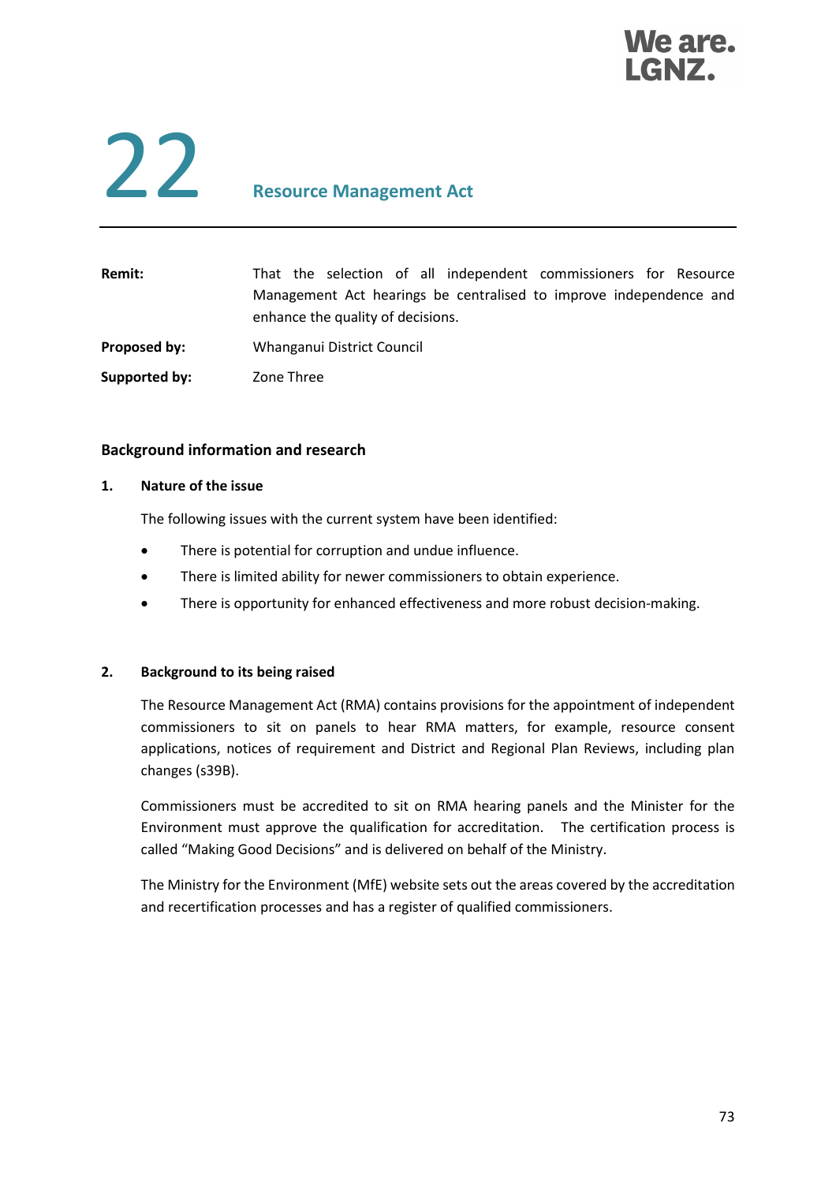# 22 Resource Management Act

| | |
|---|---|
| **Remit:** | That the selection of all independent commissioners for Resource Management Act hearings be centralised to improve independence and enhance the quality of decisions. |
| **Proposed by:** | Whanganui District Council |
| **Supported by:** | Zone Three |

## Background information and research

### 1. Nature of the issue

The following issues with the current system have been identified:

- There is potential for corruption and undue influence.
- There is limited ability for newer commissioners to obtain experience.
- There is opportunity for enhanced effectiveness and more robust decision-making.

### 2. Background to its being raised

The Resource Management Act (RMA) contains provisions for the appointment of independent commissioners to sit on panels to hear RMA matters, for example, resource consent applications, notices of requirement and District and Regional Plan Reviews, including plan changes (s39B).

Commissioners must be accredited to sit on RMA hearing panels and the Minister for the Environment must approve the qualification for accreditation. The certification process is called "Making Good Decisions" and is delivered on behalf of the Ministry.

The Ministry for the Environment (MfE) website sets out the areas covered by the accreditation and recertification processes and has a register of qualified commissioners.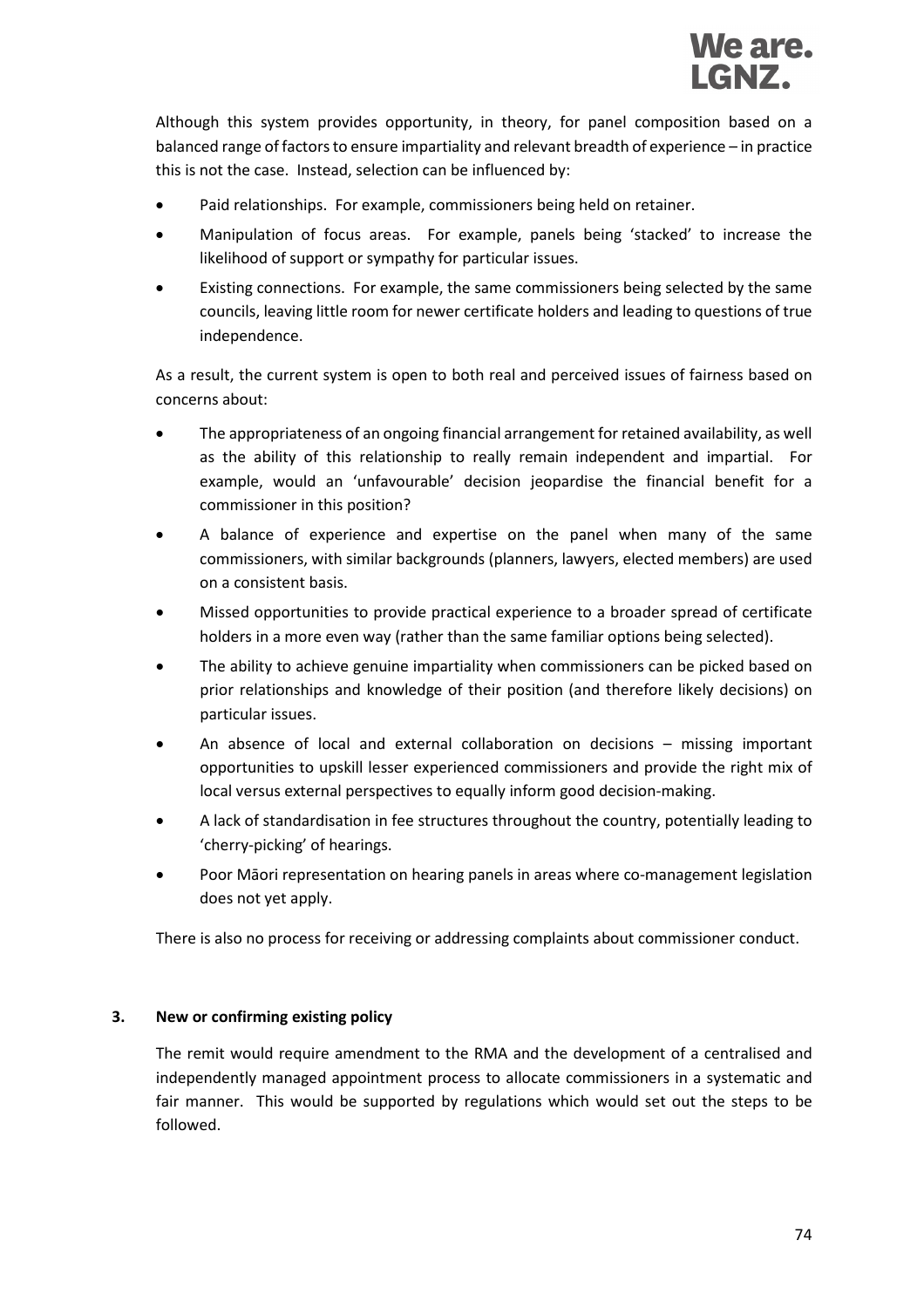Although this system provides opportunity, in theory, for panel composition based on a balanced range of factors to ensure impartiality and relevant breadth of experience – in practice this is not the case. Instead, selection can be influenced by:

- Paid relationships. For example, commissioners being held on retainer.
- Manipulation of focus areas. For example, panels being 'stacked' to increase the likelihood of support or sympathy for particular issues.
- Existing connections. For example, the same commissioners being selected by the same councils, leaving little room for newer certificate holders and leading to questions of true independence.

As a result, the current system is open to both real and perceived issues of fairness based on concerns about:

- The appropriateness of an ongoing financial arrangement for retained availability, as well as the ability of this relationship to really remain independent and impartial. For example, would an 'unfavourable' decision jeopardise the financial benefit for a commissioner in this position?
- A balance of experience and expertise on the panel when many of the same commissioners, with similar backgrounds (planners, lawyers, elected members) are used on a consistent basis.
- Missed opportunities to provide practical experience to a broader spread of certificate holders in a more even way (rather than the same familiar options being selected).
- The ability to achieve genuine impartiality when commissioners can be picked based on prior relationships and knowledge of their position (and therefore likely decisions) on particular issues.
- An absence of local and external collaboration on decisions – missing important opportunities to upskill lesser experienced commissioners and provide the right mix of local versus external perspectives to equally inform good decision-making.
- A lack of standardisation in fee structures throughout the country, potentially leading to 'cherry-picking' of hearings.
- Poor Māori representation on hearing panels in areas where co-management legislation does not yet apply.

There is also no process for receiving or addressing complaints about commissioner conduct.

## 3. New or confirming existing policy

The remit would require amendment to the RMA and the development of a centralised and independently managed appointment process to allocate commissioners in a systematic and fair manner. This would be supported by regulations which would set out the steps to be followed.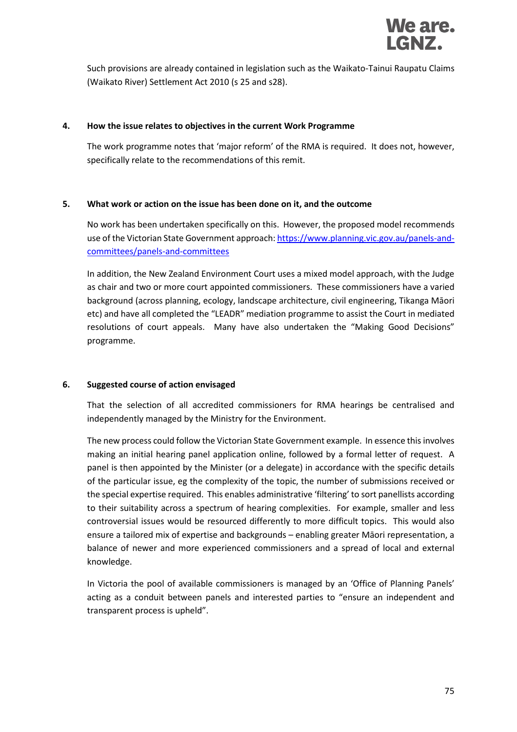Such provisions are already contained in legislation such as the Waikato-Tainui Raupatu Claims (Waikato River) Settlement Act 2010 (s 25 and s28).

**4. How the issue relates to objectives in the current Work Programme**

The work programme notes that 'major reform' of the RMA is required. It does not, however, specifically relate to the recommendations of this remit.

**5. What work or action on the issue has been done on it, and the outcome**

No work has been undertaken specifically on this. However, the proposed model recommends use of the Victorian State Government approach: [https://www.planning.vic.gov.au/panels-and-committees/panels-and-committees](https://www.planning.vic.gov.au/panels-and-committees/panels-and-committees)

In addition, the New Zealand Environment Court uses a mixed model approach, with the Judge as chair and two or more court appointed commissioners. These commissioners have a varied background (across planning, ecology, landscape architecture, civil engineering, Tikanga Māori etc) and have all completed the "LEADR" mediation programme to assist the Court in mediated resolutions of court appeals. Many have also undertaken the "Making Good Decisions" programme.

**6. Suggested course of action envisaged**

That the selection of all accredited commissioners for RMA hearings be centralised and independently managed by the Ministry for the Environment.

The new process could follow the Victorian State Government example. In essence this involves making an initial hearing panel application online, followed by a formal letter of request. A panel is then appointed by the Minister (or a delegate) in accordance with the specific details of the particular issue, eg the complexity of the topic, the number of submissions received or the special expertise required. This enables administrative 'filtering' to sort panellists according to their suitability across a spectrum of hearing complexities. For example, smaller and less controversial issues would be resourced differently to more difficult topics. This would also ensure a tailored mix of expertise and backgrounds – enabling greater Māori representation, a balance of newer and more experienced commissioners and a spread of local and external knowledge.

In Victoria the pool of available commissioners is managed by an 'Office of Planning Panels' acting as a conduit between panels and interested parties to "ensure an independent and transparent process is upheld".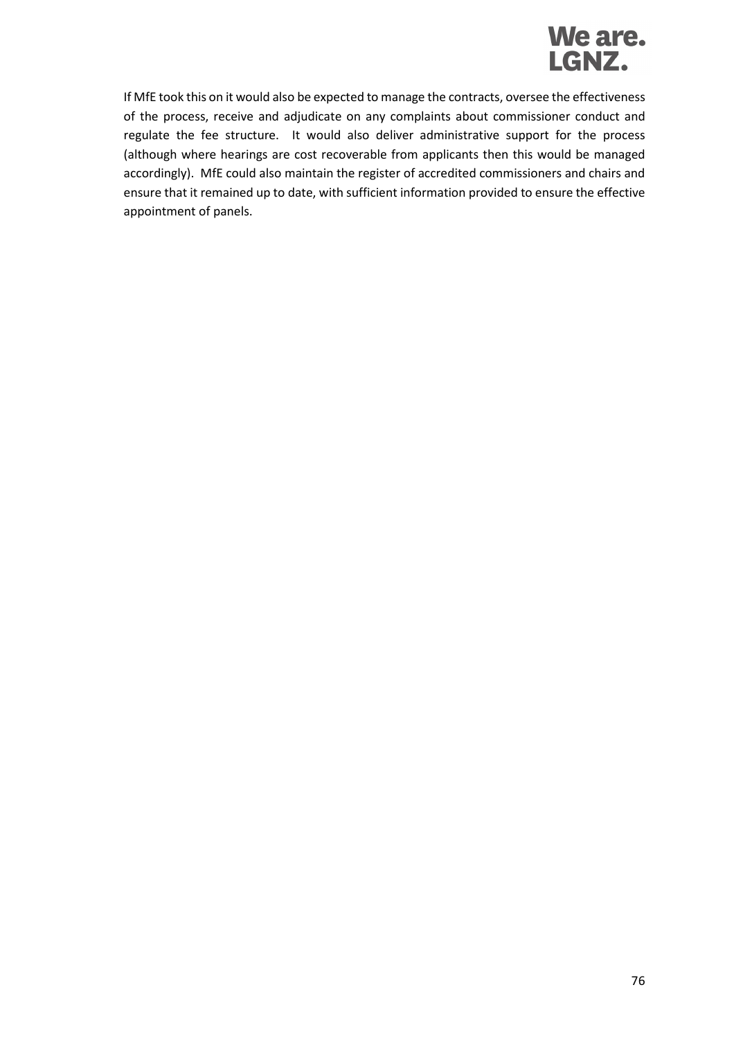If MfE took this on it would also be expected to manage the contracts, oversee the effectiveness of the process, receive and adjudicate on any complaints about commissioner conduct and regulate the fee structure. It would also deliver administrative support for the process (although where hearings are cost recoverable from applicants then this would be managed accordingly). MfE could also maintain the register of accredited commissioners and chairs and ensure that it remained up to date, with sufficient information provided to ensure the effective appointment of panels.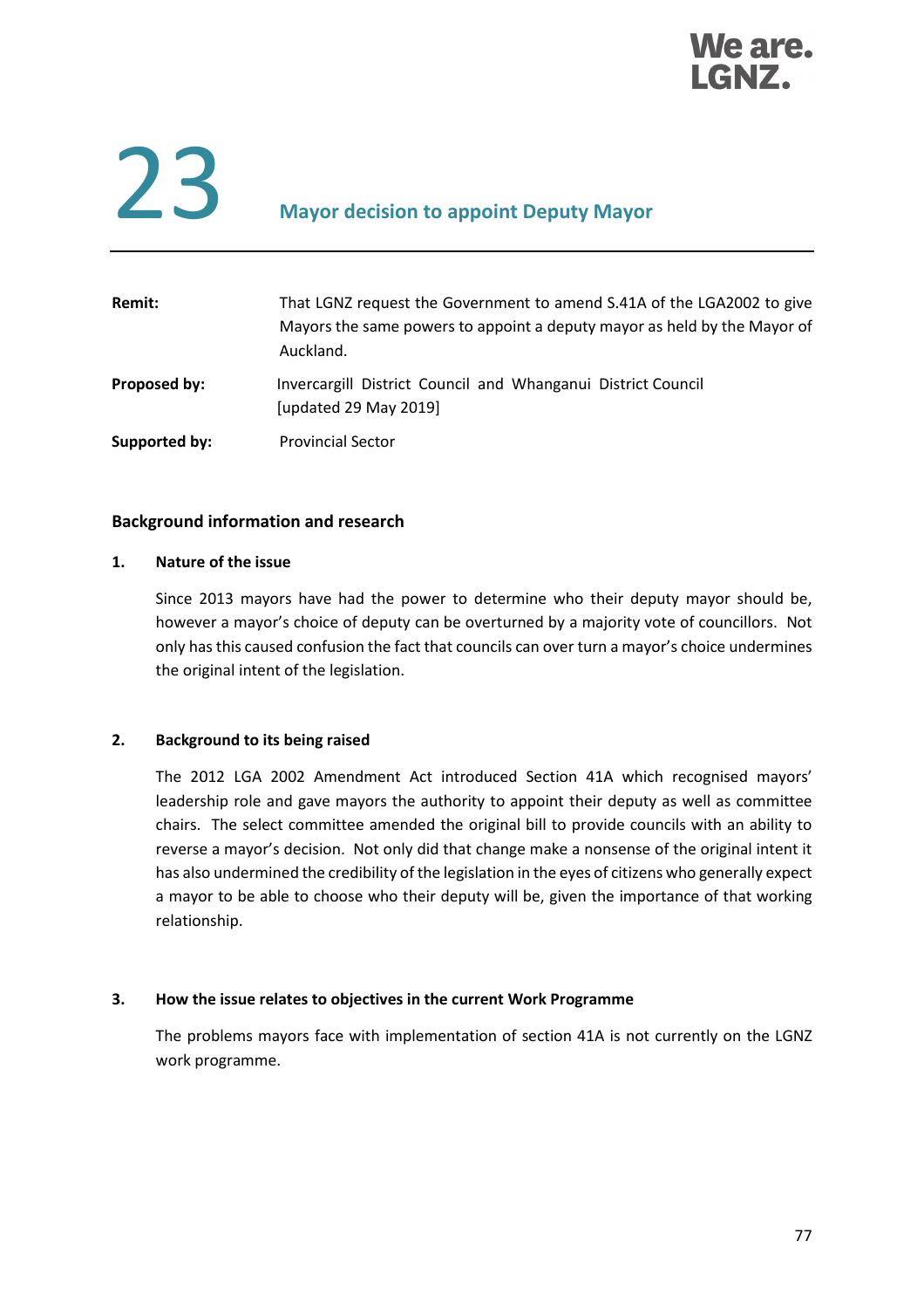# 23 Mayor decision to appoint Deputy Mayor

| | |
|---|---|
| **Remit:** | That LGNZ request the Government to amend S.41A of the LGA2002 to give Mayors the same powers to appoint a deputy mayor as held by the Mayor of Auckland. |
| **Proposed by:** | Invercargill District Council and Whanganui District Council [updated 29 May 2019] |
| **Supported by:** | Provincial Sector |

## Background information and research

### 1. Nature of the issue

Since 2013 mayors have had the power to determine who their deputy mayor should be, however a mayor's choice of deputy can be overturned by a majority vote of councillors. Not only has this caused confusion the fact that councils can over turn a mayor's choice undermines the original intent of the legislation.

### 2. Background to its being raised

The 2012 LGA 2002 Amendment Act introduced Section 41A which recognised mayors' leadership role and gave mayors the authority to appoint their deputy as well as committee chairs. The select committee amended the original bill to provide councils with an ability to reverse a mayor's decision. Not only did that change make a nonsense of the original intent it has also undermined the credibility of the legislation in the eyes of citizens who generally expect a mayor to be able to choose who their deputy will be, given the importance of that working relationship.

### 3. How the issue relates to objectives in the current Work Programme

The problems mayors face with implementation of section 41A is not currently on the LGNZ work programme.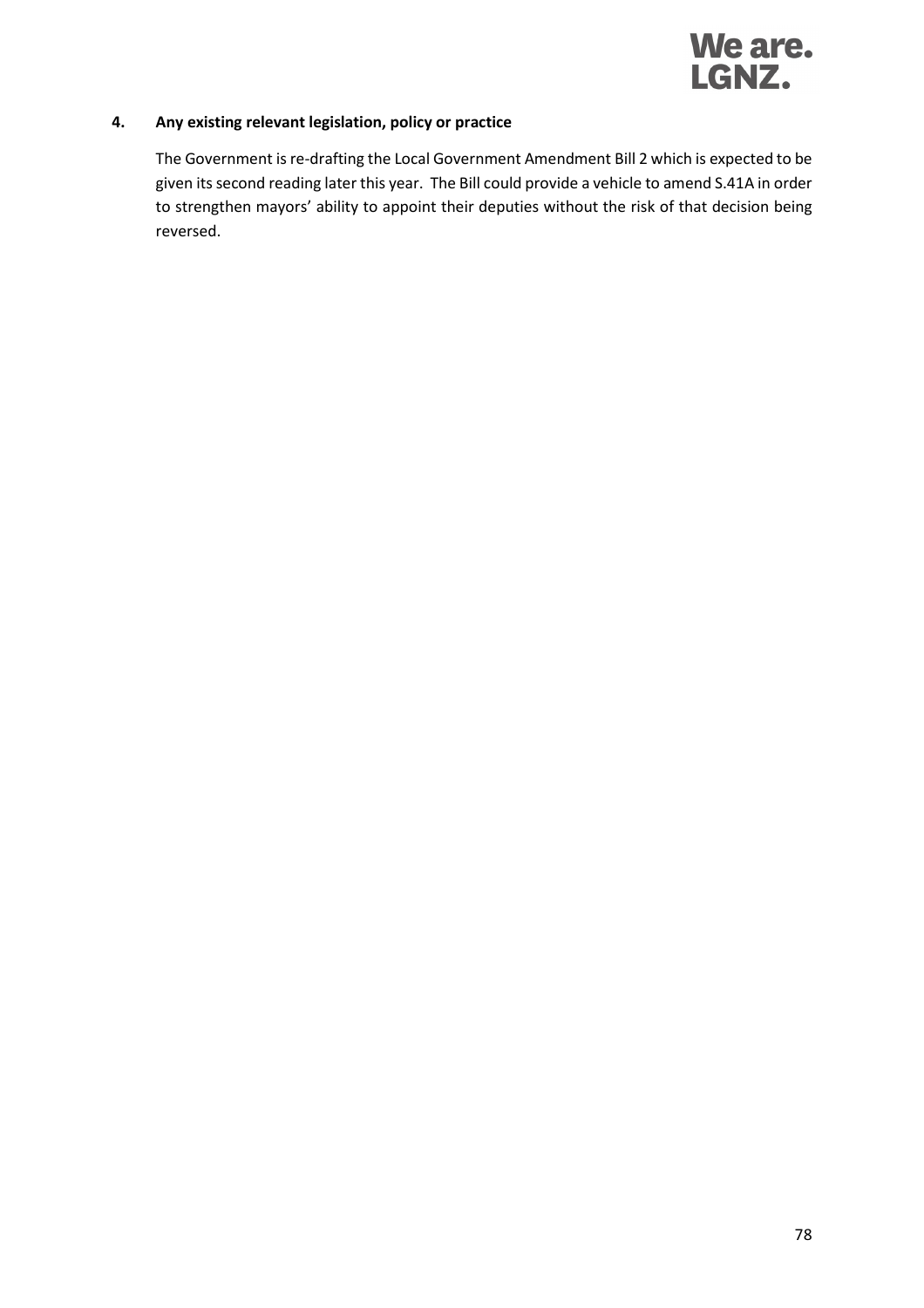**4. Any existing relevant legislation, policy or practice**

The Government is re-drafting the Local Government Amendment Bill 2 which is expected to be given its second reading later this year. The Bill could provide a vehicle to amend S.41A in order to strengthen mayors' ability to appoint their deputies without the risk of that decision being reversed.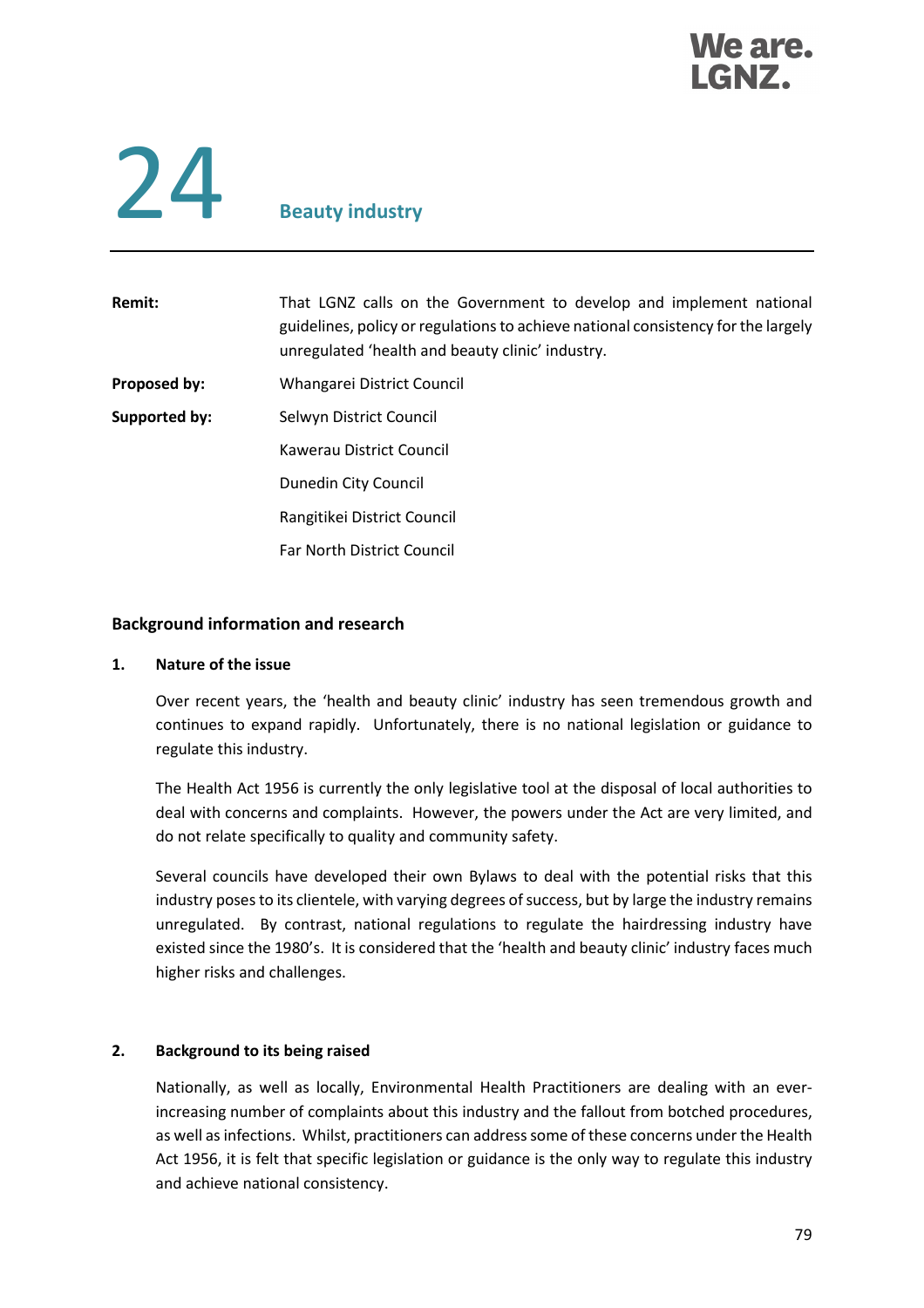# 24 Beauty industry

| | |
|---|---|
| **Remit:** | That LGNZ calls on the Government to develop and implement national guidelines, policy or regulations to achieve national consistency for the largely unregulated 'health and beauty clinic' industry. |
| **Proposed by:** | Whangarei District Council |
| **Supported by:** | Selwyn District Council |
| | Kawerau District Council |
| | Dunedin City Council |
| | Rangitikei District Council |
| | Far North District Council |

## Background information and research

### 1. Nature of the issue

Over recent years, the 'health and beauty clinic' industry has seen tremendous growth and continues to expand rapidly. Unfortunately, there is no national legislation or guidance to regulate this industry.

The Health Act 1956 is currently the only legislative tool at the disposal of local authorities to deal with concerns and complaints. However, the powers under the Act are very limited, and do not relate specifically to quality and community safety.

Several councils have developed their own Bylaws to deal with the potential risks that this industry poses to its clientele, with varying degrees of success, but by large the industry remains unregulated. By contrast, national regulations to regulate the hairdressing industry have existed since the 1980's. It is considered that the 'health and beauty clinic' industry faces much higher risks and challenges.

### 2. Background to its being raised

Nationally, as well as locally, Environmental Health Practitioners are dealing with an ever-increasing number of complaints about this industry and the fallout from botched procedures, as well as infections. Whilst, practitioners can address some of these concerns under the Health Act 1956, it is felt that specific legislation or guidance is the only way to regulate this industry and achieve national consistency.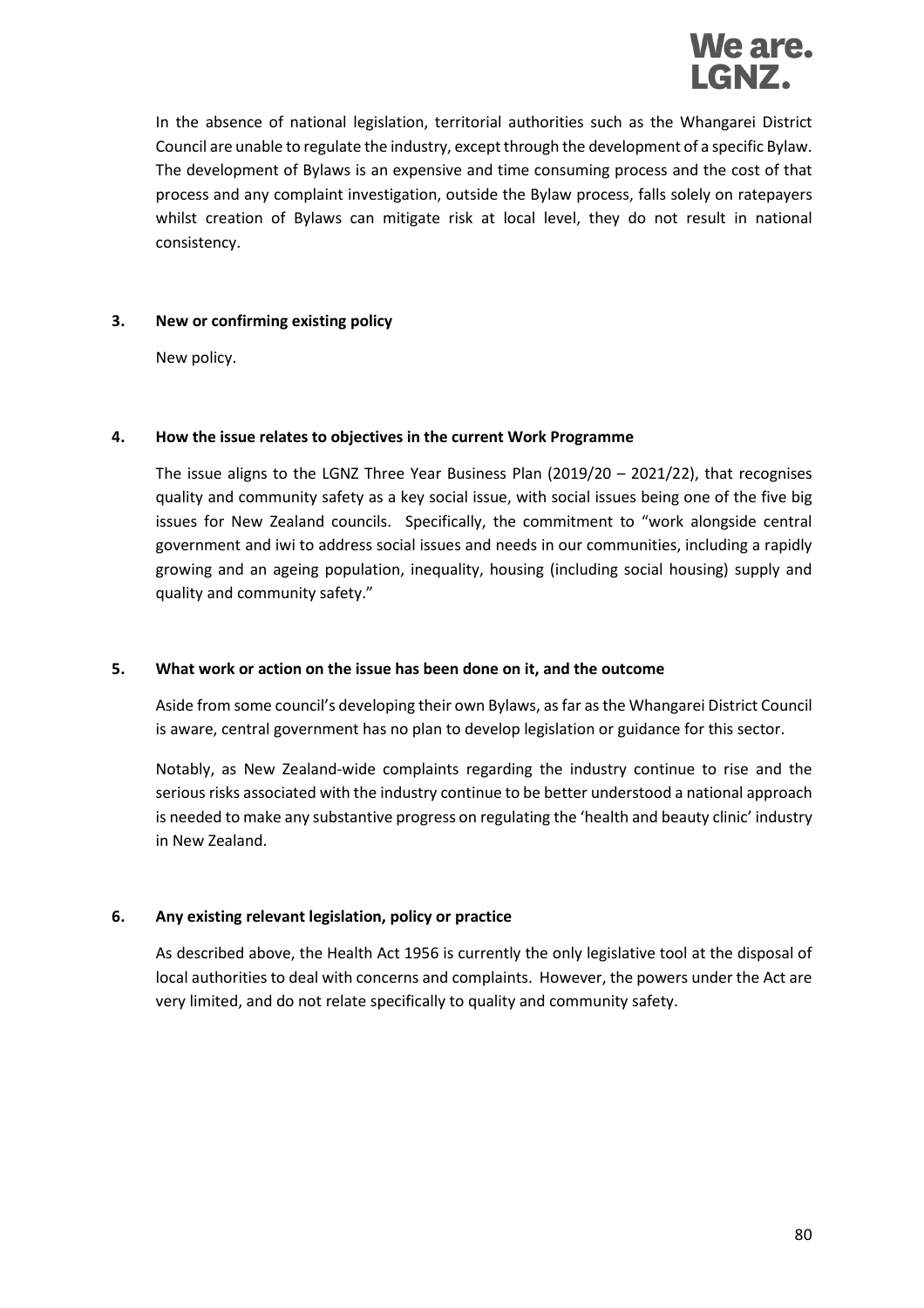In the absence of national legislation, territorial authorities such as the Whangarei District Council are unable to regulate the industry, except through the development of a specific Bylaw. The development of Bylaws is an expensive and time consuming process and the cost of that process and any complaint investigation, outside the Bylaw process, falls solely on ratepayers whilst creation of Bylaws can mitigate risk at local level, they do not result in national consistency.

**3. New or confirming existing policy**

New policy.

**4. How the issue relates to objectives in the current Work Programme**

The issue aligns to the LGNZ Three Year Business Plan (2019/20 – 2021/22), that recognises quality and community safety as a key social issue, with social issues being one of the five big issues for New Zealand councils. Specifically, the commitment to "work alongside central government and iwi to address social issues and needs in our communities, including a rapidly growing and an ageing population, inequality, housing (including social housing) supply and quality and community safety."

**5. What work or action on the issue has been done on it, and the outcome**

Aside from some council's developing their own Bylaws, as far as the Whangarei District Council is aware, central government has no plan to develop legislation or guidance for this sector.

Notably, as New Zealand-wide complaints regarding the industry continue to rise and the serious risks associated with the industry continue to be better understood a national approach is needed to make any substantive progress on regulating the 'health and beauty clinic' industry in New Zealand.

**6. Any existing relevant legislation, policy or practice**

As described above, the Health Act 1956 is currently the only legislative tool at the disposal of local authorities to deal with concerns and complaints. However, the powers under the Act are very limited, and do not relate specifically to quality and community safety.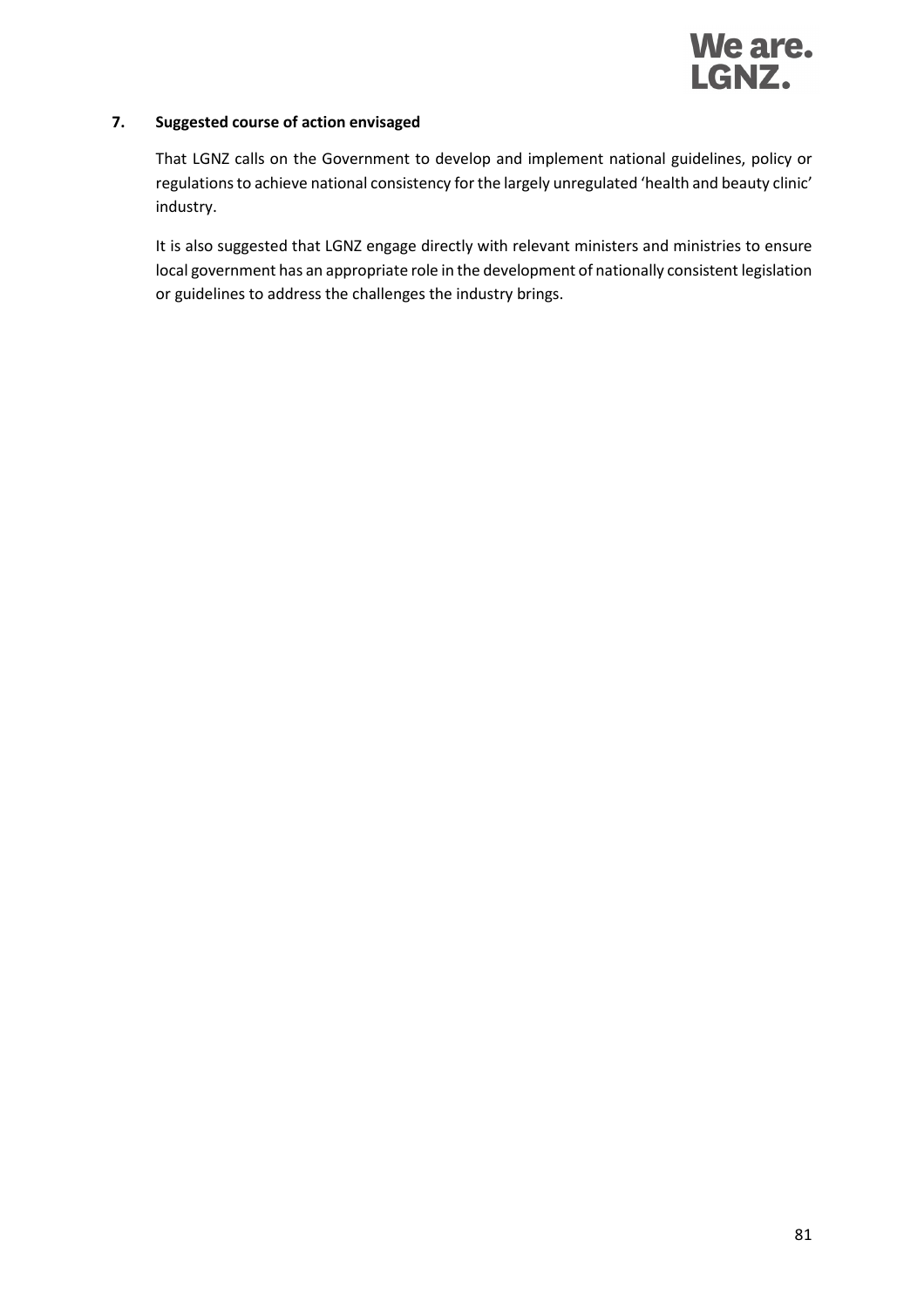## 7. Suggested course of action envisaged

That LGNZ calls on the Government to develop and implement national guidelines, policy or regulations to achieve national consistency for the largely unregulated 'health and beauty clinic' industry.

It is also suggested that LGNZ engage directly with relevant ministers and ministries to ensure local government has an appropriate role in the development of nationally consistent legislation or guidelines to address the challenges the industry brings.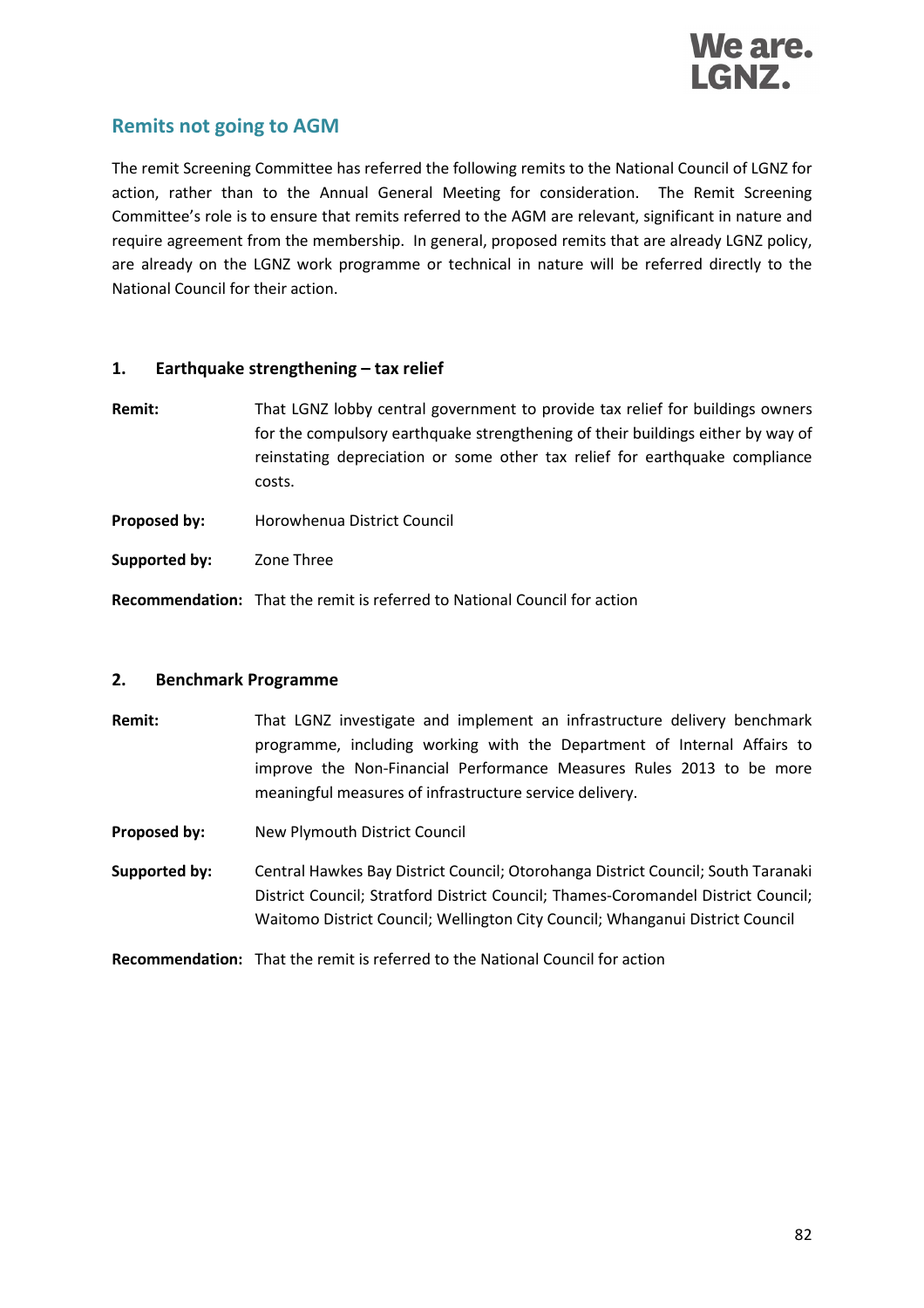## Remits not going to AGM

The remit Screening Committee has referred the following remits to the National Council of LGNZ for action, rather than to the Annual General Meeting for consideration. The Remit Screening Committee's role is to ensure that remits referred to the AGM are relevant, significant in nature and require agreement from the membership. In general, proposed remits that are already LGNZ policy, are already on the LGNZ work programme or technical in nature will be referred directly to the National Council for their action.

### 1. Earthquake strengthening – tax relief

**Remit:** That LGNZ lobby central government to provide tax relief for buildings owners for the compulsory earthquake strengthening of their buildings either by way of reinstating depreciation or some other tax relief for earthquake compliance costs.

**Proposed by:** Horowhenua District Council

**Supported by:** Zone Three

**Recommendation:** That the remit is referred to National Council for action

### 2. Benchmark Programme

**Remit:** That LGNZ investigate and implement an infrastructure delivery benchmark programme, including working with the Department of Internal Affairs to improve the Non-Financial Performance Measures Rules 2013 to be more meaningful measures of infrastructure service delivery.

**Proposed by:** New Plymouth District Council

**Supported by:** Central Hawkes Bay District Council; Otorohanga District Council; South Taranaki District Council; Stratford District Council; Thames-Coromandel District Council; Waitomo District Council; Wellington City Council; Whanganui District Council

**Recommendation:** That the remit is referred to the National Council for action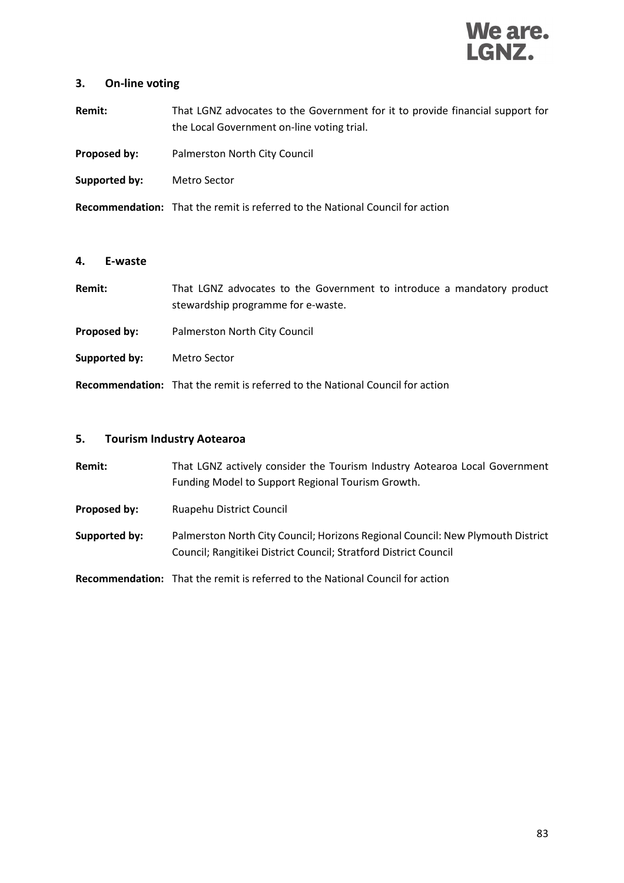## 3. On-line voting

**Remit:** That LGNZ advocates to the Government for it to provide financial support for the Local Government on-line voting trial.

**Proposed by:** Palmerston North City Council

**Supported by:** Metro Sector

**Recommendation:** That the remit is referred to the National Council for action

## 4. E-waste

**Remit:** That LGNZ advocates to the Government to introduce a mandatory product stewardship programme for e-waste.

**Proposed by:** Palmerston North City Council

**Supported by:** Metro Sector

**Recommendation:** That the remit is referred to the National Council for action

## 5. Tourism Industry Aotearoa

**Remit:** That LGNZ actively consider the Tourism Industry Aotearoa Local Government Funding Model to Support Regional Tourism Growth.

**Proposed by:** Ruapehu District Council

**Supported by:** Palmerston North City Council; Horizons Regional Council: New Plymouth District Council; Rangitikei District Council; Stratford District Council

**Recommendation:** That the remit is referred to the National Council for action